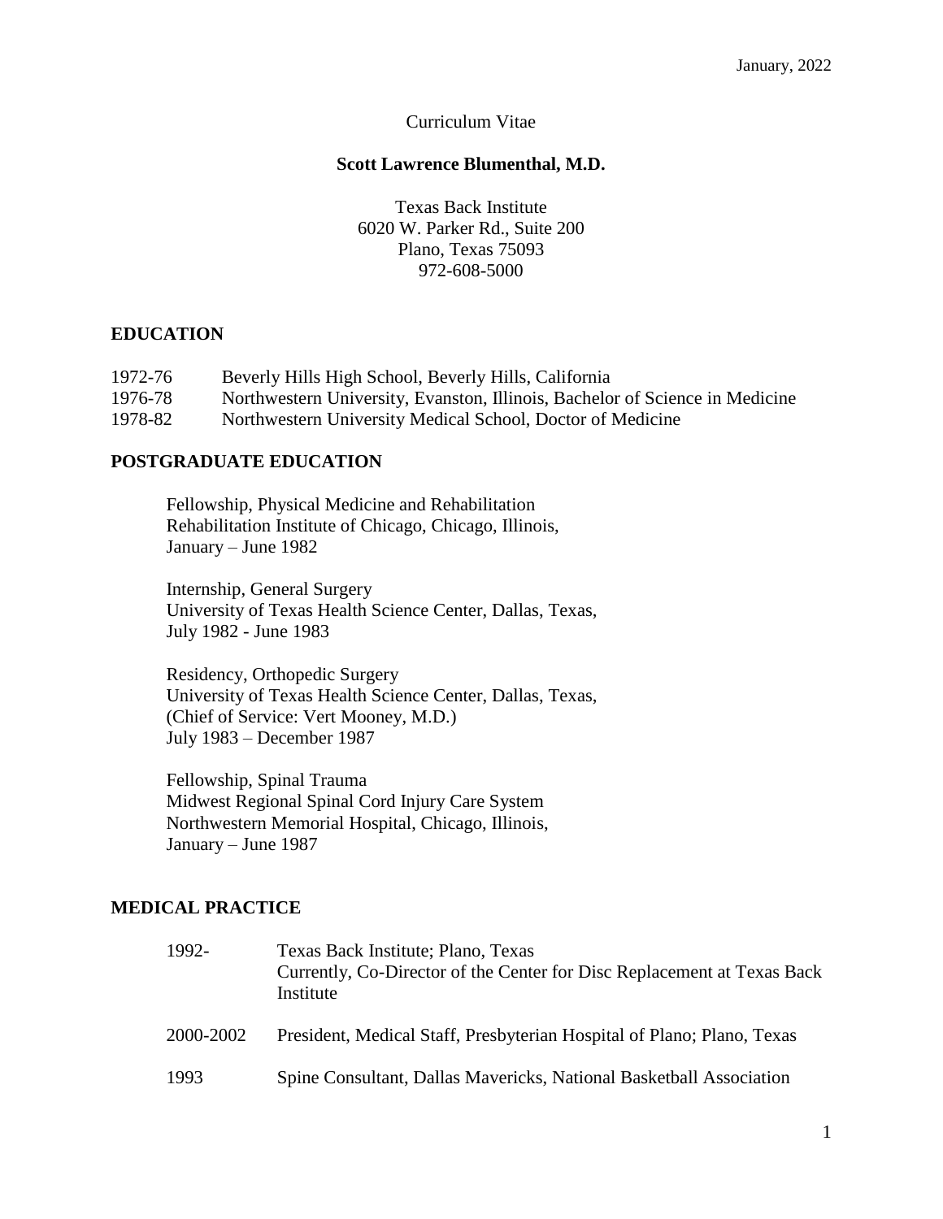January, 2022

Curriculum Vitae

**Scott Lawrence Blumenthal, M.D.**

Texas Back Institute
6020 W. Parker Rd., Suite 200
Plano, Texas 75093
972-608-5000

## EDUCATION

| | |
|---|---|
| 1972-76 | Beverly Hills High School, Beverly Hills, California |
| 1976-78 | Northwestern University, Evanston, Illinois, Bachelor of Science in Medicine |
| 1978-82 | Northwestern University Medical School, Doctor of Medicine |

## POSTGRADUATE EDUCATION

Fellowship, Physical Medicine and Rehabilitation
Rehabilitation Institute of Chicago, Chicago, Illinois,
January – June 1982

Internship, General Surgery
University of Texas Health Science Center, Dallas, Texas,
July 1982 - June 1983

Residency, Orthopedic Surgery
University of Texas Health Science Center, Dallas, Texas,
(Chief of Service: Vert Mooney, M.D.)
July 1983 – December 1987

Fellowship, Spinal Trauma
Midwest Regional Spinal Cord Injury Care System
Northwestern Memorial Hospital, Chicago, Illinois,
January – June 1987

## MEDICAL PRACTICE

| | |
|---|---|
| 1992- | Texas Back Institute; Plano, Texas<br>Currently, Co-Director of the Center for Disc Replacement at Texas Back Institute |
| 2000-2002 | President, Medical Staff, Presbyterian Hospital of Plano; Plano, Texas |
| 1993 | Spine Consultant, Dallas Mavericks, National Basketball Association |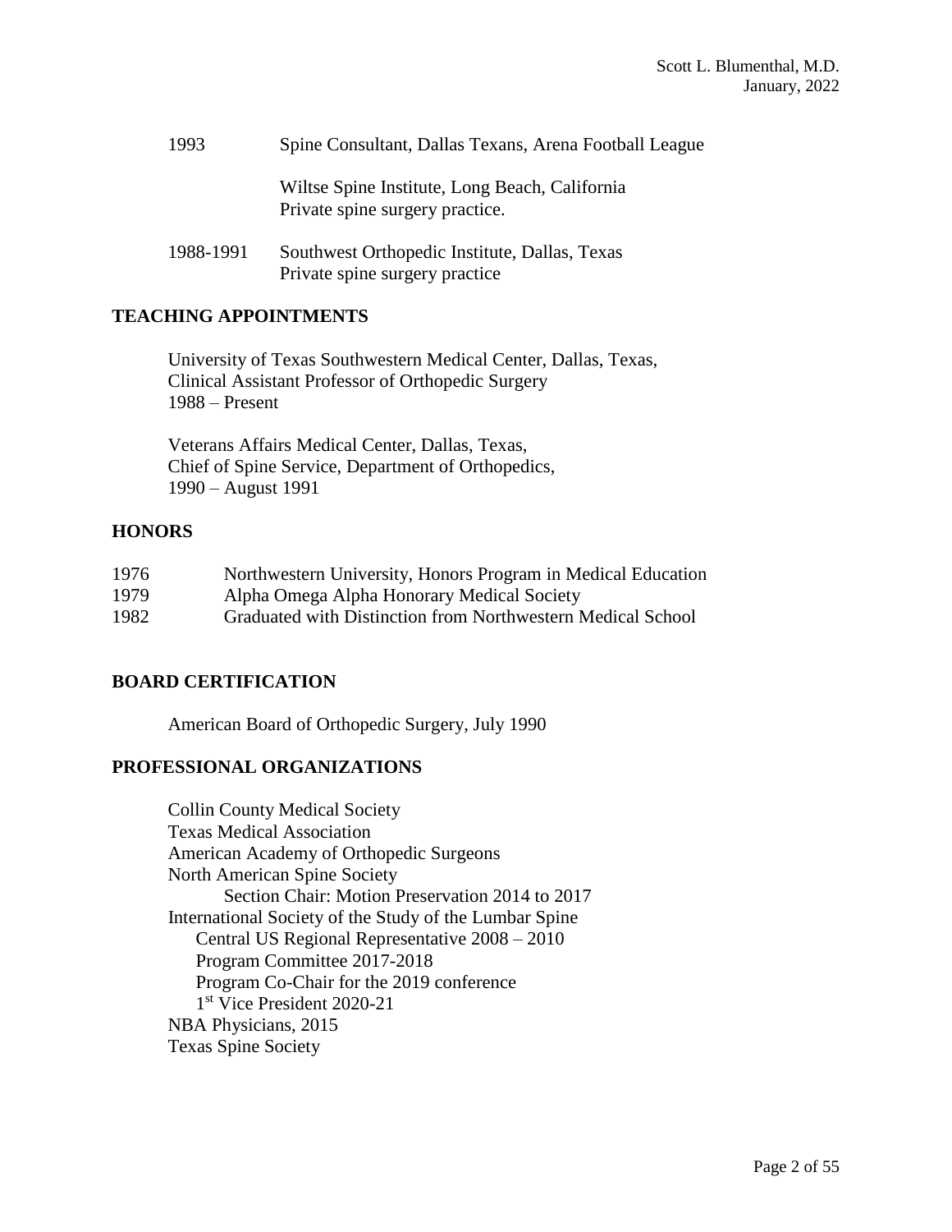1993 Spine Consultant, Dallas Texans, Arena Football League

Wiltse Spine Institute, Long Beach, California
Private spine surgery practice.

1988-1991 Southwest Orthopedic Institute, Dallas, Texas
Private spine surgery practice

## TEACHING APPOINTMENTS

University of Texas Southwestern Medical Center, Dallas, Texas,
Clinical Assistant Professor of Orthopedic Surgery
1988 – Present

Veterans Affairs Medical Center, Dallas, Texas,
Chief of Spine Service, Department of Orthopedics,
1990 – August 1991

## HONORS

1976 Northwestern University, Honors Program in Medical Education
1979 Alpha Omega Alpha Honorary Medical Society
1982 Graduated with Distinction from Northwestern Medical School

## BOARD CERTIFICATION

American Board of Orthopedic Surgery, July 1990

## PROFESSIONAL ORGANIZATIONS

Collin County Medical Society
Texas Medical Association
American Academy of Orthopedic Surgeons
North American Spine Society
  Section Chair: Motion Preservation 2014 to 2017
International Society of the Study of the Lumbar Spine
  Central US Regional Representative 2008 – 2010
  Program Committee 2017-2018
  Program Co-Chair for the 2019 conference
  1st Vice President 2020-21
NBA Physicians, 2015
Texas Spine Society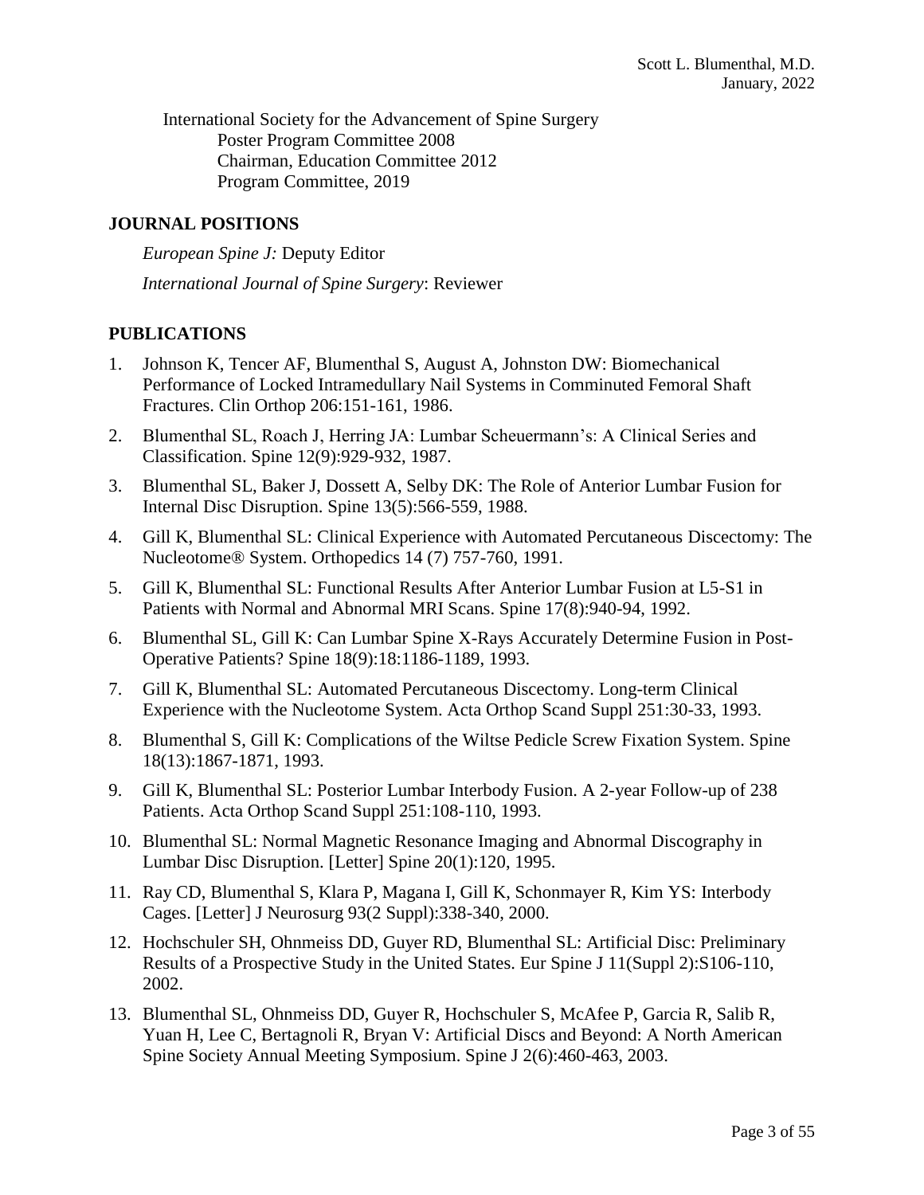International Society for the Advancement of Spine Surgery

Poster Program Committee 2008

Chairman, Education Committee 2012

Program Committee, 2019

## JOURNAL POSITIONS

*European Spine J:* Deputy Editor

*International Journal of Spine Surgery*: Reviewer

## PUBLICATIONS

1. Johnson K, Tencer AF, Blumenthal S, August A, Johnston DW: Biomechanical Performance of Locked Intramedullary Nail Systems in Comminuted Femoral Shaft Fractures. Clin Orthop 206:151-161, 1986.
2. Blumenthal SL, Roach J, Herring JA: Lumbar Scheuermann's: A Clinical Series and Classification. Spine 12(9):929-932, 1987.
3. Blumenthal SL, Baker J, Dossett A, Selby DK: The Role of Anterior Lumbar Fusion for Internal Disc Disruption. Spine 13(5):566-559, 1988.
4. Gill K, Blumenthal SL: Clinical Experience with Automated Percutaneous Discectomy: The Nucleotome® System. Orthopedics 14 (7) 757-760, 1991.
5. Gill K, Blumenthal SL: Functional Results After Anterior Lumbar Fusion at L5-S1 in Patients with Normal and Abnormal MRI Scans. Spine 17(8):940-94, 1992.
6. Blumenthal SL, Gill K: Can Lumbar Spine X-Rays Accurately Determine Fusion in Post-Operative Patients? Spine 18(9):18:1186-1189, 1993.
7. Gill K, Blumenthal SL: Automated Percutaneous Discectomy. Long-term Clinical Experience with the Nucleotome System. Acta Orthop Scand Suppl 251:30-33, 1993.
8. Blumenthal S, Gill K: Complications of the Wiltse Pedicle Screw Fixation System. Spine 18(13):1867-1871, 1993.
9. Gill K, Blumenthal SL: Posterior Lumbar Interbody Fusion. A 2-year Follow-up of 238 Patients. Acta Orthop Scand Suppl 251:108-110, 1993.
10. Blumenthal SL: Normal Magnetic Resonance Imaging and Abnormal Discography in Lumbar Disc Disruption. [Letter] Spine 20(1):120, 1995.
11. Ray CD, Blumenthal S, Klara P, Magana I, Gill K, Schonmayer R, Kim YS: Interbody Cages. [Letter] J Neurosurg 93(2 Suppl):338-340, 2000.
12. Hochschuler SH, Ohnmeiss DD, Guyer RD, Blumenthal SL: Artificial Disc: Preliminary Results of a Prospective Study in the United States. Eur Spine J 11(Suppl 2):S106-110, 2002.
13. Blumenthal SL, Ohnmeiss DD, Guyer R, Hochschuler S, McAfee P, Garcia R, Salib R, Yuan H, Lee C, Bertagnoli R, Bryan V: Artificial Discs and Beyond: A North American Spine Society Annual Meeting Symposium. Spine J 2(6):460-463, 2003.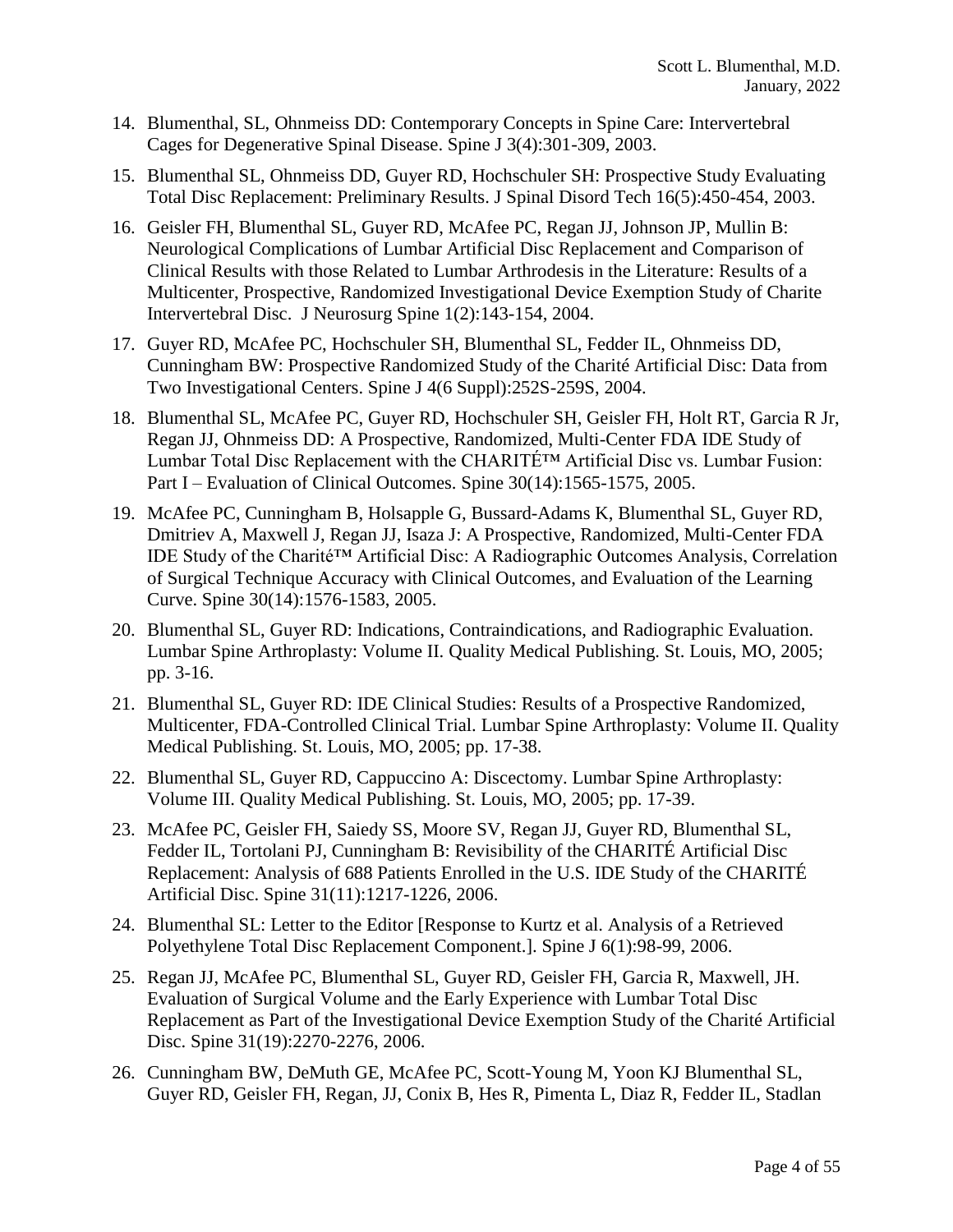14. Blumenthal, SL, Ohnmeiss DD: Contemporary Concepts in Spine Care: Intervertebral Cages for Degenerative Spinal Disease. Spine J 3(4):301-309, 2003.

15. Blumenthal SL, Ohnmeiss DD, Guyer RD, Hochschuler SH: Prospective Study Evaluating Total Disc Replacement: Preliminary Results. J Spinal Disord Tech 16(5):450-454, 2003.

16. Geisler FH, Blumenthal SL, Guyer RD, McAfee PC, Regan JJ, Johnson JP, Mullin B: Neurological Complications of Lumbar Artificial Disc Replacement and Comparison of Clinical Results with those Related to Lumbar Arthrodesis in the Literature: Results of a Multicenter, Prospective, Randomized Investigational Device Exemption Study of Charite Intervertebral Disc. J Neurosurg Spine 1(2):143-154, 2004.

17. Guyer RD, McAfee PC, Hochschuler SH, Blumenthal SL, Fedder IL, Ohnmeiss DD, Cunningham BW: Prospective Randomized Study of the Charité Artificial Disc: Data from Two Investigational Centers. Spine J 4(6 Suppl):252S-259S, 2004.

18. Blumenthal SL, McAfee PC, Guyer RD, Hochschuler SH, Geisler FH, Holt RT, Garcia R Jr, Regan JJ, Ohnmeiss DD: A Prospective, Randomized, Multi-Center FDA IDE Study of Lumbar Total Disc Replacement with the CHARITÉ™ Artificial Disc vs. Lumbar Fusion: Part I – Evaluation of Clinical Outcomes. Spine 30(14):1565-1575, 2005.

19. McAfee PC, Cunningham B, Holsapple G, Bussard-Adams K, Blumenthal SL, Guyer RD, Dmitriev A, Maxwell J, Regan JJ, Isaza J: A Prospective, Randomized, Multi-Center FDA IDE Study of the Charité™ Artificial Disc: A Radiographic Outcomes Analysis, Correlation of Surgical Technique Accuracy with Clinical Outcomes, and Evaluation of the Learning Curve. Spine 30(14):1576-1583, 2005.

20. Blumenthal SL, Guyer RD: Indications, Contraindications, and Radiographic Evaluation. Lumbar Spine Arthroplasty: Volume II. Quality Medical Publishing. St. Louis, MO, 2005; pp. 3-16.

21. Blumenthal SL, Guyer RD: IDE Clinical Studies: Results of a Prospective Randomized, Multicenter, FDA-Controlled Clinical Trial. Lumbar Spine Arthroplasty: Volume II. Quality Medical Publishing. St. Louis, MO, 2005; pp. 17-38.

22. Blumenthal SL, Guyer RD, Cappuccino A: Discectomy. Lumbar Spine Arthroplasty: Volume III. Quality Medical Publishing. St. Louis, MO, 2005; pp. 17-39.

23. McAfee PC, Geisler FH, Saiedy SS, Moore SV, Regan JJ, Guyer RD, Blumenthal SL, Fedder IL, Tortolani PJ, Cunningham B: Revisibility of the CHARITÉ Artificial Disc Replacement: Analysis of 688 Patients Enrolled in the U.S. IDE Study of the CHARITÉ Artificial Disc. Spine 31(11):1217-1226, 2006.

24. Blumenthal SL: Letter to the Editor [Response to Kurtz et al. Analysis of a Retrieved Polyethylene Total Disc Replacement Component.]. Spine J 6(1):98-99, 2006.

25. Regan JJ, McAfee PC, Blumenthal SL, Guyer RD, Geisler FH, Garcia R, Maxwell, JH. Evaluation of Surgical Volume and the Early Experience with Lumbar Total Disc Replacement as Part of the Investigational Device Exemption Study of the Charité Artificial Disc. Spine 31(19):2270-2276, 2006.

26. Cunningham BW, DeMuth GE, McAfee PC, Scott-Young M, Yoon KJ Blumenthal SL, Guyer RD, Geisler FH, Regan, JJ, Conix B, Hes R, Pimenta L, Diaz R, Fedder IL, Stadlan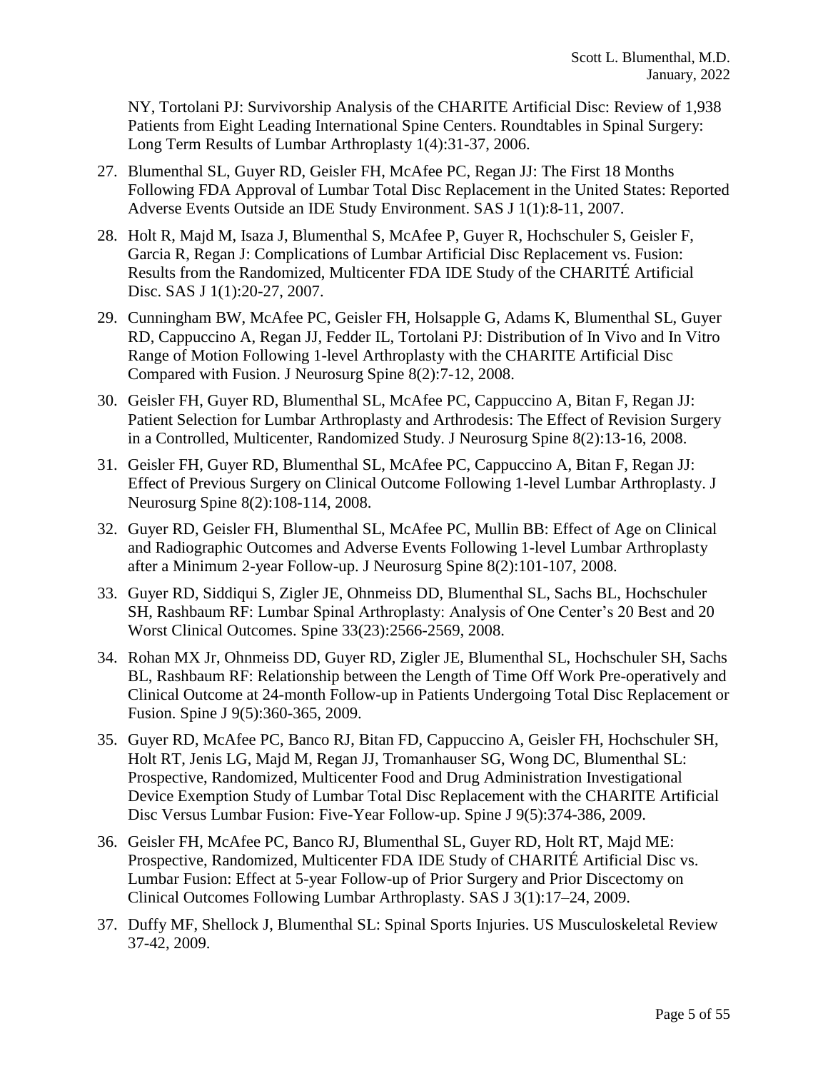NY, Tortolani PJ: Survivorship Analysis of the CHARITE Artificial Disc: Review of 1,938 Patients from Eight Leading International Spine Centers. Roundtables in Spinal Surgery: Long Term Results of Lumbar Arthroplasty 1(4):31-37, 2006.

27. Blumenthal SL, Guyer RD, Geisler FH, McAfee PC, Regan JJ: The First 18 Months Following FDA Approval of Lumbar Total Disc Replacement in the United States: Reported Adverse Events Outside an IDE Study Environment. SAS J 1(1):8-11, 2007.
28. Holt R, Majd M, Isaza J, Blumenthal S, McAfee P, Guyer R, Hochschuler S, Geisler F, Garcia R, Regan J: Complications of Lumbar Artificial Disc Replacement vs. Fusion: Results from the Randomized, Multicenter FDA IDE Study of the CHARITÉ Artificial Disc. SAS J 1(1):20-27, 2007.
29. Cunningham BW, McAfee PC, Geisler FH, Holsapple G, Adams K, Blumenthal SL, Guyer RD, Cappuccino A, Regan JJ, Fedder IL, Tortolani PJ: Distribution of In Vivo and In Vitro Range of Motion Following 1-level Arthroplasty with the CHARITE Artificial Disc Compared with Fusion. J Neurosurg Spine 8(2):7-12, 2008.
30. Geisler FH, Guyer RD, Blumenthal SL, McAfee PC, Cappuccino A, Bitan F, Regan JJ: Patient Selection for Lumbar Arthroplasty and Arthrodesis: The Effect of Revision Surgery in a Controlled, Multicenter, Randomized Study. J Neurosurg Spine 8(2):13-16, 2008.
31. Geisler FH, Guyer RD, Blumenthal SL, McAfee PC, Cappuccino A, Bitan F, Regan JJ: Effect of Previous Surgery on Clinical Outcome Following 1-level Lumbar Arthroplasty. J Neurosurg Spine 8(2):108-114, 2008.
32. Guyer RD, Geisler FH, Blumenthal SL, McAfee PC, Mullin BB: Effect of Age on Clinical and Radiographic Outcomes and Adverse Events Following 1-level Lumbar Arthroplasty after a Minimum 2-year Follow-up. J Neurosurg Spine 8(2):101-107, 2008.
33. Guyer RD, Siddiqui S, Zigler JE, Ohnmeiss DD, Blumenthal SL, Sachs BL, Hochschuler SH, Rashbaum RF: Lumbar Spinal Arthroplasty: Analysis of One Center's 20 Best and 20 Worst Clinical Outcomes. Spine 33(23):2566-2569, 2008.
34. Rohan MX Jr, Ohnmeiss DD, Guyer RD, Zigler JE, Blumenthal SL, Hochschuler SH, Sachs BL, Rashbaum RF: Relationship between the Length of Time Off Work Pre-operatively and Clinical Outcome at 24-month Follow-up in Patients Undergoing Total Disc Replacement or Fusion. Spine J 9(5):360-365, 2009.
35. Guyer RD, McAfee PC, Banco RJ, Bitan FD, Cappuccino A, Geisler FH, Hochschuler SH, Holt RT, Jenis LG, Majd M, Regan JJ, Tromanhauser SG, Wong DC, Blumenthal SL: Prospective, Randomized, Multicenter Food and Drug Administration Investigational Device Exemption Study of Lumbar Total Disc Replacement with the CHARITE Artificial Disc Versus Lumbar Fusion: Five-Year Follow-up. Spine J 9(5):374-386, 2009.
36. Geisler FH, McAfee PC, Banco RJ, Blumenthal SL, Guyer RD, Holt RT, Majd ME: Prospective, Randomized, Multicenter FDA IDE Study of CHARITÉ Artificial Disc vs. Lumbar Fusion: Effect at 5-year Follow-up of Prior Surgery and Prior Discectomy on Clinical Outcomes Following Lumbar Arthroplasty. SAS J 3(1):17–24, 2009.
37. Duffy MF, Shellock J, Blumenthal SL: Spinal Sports Injuries. US Musculoskeletal Review 37-42, 2009.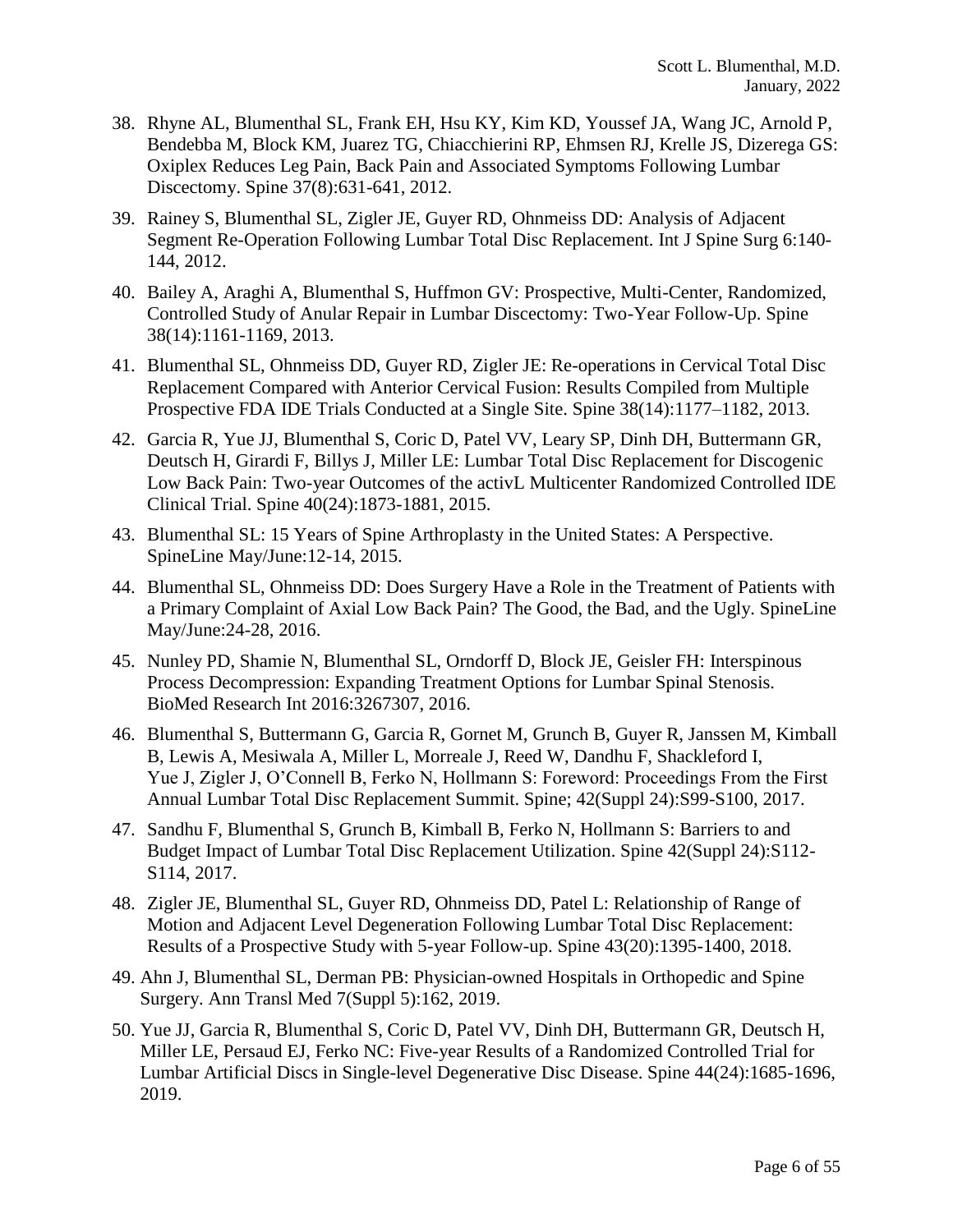38. Rhyne AL, Blumenthal SL, Frank EH, Hsu KY, Kim KD, Youssef JA, Wang JC, Arnold P, Bendebba M, Block KM, Juarez TG, Chiacchierini RP, Ehmsen RJ, Krelle JS, Dizerega GS: Oxiplex Reduces Leg Pain, Back Pain and Associated Symptoms Following Lumbar Discectomy. Spine 37(8):631-641, 2012.
39. Rainey S, Blumenthal SL, Zigler JE, Guyer RD, Ohnmeiss DD: Analysis of Adjacent Segment Re-Operation Following Lumbar Total Disc Replacement. Int J Spine Surg 6:140-144, 2012.
40. Bailey A, Araghi A, Blumenthal S, Huffmon GV: Prospective, Multi-Center, Randomized, Controlled Study of Anular Repair in Lumbar Discectomy: Two-Year Follow-Up. Spine 38(14):1161-1169, 2013.
41. Blumenthal SL, Ohnmeiss DD, Guyer RD, Zigler JE: Re-operations in Cervical Total Disc Replacement Compared with Anterior Cervical Fusion: Results Compiled from Multiple Prospective FDA IDE Trials Conducted at a Single Site. Spine 38(14):1177–1182, 2013.
42. Garcia R, Yue JJ, Blumenthal S, Coric D, Patel VV, Leary SP, Dinh DH, Buttermann GR, Deutsch H, Girardi F, Billys J, Miller LE: Lumbar Total Disc Replacement for Discogenic Low Back Pain: Two-year Outcomes of the activL Multicenter Randomized Controlled IDE Clinical Trial. Spine 40(24):1873-1881, 2015.
43. Blumenthal SL: 15 Years of Spine Arthroplasty in the United States: A Perspective. SpineLine May/June:12-14, 2015.
44. Blumenthal SL, Ohnmeiss DD: Does Surgery Have a Role in the Treatment of Patients with a Primary Complaint of Axial Low Back Pain? The Good, the Bad, and the Ugly. SpineLine May/June:24-28, 2016.
45. Nunley PD, Shamie N, Blumenthal SL, Orndorff D, Block JE, Geisler FH: Interspinous Process Decompression: Expanding Treatment Options for Lumbar Spinal Stenosis. BioMed Research Int 2016:3267307, 2016.
46. Blumenthal S, Buttermann G, Garcia R, Gornet M, Grunch B, Guyer R, Janssen M, Kimball B, Lewis A, Mesiwala A, Miller L, Morreale J, Reed W, Dandhu F, Shackleford I, Yue J, Zigler J, O'Connell B, Ferko N, Hollmann S: Foreword: Proceedings From the First Annual Lumbar Total Disc Replacement Summit. Spine; 42(Suppl 24):S99-S100, 2017.
47. Sandhu F, Blumenthal S, Grunch B, Kimball B, Ferko N, Hollmann S: Barriers to and Budget Impact of Lumbar Total Disc Replacement Utilization. Spine 42(Suppl 24):S112-S114, 2017.
48. Zigler JE, Blumenthal SL, Guyer RD, Ohnmeiss DD, Patel L: Relationship of Range of Motion and Adjacent Level Degeneration Following Lumbar Total Disc Replacement: Results of a Prospective Study with 5-year Follow-up. Spine 43(20):1395-1400, 2018.
49. Ahn J, Blumenthal SL, Derman PB: Physician-owned Hospitals in Orthopedic and Spine Surgery. Ann Transl Med 7(Suppl 5):162, 2019.
50. Yue JJ, Garcia R, Blumenthal S, Coric D, Patel VV, Dinh DH, Buttermann GR, Deutsch H, Miller LE, Persaud EJ, Ferko NC: Five-year Results of a Randomized Controlled Trial for Lumbar Artificial Discs in Single-level Degenerative Disc Disease. Spine 44(24):1685-1696, 2019.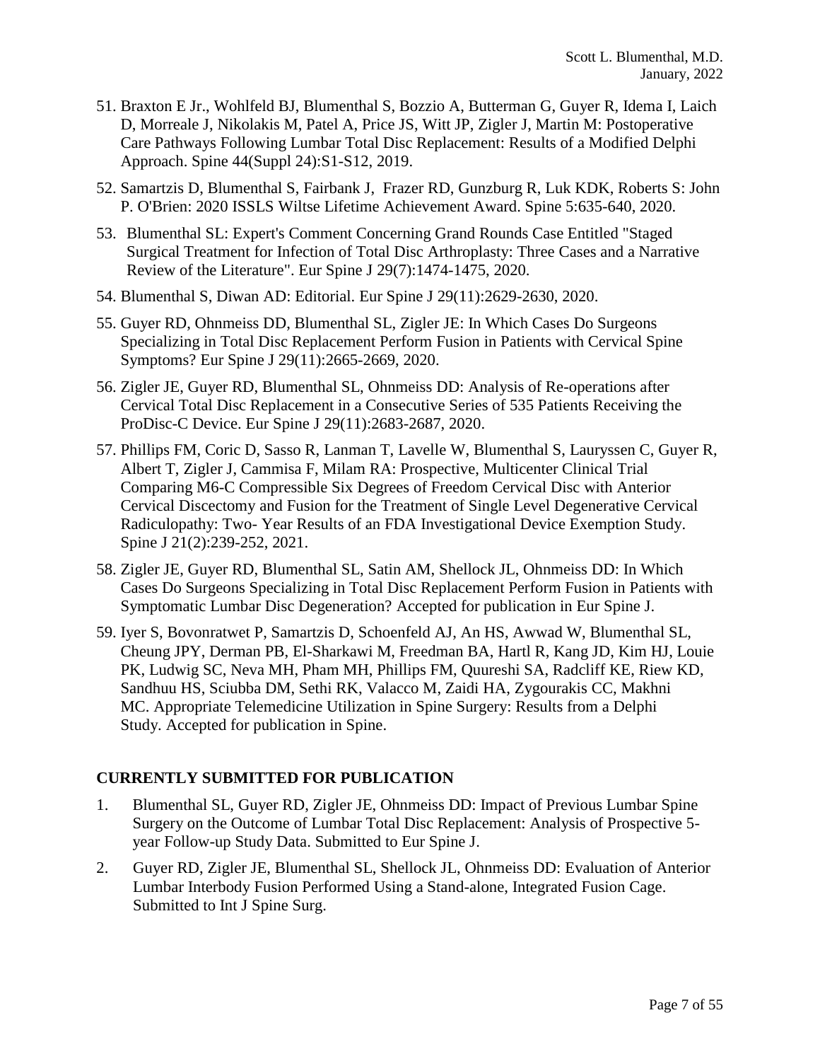51. Braxton E Jr., Wohlfeld BJ, Blumenthal S, Bozzio A, Butterman G, Guyer R, Idema I, Laich D, Morreale J, Nikolakis M, Patel A, Price JS, Witt JP, Zigler J, Martin M: Postoperative Care Pathways Following Lumbar Total Disc Replacement: Results of a Modified Delphi Approach. Spine 44(Suppl 24):S1-S12, 2019.

52. Samartzis D, Blumenthal S, Fairbank J, Frazer RD, Gunzburg R, Luk KDK, Roberts S: John P. O'Brien: 2020 ISSLS Wiltse Lifetime Achievement Award. Spine 5:635-640, 2020.

53. Blumenthal SL: Expert's Comment Concerning Grand Rounds Case Entitled "Staged Surgical Treatment for Infection of Total Disc Arthroplasty: Three Cases and a Narrative Review of the Literature". Eur Spine J 29(7):1474-1475, 2020.

54. Blumenthal S, Diwan AD: Editorial. Eur Spine J 29(11):2629-2630, 2020.

55. Guyer RD, Ohnmeiss DD, Blumenthal SL, Zigler JE: In Which Cases Do Surgeons Specializing in Total Disc Replacement Perform Fusion in Patients with Cervical Spine Symptoms? Eur Spine J 29(11):2665-2669, 2020.

56. Zigler JE, Guyer RD, Blumenthal SL, Ohnmeiss DD: Analysis of Re-operations after Cervical Total Disc Replacement in a Consecutive Series of 535 Patients Receiving the ProDisc-C Device. Eur Spine J 29(11):2683-2687, 2020.

57. Phillips FM, Coric D, Sasso R, Lanman T, Lavelle W, Blumenthal S, Lauryssen C, Guyer R, Albert T, Zigler J, Cammisa F, Milam RA: Prospective, Multicenter Clinical Trial Comparing M6-C Compressible Six Degrees of Freedom Cervical Disc with Anterior Cervical Discectomy and Fusion for the Treatment of Single Level Degenerative Cervical Radiculopathy: Two- Year Results of an FDA Investigational Device Exemption Study. Spine J 21(2):239-252, 2021.

58. Zigler JE, Guyer RD, Blumenthal SL, Satin AM, Shellock JL, Ohnmeiss DD: In Which Cases Do Surgeons Specializing in Total Disc Replacement Perform Fusion in Patients with Symptomatic Lumbar Disc Degeneration? Accepted for publication in Eur Spine J.

59. Iyer S, Bovonratwet P, Samartzis D, Schoenfeld AJ, An HS, Awwad W, Blumenthal SL, Cheung JPY, Derman PB, El-Sharkawi M, Freedman BA, Hartl R, Kang JD, Kim HJ, Louie PK, Ludwig SC, Neva MH, Pham MH, Phillips FM, Quureshi SA, Radcliff KE, Riew KD, Sandhuu HS, Sciubba DM, Sethi RK, Valacco M, Zaidi HA, Zygourakis CC, Makhni MC. Appropriate Telemedicine Utilization in Spine Surgery: Results from a Delphi Study. Accepted for publication in Spine.

## CURRENTLY SUBMITTED FOR PUBLICATION

1. Blumenthal SL, Guyer RD, Zigler JE, Ohnmeiss DD: Impact of Previous Lumbar Spine Surgery on the Outcome of Lumbar Total Disc Replacement: Analysis of Prospective 5-year Follow-up Study Data. Submitted to Eur Spine J.

2. Guyer RD, Zigler JE, Blumenthal SL, Shellock JL, Ohnmeiss DD: Evaluation of Anterior Lumbar Interbody Fusion Performed Using a Stand-alone, Integrated Fusion Cage. Submitted to Int J Spine Surg.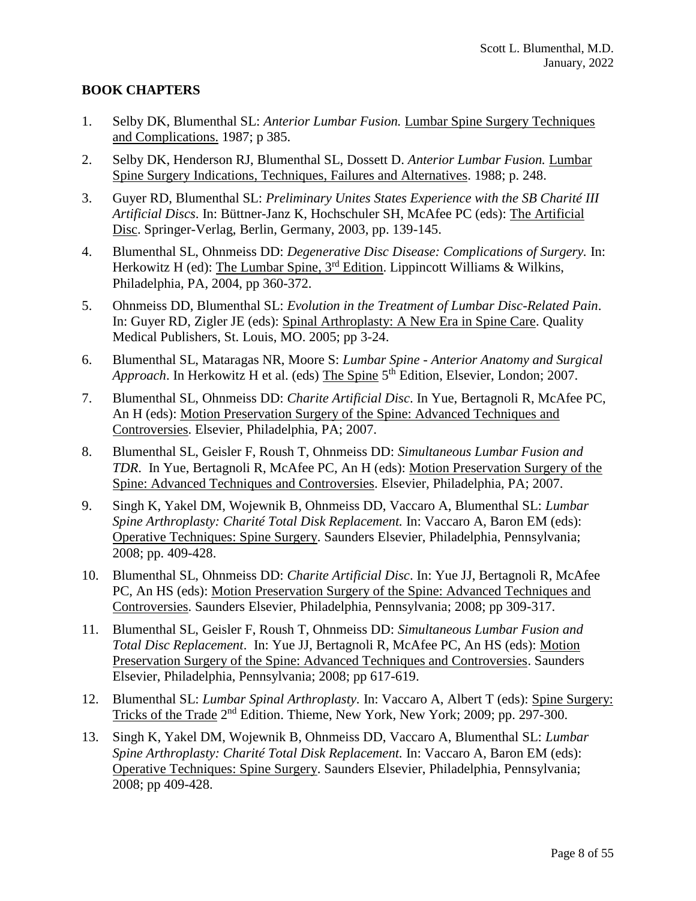## BOOK CHAPTERS

1. Selby DK, Blumenthal SL: *Anterior Lumbar Fusion.* Lumbar Spine Surgery Techniques and Complications. 1987; p 385.

2. Selby DK, Henderson RJ, Blumenthal SL, Dossett D. *Anterior Lumbar Fusion.* Lumbar Spine Surgery Indications, Techniques, Failures and Alternatives. 1988; p. 248.

3. Guyer RD, Blumenthal SL: *Preliminary Unites States Experience with the SB Charité III Artificial Discs*. In: Büttner-Janz K, Hochschuler SH, McAfee PC (eds): The Artificial Disc. Springer-Verlag, Berlin, Germany, 2003, pp. 139-145.

4. Blumenthal SL, Ohnmeiss DD: *Degenerative Disc Disease: Complications of Surgery.* In: Herkowitz H (ed): The Lumbar Spine, 3rd Edition. Lippincott Williams & Wilkins, Philadelphia, PA, 2004, pp 360-372.

5. Ohnmeiss DD, Blumenthal SL: *Evolution in the Treatment of Lumbar Disc-Related Pain*. In: Guyer RD, Zigler JE (eds): Spinal Arthroplasty: A New Era in Spine Care. Quality Medical Publishers, St. Louis, MO. 2005; pp 3-24.

6. Blumenthal SL, Mataragas NR, Moore S: *Lumbar Spine - Anterior Anatomy and Surgical Approach*. In Herkowitz H et al. (eds) The Spine 5th Edition, Elsevier, London; 2007.

7. Blumenthal SL, Ohnmeiss DD: *Charite Artificial Disc*. In Yue, Bertagnoli R, McAfee PC, An H (eds): Motion Preservation Surgery of the Spine: Advanced Techniques and Controversies. Elsevier, Philadelphia, PA; 2007.

8. Blumenthal SL, Geisler F, Roush T, Ohnmeiss DD: *Simultaneous Lumbar Fusion and TDR.* In Yue, Bertagnoli R, McAfee PC, An H (eds): Motion Preservation Surgery of the Spine: Advanced Techniques and Controversies. Elsevier, Philadelphia, PA; 2007.

9. Singh K, Yakel DM, Wojewnik B, Ohnmeiss DD, Vaccaro A, Blumenthal SL: *Lumbar Spine Arthroplasty: Charité Total Disk Replacement.* In: Vaccaro A, Baron EM (eds): Operative Techniques: Spine Surgery. Saunders Elsevier, Philadelphia, Pennsylvania; 2008; pp. 409-428.

10. Blumenthal SL, Ohnmeiss DD: *Charite Artificial Disc*. In: Yue JJ, Bertagnoli R, McAfee PC, An HS (eds): Motion Preservation Surgery of the Spine: Advanced Techniques and Controversies. Saunders Elsevier, Philadelphia, Pennsylvania; 2008; pp 309-317.

11. Blumenthal SL, Geisler F, Roush T, Ohnmeiss DD: *Simultaneous Lumbar Fusion and Total Disc Replacement*. In: Yue JJ, Bertagnoli R, McAfee PC, An HS (eds): Motion Preservation Surgery of the Spine: Advanced Techniques and Controversies. Saunders Elsevier, Philadelphia, Pennsylvania; 2008; pp 617-619.

12. Blumenthal SL: *Lumbar Spinal Arthroplasty.* In: Vaccaro A, Albert T (eds): Spine Surgery: Tricks of the Trade 2nd Edition. Thieme, New York, New York; 2009; pp. 297-300.

13. Singh K, Yakel DM, Wojewnik B, Ohnmeiss DD, Vaccaro A, Blumenthal SL: *Lumbar Spine Arthroplasty: Charité Total Disk Replacement.* In: Vaccaro A, Baron EM (eds): Operative Techniques: Spine Surgery. Saunders Elsevier, Philadelphia, Pennsylvania; 2008; pp 409-428.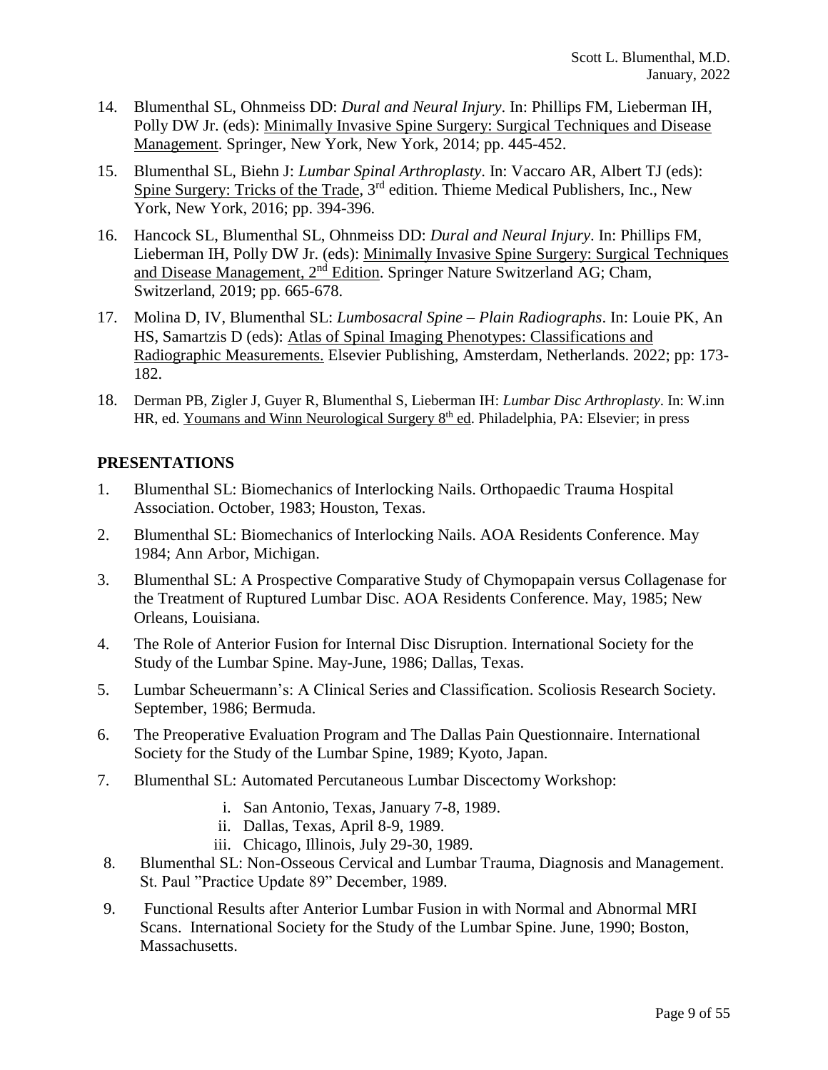14. Blumenthal SL, Ohnmeiss DD: *Dural and Neural Injury*. In: Phillips FM, Lieberman IH, Polly DW Jr. (eds): Minimally Invasive Spine Surgery: Surgical Techniques and Disease Management. Springer, New York, New York, 2014; pp. 445-452.

15. Blumenthal SL, Biehn J: *Lumbar Spinal Arthroplasty*. In: Vaccaro AR, Albert TJ (eds): Spine Surgery: Tricks of the Trade, 3rd edition. Thieme Medical Publishers, Inc., New York, New York, 2016; pp. 394-396.

16. Hancock SL, Blumenthal SL, Ohnmeiss DD: *Dural and Neural Injury*. In: Phillips FM, Lieberman IH, Polly DW Jr. (eds): Minimally Invasive Spine Surgery: Surgical Techniques and Disease Management, 2nd Edition. Springer Nature Switzerland AG; Cham, Switzerland, 2019; pp. 665-678.

17. Molina D, IV, Blumenthal SL: *Lumbosacral Spine – Plain Radiographs*. In: Louie PK, An HS, Samartzis D (eds): Atlas of Spinal Imaging Phenotypes: Classifications and Radiographic Measurements. Elsevier Publishing, Amsterdam, Netherlands. 2022; pp: 173-182.

18. Derman PB, Zigler J, Guyer R, Blumenthal S, Lieberman IH: *Lumbar Disc Arthroplasty*. In: W.inn HR, ed. Youmans and Winn Neurological Surgery 8th ed. Philadelphia, PA: Elsevier; in press

## PRESENTATIONS

1. Blumenthal SL: Biomechanics of Interlocking Nails. Orthopaedic Trauma Hospital Association. October, 1983; Houston, Texas.

2. Blumenthal SL: Biomechanics of Interlocking Nails. AOA Residents Conference. May 1984; Ann Arbor, Michigan.

3. Blumenthal SL: A Prospective Comparative Study of Chymopapain versus Collagenase for the Treatment of Ruptured Lumbar Disc. AOA Residents Conference. May, 1985; New Orleans, Louisiana.

4. The Role of Anterior Fusion for Internal Disc Disruption. International Society for the Study of the Lumbar Spine. May-June, 1986; Dallas, Texas.

5. Lumbar Scheuermann's: A Clinical Series and Classification. Scoliosis Research Society. September, 1986; Bermuda.

6. The Preoperative Evaluation Program and The Dallas Pain Questionnaire. International Society for the Study of the Lumbar Spine, 1989; Kyoto, Japan.

7. Blumenthal SL: Automated Percutaneous Lumbar Discectomy Workshop:
   i. San Antonio, Texas, January 7-8, 1989.
   ii. Dallas, Texas, April 8-9, 1989.
   iii. Chicago, Illinois, July 29-30, 1989.

8. Blumenthal SL: Non-Osseous Cervical and Lumbar Trauma, Diagnosis and Management. St. Paul "Practice Update 89" December, 1989.

9. Functional Results after Anterior Lumbar Fusion in with Normal and Abnormal MRI Scans. International Society for the Study of the Lumbar Spine. June, 1990; Boston, Massachusetts.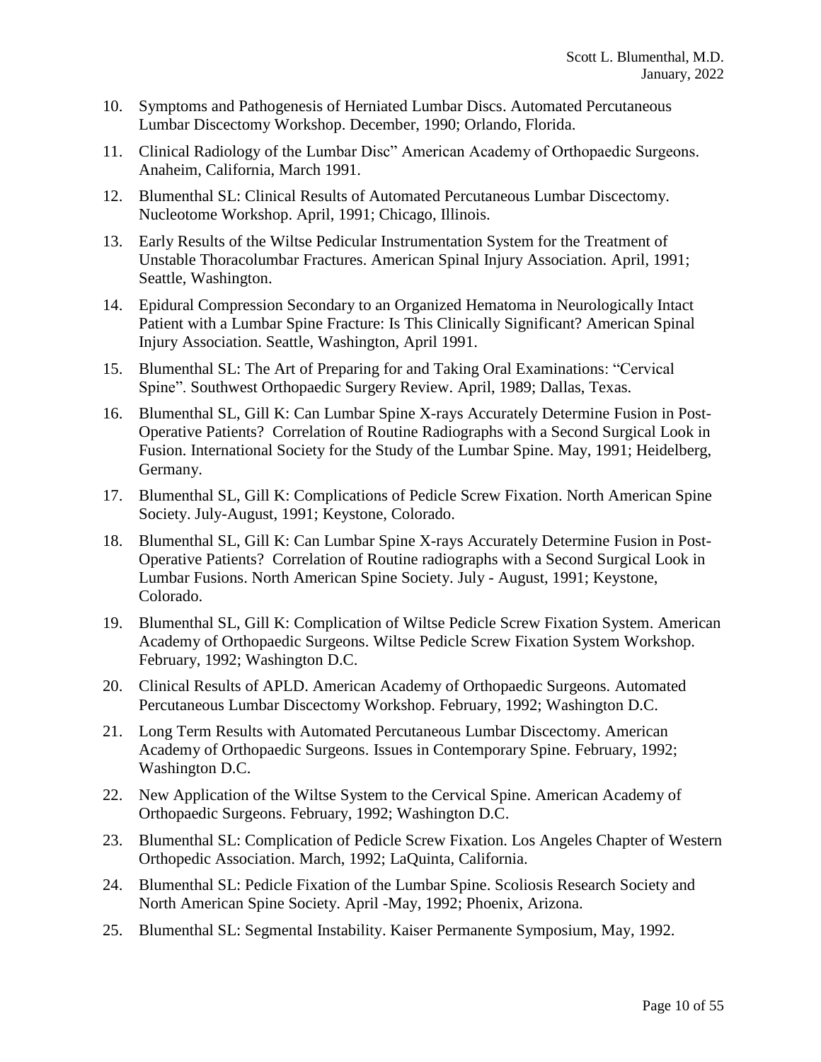10. Symptoms and Pathogenesis of Herniated Lumbar Discs. Automated Percutaneous Lumbar Discectomy Workshop. December, 1990; Orlando, Florida.

11. Clinical Radiology of the Lumbar Disc" American Academy of Orthopaedic Surgeons. Anaheim, California, March 1991.

12. Blumenthal SL: Clinical Results of Automated Percutaneous Lumbar Discectomy. Nucleotome Workshop. April, 1991; Chicago, Illinois.

13. Early Results of the Wiltse Pedicular Instrumentation System for the Treatment of Unstable Thoracolumbar Fractures. American Spinal Injury Association. April, 1991; Seattle, Washington.

14. Epidural Compression Secondary to an Organized Hematoma in Neurologically Intact Patient with a Lumbar Spine Fracture: Is This Clinically Significant? American Spinal Injury Association. Seattle, Washington, April 1991.

15. Blumenthal SL: The Art of Preparing for and Taking Oral Examinations: "Cervical Spine". Southwest Orthopaedic Surgery Review. April, 1989; Dallas, Texas.

16. Blumenthal SL, Gill K: Can Lumbar Spine X-rays Accurately Determine Fusion in Post-Operative Patients? Correlation of Routine Radiographs with a Second Surgical Look in Fusion. International Society for the Study of the Lumbar Spine. May, 1991; Heidelberg, Germany.

17. Blumenthal SL, Gill K: Complications of Pedicle Screw Fixation. North American Spine Society. July-August, 1991; Keystone, Colorado.

18. Blumenthal SL, Gill K: Can Lumbar Spine X-rays Accurately Determine Fusion in Post-Operative Patients? Correlation of Routine radiographs with a Second Surgical Look in Lumbar Fusions. North American Spine Society. July - August, 1991; Keystone, Colorado.

19. Blumenthal SL, Gill K: Complication of Wiltse Pedicle Screw Fixation System. American Academy of Orthopaedic Surgeons. Wiltse Pedicle Screw Fixation System Workshop. February, 1992; Washington D.C.

20. Clinical Results of APLD. American Academy of Orthopaedic Surgeons. Automated Percutaneous Lumbar Discectomy Workshop. February, 1992; Washington D.C.

21. Long Term Results with Automated Percutaneous Lumbar Discectomy. American Academy of Orthopaedic Surgeons. Issues in Contemporary Spine. February, 1992; Washington D.C.

22. New Application of the Wiltse System to the Cervical Spine. American Academy of Orthopaedic Surgeons. February, 1992; Washington D.C.

23. Blumenthal SL: Complication of Pedicle Screw Fixation. Los Angeles Chapter of Western Orthopedic Association. March, 1992; LaQuinta, California.

24. Blumenthal SL: Pedicle Fixation of the Lumbar Spine. Scoliosis Research Society and North American Spine Society. April -May, 1992; Phoenix, Arizona.

25. Blumenthal SL: Segmental Instability. Kaiser Permanente Symposium, May, 1992.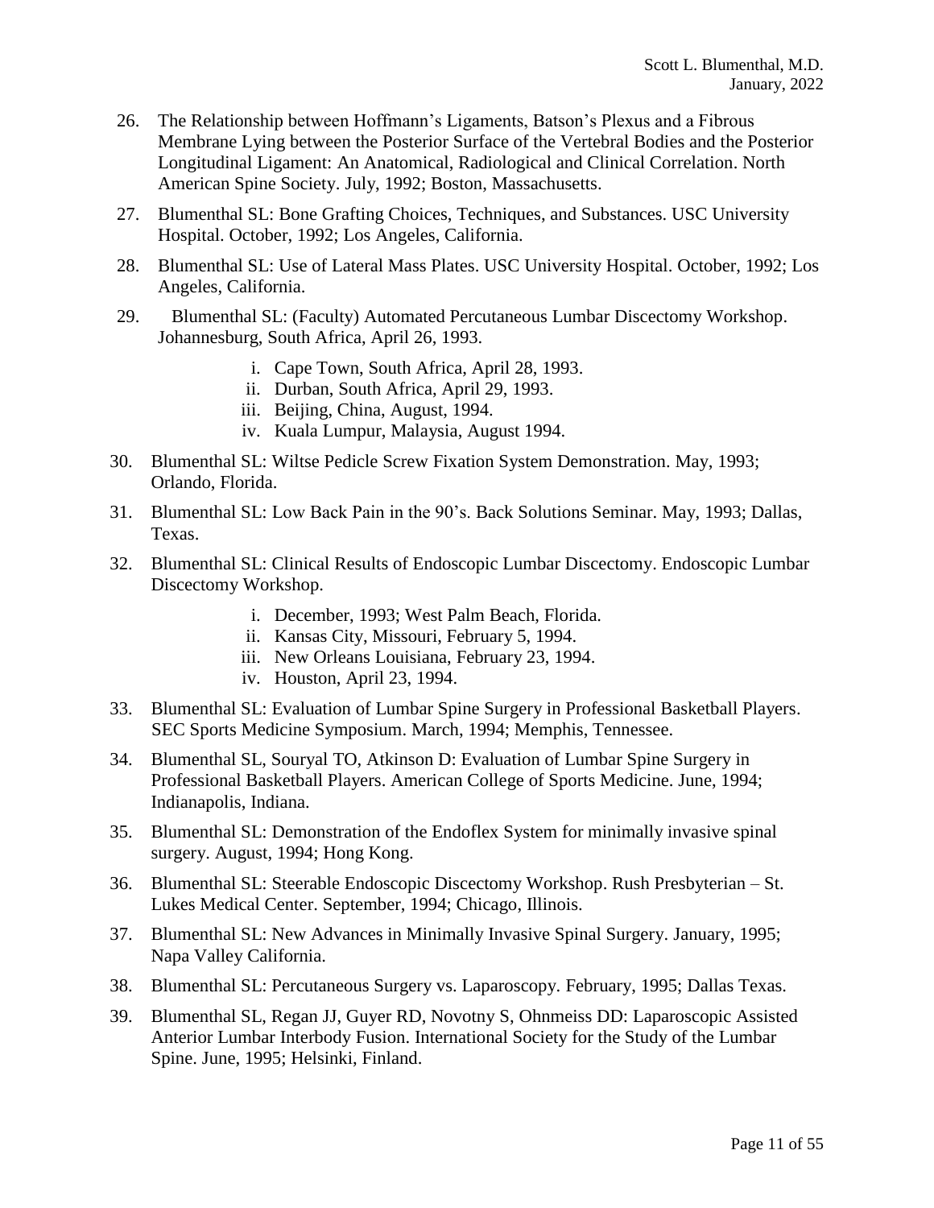26. The Relationship between Hoffmann's Ligaments, Batson's Plexus and a Fibrous Membrane Lying between the Posterior Surface of the Vertebral Bodies and the Posterior Longitudinal Ligament: An Anatomical, Radiological and Clinical Correlation. North American Spine Society. July, 1992; Boston, Massachusetts.

27. Blumenthal SL: Bone Grafting Choices, Techniques, and Substances. USC University Hospital. October, 1992; Los Angeles, California.

28. Blumenthal SL: Use of Lateral Mass Plates. USC University Hospital. October, 1992; Los Angeles, California.

29. Blumenthal SL: (Faculty) Automated Percutaneous Lumbar Discectomy Workshop. Johannesburg, South Africa, April 26, 1993.
    i. Cape Town, South Africa, April 28, 1993.
    ii. Durban, South Africa, April 29, 1993.
    iii. Beijing, China, August, 1994.
    iv. Kuala Lumpur, Malaysia, August 1994.

30. Blumenthal SL: Wiltse Pedicle Screw Fixation System Demonstration. May, 1993; Orlando, Florida.

31. Blumenthal SL: Low Back Pain in the 90's. Back Solutions Seminar. May, 1993; Dallas, Texas.

32. Blumenthal SL: Clinical Results of Endoscopic Lumbar Discectomy. Endoscopic Lumbar Discectomy Workshop.
    i. December, 1993; West Palm Beach, Florida.
    ii. Kansas City, Missouri, February 5, 1994.
    iii. New Orleans Louisiana, February 23, 1994.
    iv. Houston, April 23, 1994.

33. Blumenthal SL: Evaluation of Lumbar Spine Surgery in Professional Basketball Players. SEC Sports Medicine Symposium. March, 1994; Memphis, Tennessee.

34. Blumenthal SL, Souryal TO, Atkinson D: Evaluation of Lumbar Spine Surgery in Professional Basketball Players. American College of Sports Medicine. June, 1994; Indianapolis, Indiana.

35. Blumenthal SL: Demonstration of the Endoflex System for minimally invasive spinal surgery. August, 1994; Hong Kong.

36. Blumenthal SL: Steerable Endoscopic Discectomy Workshop. Rush Presbyterian – St. Lukes Medical Center. September, 1994; Chicago, Illinois.

37. Blumenthal SL: New Advances in Minimally Invasive Spinal Surgery. January, 1995; Napa Valley California.

38. Blumenthal SL: Percutaneous Surgery vs. Laparoscopy. February, 1995; Dallas Texas.

39. Blumenthal SL, Regan JJ, Guyer RD, Novotny S, Ohnmeiss DD: Laparoscopic Assisted Anterior Lumbar Interbody Fusion. International Society for the Study of the Lumbar Spine. June, 1995; Helsinki, Finland.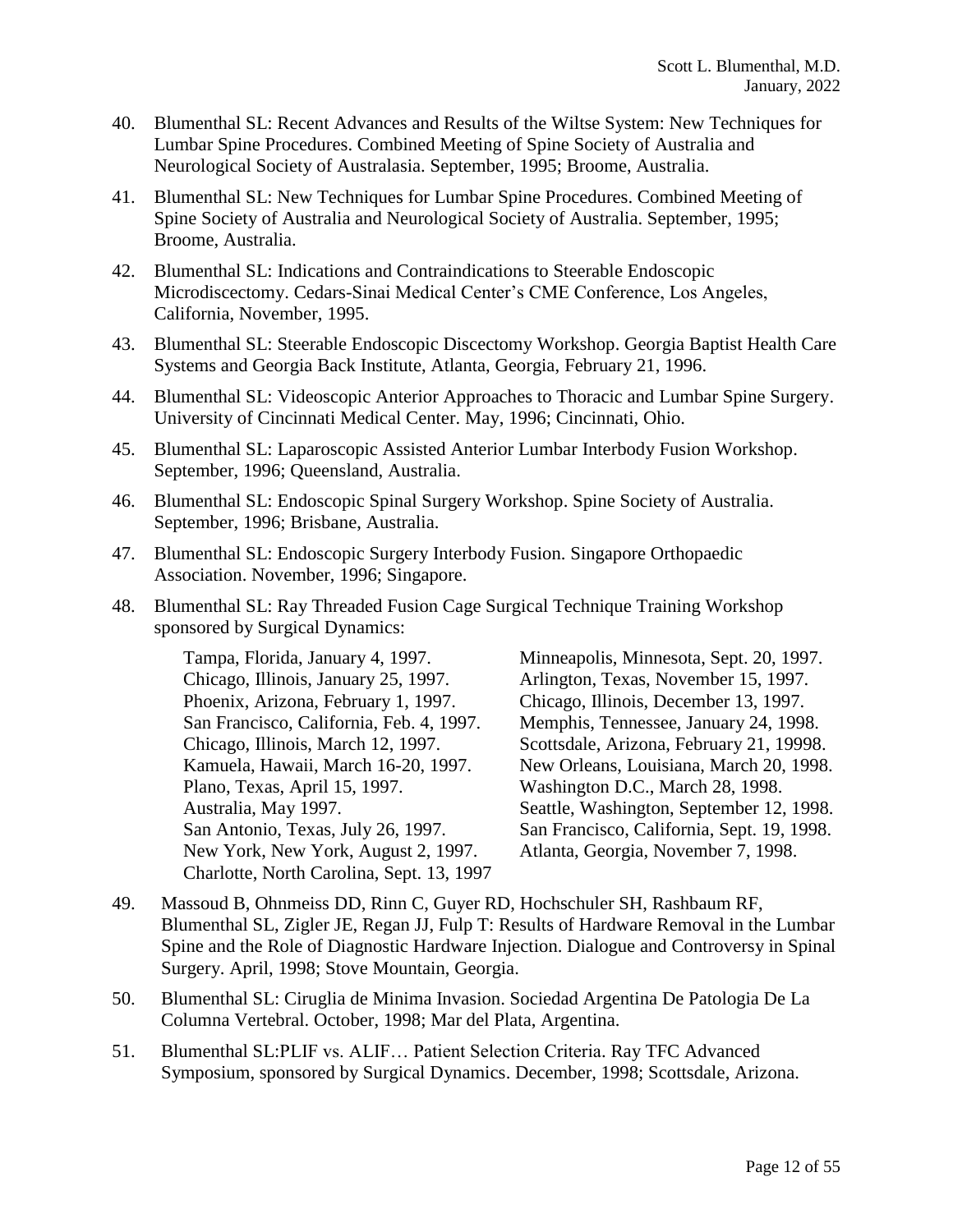40. Blumenthal SL: Recent Advances and Results of the Wiltse System: New Techniques for Lumbar Spine Procedures. Combined Meeting of Spine Society of Australia and Neurological Society of Australasia. September, 1995; Broome, Australia.

41. Blumenthal SL: New Techniques for Lumbar Spine Procedures. Combined Meeting of Spine Society of Australia and Neurological Society of Australia. September, 1995; Broome, Australia.

42. Blumenthal SL: Indications and Contraindications to Steerable Endoscopic Microdiscectomy. Cedars-Sinai Medical Center's CME Conference, Los Angeles, California, November, 1995.

43. Blumenthal SL: Steerable Endoscopic Discectomy Workshop. Georgia Baptist Health Care Systems and Georgia Back Institute, Atlanta, Georgia, February 21, 1996.

44. Blumenthal SL: Videoscopic Anterior Approaches to Thoracic and Lumbar Spine Surgery. University of Cincinnati Medical Center. May, 1996; Cincinnati, Ohio.

45. Blumenthal SL: Laparoscopic Assisted Anterior Lumbar Interbody Fusion Workshop. September, 1996; Queensland, Australia.

46. Blumenthal SL: Endoscopic Spinal Surgery Workshop. Spine Society of Australia. September, 1996; Brisbane, Australia.

47. Blumenthal SL: Endoscopic Surgery Interbody Fusion. Singapore Orthopaedic Association. November, 1996; Singapore.

48. Blumenthal SL: Ray Threaded Fusion Cage Surgical Technique Training Workshop sponsored by Surgical Dynamics:

    Tampa, Florida, January 4, 1997.
    Chicago, Illinois, January 25, 1997.
    Phoenix, Arizona, February 1, 1997.
    San Francisco, California, Feb. 4, 1997.
    Chicago, Illinois, March 12, 1997.
    Kamuela, Hawaii, March 16-20, 1997.
    Plano, Texas, April 15, 1997.
    Australia, May 1997.
    San Antonio, Texas, July 26, 1997.
    New York, New York, August 2, 1997.
    Charlotte, North Carolina, Sept. 13, 1997
    Minneapolis, Minnesota, Sept. 20, 1997.
    Arlington, Texas, November 15, 1997.
    Chicago, Illinois, December 13, 1997.
    Memphis, Tennessee, January 24, 1998.
    Scottsdale, Arizona, February 21, 19998.
    New Orleans, Louisiana, March 20, 1998.
    Washington D.C., March 28, 1998.
    Seattle, Washington, September 12, 1998.
    San Francisco, California, Sept. 19, 1998.
    Atlanta, Georgia, November 7, 1998.

49. Massoud B, Ohnmeiss DD, Rinn C, Guyer RD, Hochschuler SH, Rashbaum RF, Blumenthal SL, Zigler JE, Regan JJ, Fulp T: Results of Hardware Removal in the Lumbar Spine and the Role of Diagnostic Hardware Injection. Dialogue and Controversy in Spinal Surgery. April, 1998; Stove Mountain, Georgia.

50. Blumenthal SL: Ciruglia de Minima Invasion. Sociedad Argentina De Patologia De La Columna Vertebral. October, 1998; Mar del Plata, Argentina.

51. Blumenthal SL:PLIF vs. ALIF… Patient Selection Criteria. Ray TFC Advanced Symposium, sponsored by Surgical Dynamics. December, 1998; Scottsdale, Arizona.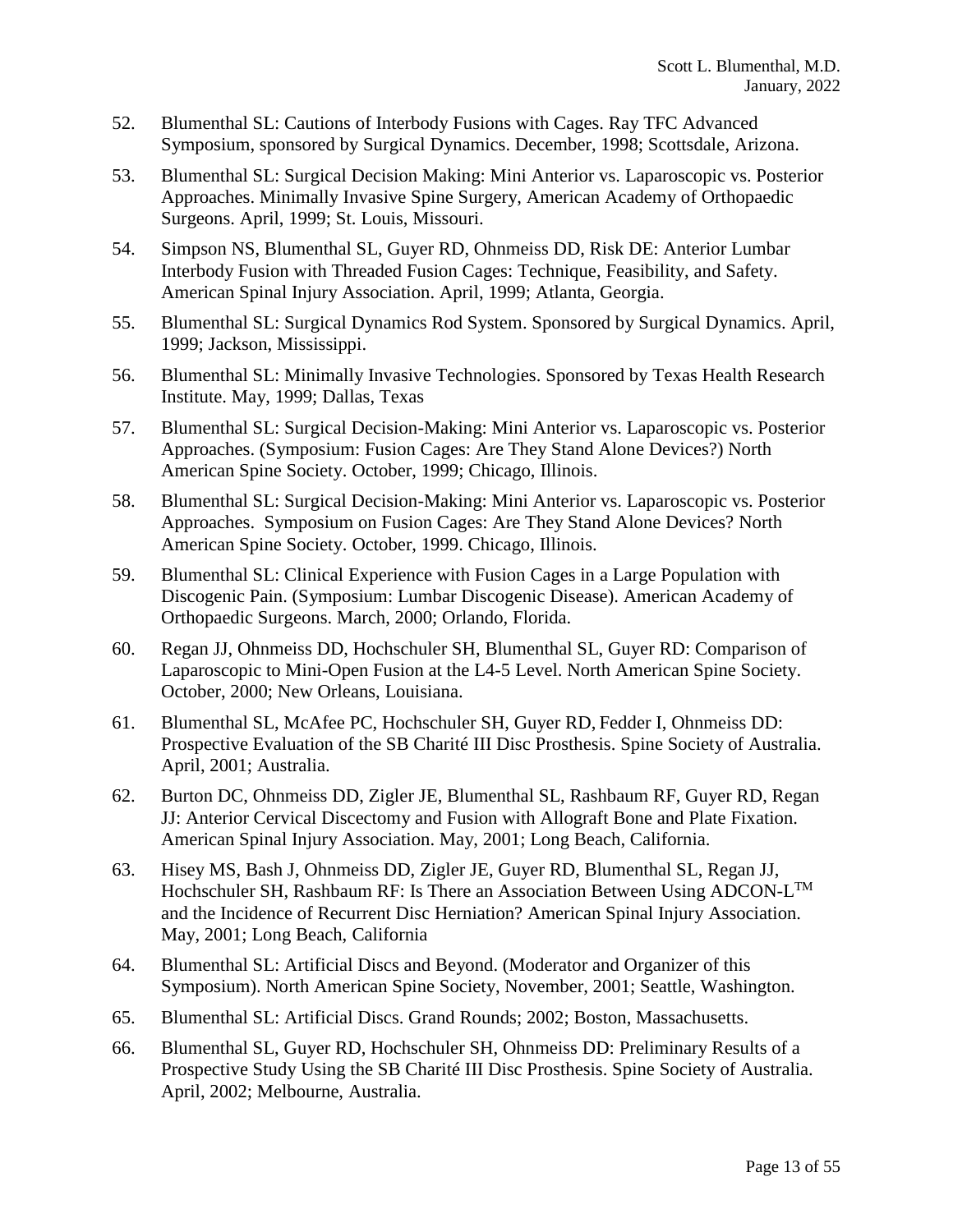52. Blumenthal SL: Cautions of Interbody Fusions with Cages. Ray TFC Advanced Symposium, sponsored by Surgical Dynamics. December, 1998; Scottsdale, Arizona.

53. Blumenthal SL: Surgical Decision Making: Mini Anterior vs. Laparoscopic vs. Posterior Approaches. Minimally Invasive Spine Surgery, American Academy of Orthopaedic Surgeons. April, 1999; St. Louis, Missouri.

54. Simpson NS, Blumenthal SL, Guyer RD, Ohnmeiss DD, Risk DE: Anterior Lumbar Interbody Fusion with Threaded Fusion Cages: Technique, Feasibility, and Safety. American Spinal Injury Association. April, 1999; Atlanta, Georgia.

55. Blumenthal SL: Surgical Dynamics Rod System. Sponsored by Surgical Dynamics. April, 1999; Jackson, Mississippi.

56. Blumenthal SL: Minimally Invasive Technologies. Sponsored by Texas Health Research Institute. May, 1999; Dallas, Texas

57. Blumenthal SL: Surgical Decision-Making: Mini Anterior vs. Laparoscopic vs. Posterior Approaches. (Symposium: Fusion Cages: Are They Stand Alone Devices?) North American Spine Society. October, 1999; Chicago, Illinois.

58. Blumenthal SL: Surgical Decision-Making: Mini Anterior vs. Laparoscopic vs. Posterior Approaches. Symposium on Fusion Cages: Are They Stand Alone Devices? North American Spine Society. October, 1999. Chicago, Illinois.

59. Blumenthal SL: Clinical Experience with Fusion Cages in a Large Population with Discogenic Pain. (Symposium: Lumbar Discogenic Disease). American Academy of Orthopaedic Surgeons. March, 2000; Orlando, Florida.

60. Regan JJ, Ohnmeiss DD, Hochschuler SH, Blumenthal SL, Guyer RD: Comparison of Laparoscopic to Mini-Open Fusion at the L4-5 Level. North American Spine Society. October, 2000; New Orleans, Louisiana.

61. Blumenthal SL, McAfee PC, Hochschuler SH, Guyer RD, Fedder I, Ohnmeiss DD: Prospective Evaluation of the SB Charité III Disc Prosthesis. Spine Society of Australia. April, 2001; Australia.

62. Burton DC, Ohnmeiss DD, Zigler JE, Blumenthal SL, Rashbaum RF, Guyer RD, Regan JJ: Anterior Cervical Discectomy and Fusion with Allograft Bone and Plate Fixation. American Spinal Injury Association. May, 2001; Long Beach, California.

63. Hisey MS, Bash J, Ohnmeiss DD, Zigler JE, Guyer RD, Blumenthal SL, Regan JJ, Hochschuler SH, Rashbaum RF: Is There an Association Between Using ADCON-L™ and the Incidence of Recurrent Disc Herniation? American Spinal Injury Association. May, 2001; Long Beach, California

64. Blumenthal SL: Artificial Discs and Beyond. (Moderator and Organizer of this Symposium). North American Spine Society, November, 2001; Seattle, Washington.

65. Blumenthal SL: Artificial Discs. Grand Rounds; 2002; Boston, Massachusetts.

66. Blumenthal SL, Guyer RD, Hochschuler SH, Ohnmeiss DD: Preliminary Results of a Prospective Study Using the SB Charité III Disc Prosthesis. Spine Society of Australia. April, 2002; Melbourne, Australia.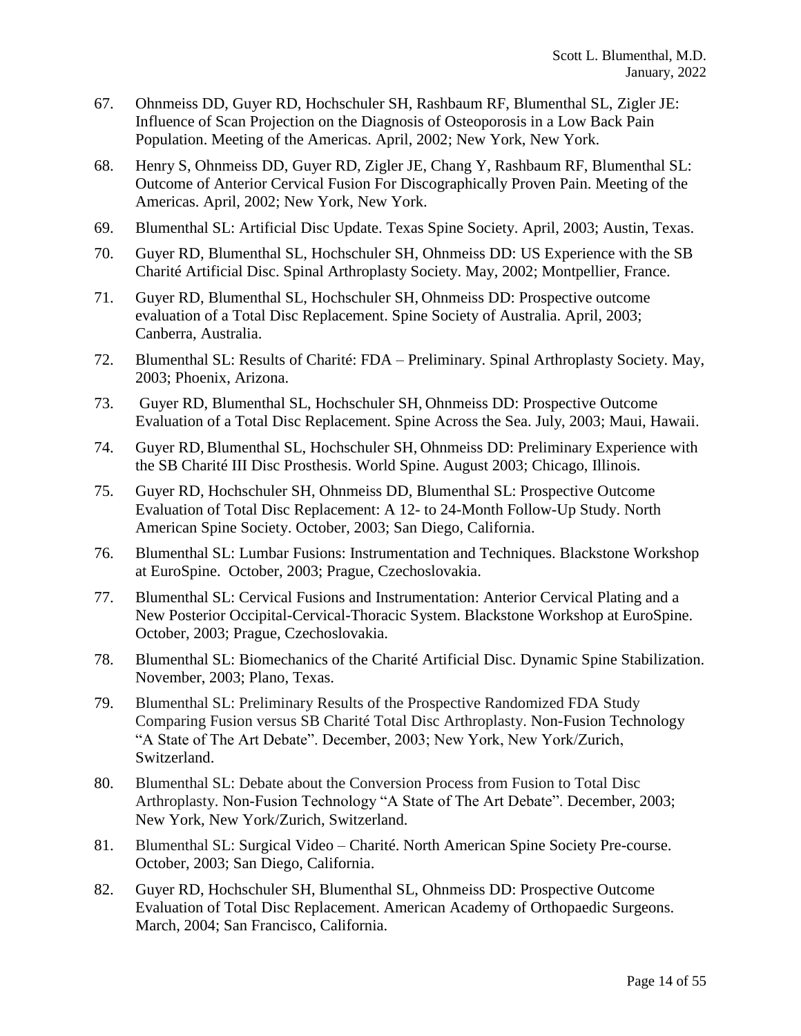67. Ohnmeiss DD, Guyer RD, Hochschuler SH, Rashbaum RF, Blumenthal SL, Zigler JE: Influence of Scan Projection on the Diagnosis of Osteoporosis in a Low Back Pain Population. Meeting of the Americas. April, 2002; New York, New York.

68. Henry S, Ohnmeiss DD, Guyer RD, Zigler JE, Chang Y, Rashbaum RF, Blumenthal SL: Outcome of Anterior Cervical Fusion For Discographically Proven Pain. Meeting of the Americas. April, 2002; New York, New York.

69. Blumenthal SL: Artificial Disc Update. Texas Spine Society. April, 2003; Austin, Texas.

70. Guyer RD, Blumenthal SL, Hochschuler SH, Ohnmeiss DD: US Experience with the SB Charité Artificial Disc. Spinal Arthroplasty Society. May, 2002; Montpellier, France.

71. Guyer RD, Blumenthal SL, Hochschuler SH, Ohnmeiss DD: Prospective outcome evaluation of a Total Disc Replacement. Spine Society of Australia. April, 2003; Canberra, Australia.

72. Blumenthal SL: Results of Charité: FDA – Preliminary. Spinal Arthroplasty Society. May, 2003; Phoenix, Arizona.

73. Guyer RD, Blumenthal SL, Hochschuler SH, Ohnmeiss DD: Prospective Outcome Evaluation of a Total Disc Replacement. Spine Across the Sea. July, 2003; Maui, Hawaii.

74. Guyer RD, Blumenthal SL, Hochschuler SH, Ohnmeiss DD: Preliminary Experience with the SB Charité III Disc Prosthesis. World Spine. August 2003; Chicago, Illinois.

75. Guyer RD, Hochschuler SH, Ohnmeiss DD, Blumenthal SL: Prospective Outcome Evaluation of Total Disc Replacement: A 12- to 24-Month Follow-Up Study. North American Spine Society. October, 2003; San Diego, California.

76. Blumenthal SL: Lumbar Fusions: Instrumentation and Techniques. Blackstone Workshop at EuroSpine. October, 2003; Prague, Czechoslovakia.

77. Blumenthal SL: Cervical Fusions and Instrumentation: Anterior Cervical Plating and a New Posterior Occipital-Cervical-Thoracic System. Blackstone Workshop at EuroSpine. October, 2003; Prague, Czechoslovakia.

78. Blumenthal SL: Biomechanics of the Charité Artificial Disc. Dynamic Spine Stabilization. November, 2003; Plano, Texas.

79. Blumenthal SL: Preliminary Results of the Prospective Randomized FDA Study Comparing Fusion versus SB Charité Total Disc Arthroplasty. Non-Fusion Technology "A State of The Art Debate". December, 2003; New York, New York/Zurich, Switzerland.

80. Blumenthal SL: Debate about the Conversion Process from Fusion to Total Disc Arthroplasty. Non-Fusion Technology "A State of The Art Debate". December, 2003; New York, New York/Zurich, Switzerland.

81. Blumenthal SL: Surgical Video – Charité. North American Spine Society Pre-course. October, 2003; San Diego, California.

82. Guyer RD, Hochschuler SH, Blumenthal SL, Ohnmeiss DD: Prospective Outcome Evaluation of Total Disc Replacement. American Academy of Orthopaedic Surgeons. March, 2004; San Francisco, California.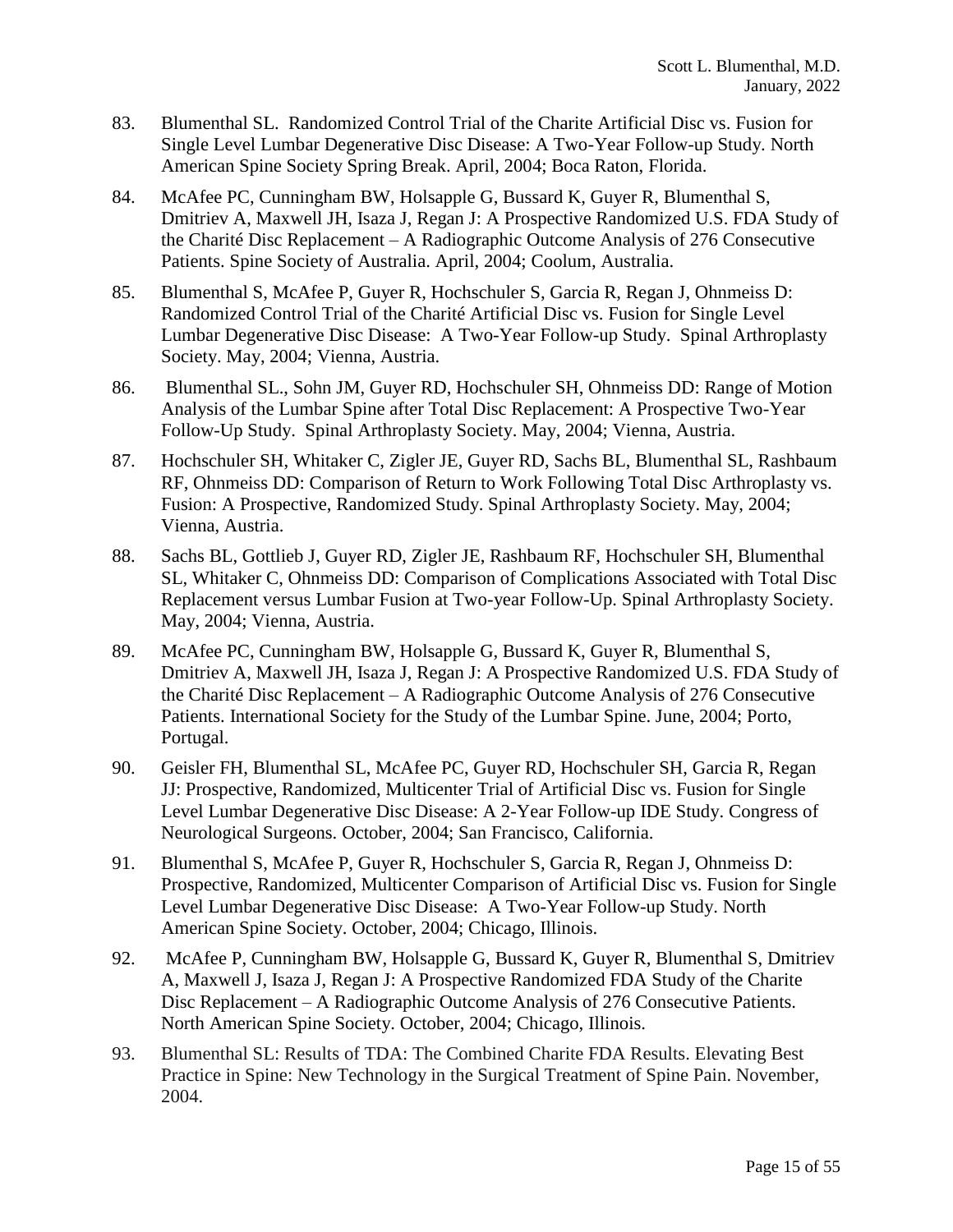83. Blumenthal SL. Randomized Control Trial of the Charite Artificial Disc vs. Fusion for Single Level Lumbar Degenerative Disc Disease: A Two-Year Follow-up Study. North American Spine Society Spring Break. April, 2004; Boca Raton, Florida.

84. McAfee PC, Cunningham BW, Holsapple G, Bussard K, Guyer R, Blumenthal S, Dmitriev A, Maxwell JH, Isaza J, Regan J: A Prospective Randomized U.S. FDA Study of the Charité Disc Replacement – A Radiographic Outcome Analysis of 276 Consecutive Patients. Spine Society of Australia. April, 2004; Coolum, Australia.

85. Blumenthal S, McAfee P, Guyer R, Hochschuler S, Garcia R, Regan J, Ohnmeiss D: Randomized Control Trial of the Charité Artificial Disc vs. Fusion for Single Level Lumbar Degenerative Disc Disease: A Two-Year Follow-up Study. Spinal Arthroplasty Society. May, 2004; Vienna, Austria.

86. Blumenthal SL., Sohn JM, Guyer RD, Hochschuler SH, Ohnmeiss DD: Range of Motion Analysis of the Lumbar Spine after Total Disc Replacement: A Prospective Two-Year Follow-Up Study. Spinal Arthroplasty Society. May, 2004; Vienna, Austria.

87. Hochschuler SH, Whitaker C, Zigler JE, Guyer RD, Sachs BL, Blumenthal SL, Rashbaum RF, Ohnmeiss DD: Comparison of Return to Work Following Total Disc Arthroplasty vs. Fusion: A Prospective, Randomized Study. Spinal Arthroplasty Society. May, 2004; Vienna, Austria.

88. Sachs BL, Gottlieb J, Guyer RD, Zigler JE, Rashbaum RF, Hochschuler SH, Blumenthal SL, Whitaker C, Ohnmeiss DD: Comparison of Complications Associated with Total Disc Replacement versus Lumbar Fusion at Two-year Follow-Up. Spinal Arthroplasty Society. May, 2004; Vienna, Austria.

89. McAfee PC, Cunningham BW, Holsapple G, Bussard K, Guyer R, Blumenthal S, Dmitriev A, Maxwell JH, Isaza J, Regan J: A Prospective Randomized U.S. FDA Study of the Charité Disc Replacement – A Radiographic Outcome Analysis of 276 Consecutive Patients. International Society for the Study of the Lumbar Spine. June, 2004; Porto, Portugal.

90. Geisler FH, Blumenthal SL, McAfee PC, Guyer RD, Hochschuler SH, Garcia R, Regan JJ: Prospective, Randomized, Multicenter Trial of Artificial Disc vs. Fusion for Single Level Lumbar Degenerative Disc Disease: A 2-Year Follow-up IDE Study. Congress of Neurological Surgeons. October, 2004; San Francisco, California.

91. Blumenthal S, McAfee P, Guyer R, Hochschuler S, Garcia R, Regan J, Ohnmeiss D: Prospective, Randomized, Multicenter Comparison of Artificial Disc vs. Fusion for Single Level Lumbar Degenerative Disc Disease: A Two-Year Follow-up Study. North American Spine Society. October, 2004; Chicago, Illinois.

92. McAfee P, Cunningham BW, Holsapple G, Bussard K, Guyer R, Blumenthal S, Dmitriev A, Maxwell J, Isaza J, Regan J: A Prospective Randomized FDA Study of the Charite Disc Replacement – A Radiographic Outcome Analysis of 276 Consecutive Patients. North American Spine Society. October, 2004; Chicago, Illinois.

93. Blumenthal SL: Results of TDA: The Combined Charite FDA Results. Elevating Best Practice in Spine: New Technology in the Surgical Treatment of Spine Pain. November, 2004.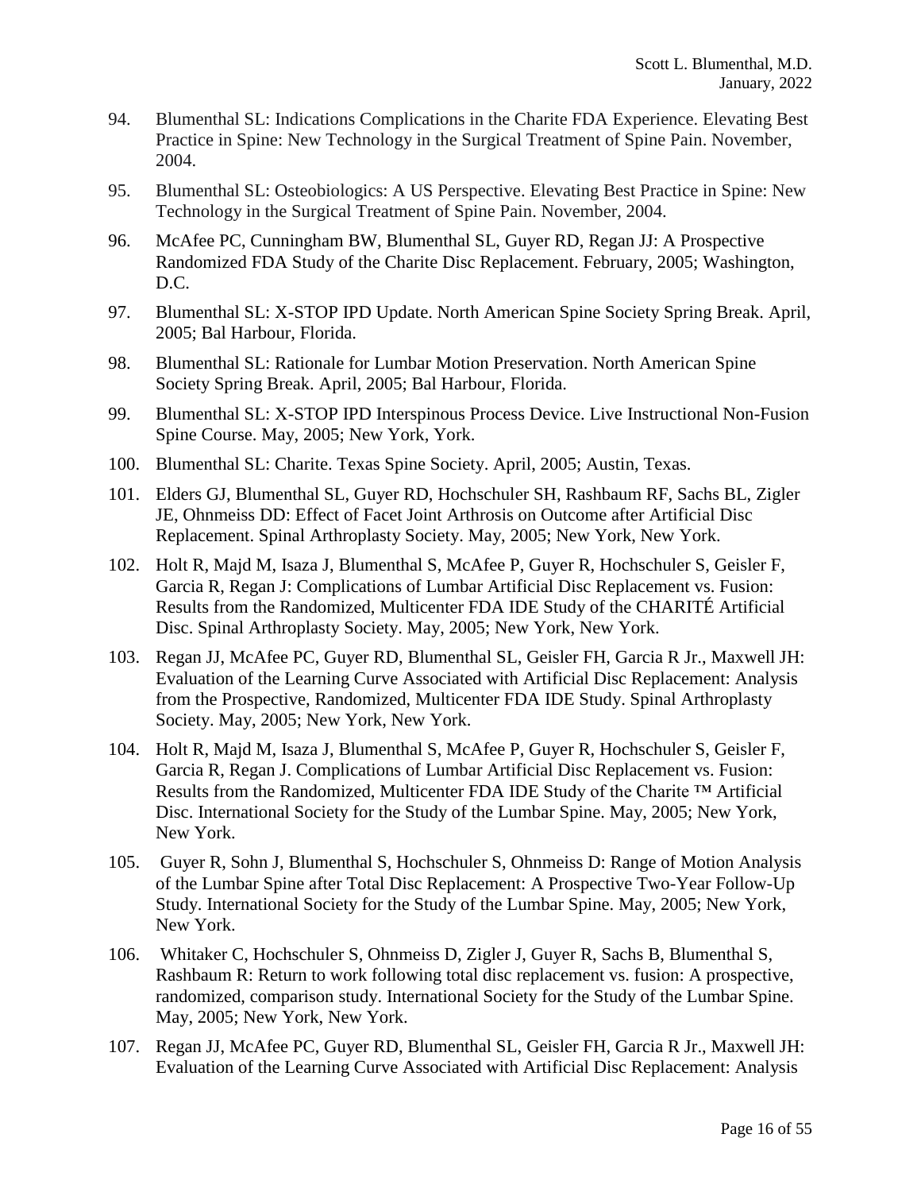94. Blumenthal SL: Indications Complications in the Charite FDA Experience. Elevating Best Practice in Spine: New Technology in the Surgical Treatment of Spine Pain. November, 2004.

95. Blumenthal SL: Osteobiologics: A US Perspective. Elevating Best Practice in Spine: New Technology in the Surgical Treatment of Spine Pain. November, 2004.

96. McAfee PC, Cunningham BW, Blumenthal SL, Guyer RD, Regan JJ: A Prospective Randomized FDA Study of the Charite Disc Replacement. February, 2005; Washington, D.C.

97. Blumenthal SL: X-STOP IPD Update. North American Spine Society Spring Break. April, 2005; Bal Harbour, Florida.

98. Blumenthal SL: Rationale for Lumbar Motion Preservation. North American Spine Society Spring Break. April, 2005; Bal Harbour, Florida.

99. Blumenthal SL: X-STOP IPD Interspinous Process Device. Live Instructional Non-Fusion Spine Course. May, 2005; New York, York.

100. Blumenthal SL: Charite. Texas Spine Society. April, 2005; Austin, Texas.

101. Elders GJ, Blumenthal SL, Guyer RD, Hochschuler SH, Rashbaum RF, Sachs BL, Zigler JE, Ohnmeiss DD: Effect of Facet Joint Arthrosis on Outcome after Artificial Disc Replacement. Spinal Arthroplasty Society. May, 2005; New York, New York.

102. Holt R, Majd M, Isaza J, Blumenthal S, McAfee P, Guyer R, Hochschuler S, Geisler F, Garcia R, Regan J: Complications of Lumbar Artificial Disc Replacement vs. Fusion: Results from the Randomized, Multicenter FDA IDE Study of the CHARITÉ Artificial Disc. Spinal Arthroplasty Society. May, 2005; New York, New York.

103. Regan JJ, McAfee PC, Guyer RD, Blumenthal SL, Geisler FH, Garcia R Jr., Maxwell JH: Evaluation of the Learning Curve Associated with Artificial Disc Replacement: Analysis from the Prospective, Randomized, Multicenter FDA IDE Study. Spinal Arthroplasty Society. May, 2005; New York, New York.

104. Holt R, Majd M, Isaza J, Blumenthal S, McAfee P, Guyer R, Hochschuler S, Geisler F, Garcia R, Regan J. Complications of Lumbar Artificial Disc Replacement vs. Fusion: Results from the Randomized, Multicenter FDA IDE Study of the Charite ™ Artificial Disc. International Society for the Study of the Lumbar Spine. May, 2005; New York, New York.

105. Guyer R, Sohn J, Blumenthal S, Hochschuler S, Ohnmeiss D: Range of Motion Analysis of the Lumbar Spine after Total Disc Replacement: A Prospective Two-Year Follow-Up Study. International Society for the Study of the Lumbar Spine. May, 2005; New York, New York.

106. Whitaker C, Hochschuler S, Ohnmeiss D, Zigler J, Guyer R, Sachs B, Blumenthal S, Rashbaum R: Return to work following total disc replacement vs. fusion: A prospective, randomized, comparison study. International Society for the Study of the Lumbar Spine. May, 2005; New York, New York.

107. Regan JJ, McAfee PC, Guyer RD, Blumenthal SL, Geisler FH, Garcia R Jr., Maxwell JH: Evaluation of the Learning Curve Associated with Artificial Disc Replacement: Analysis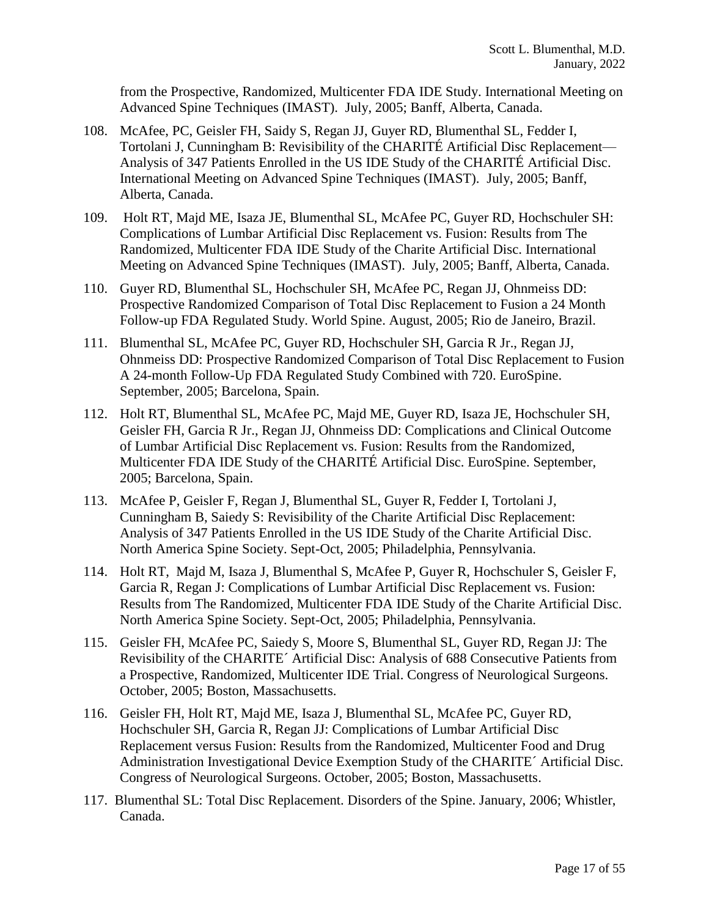from the Prospective, Randomized, Multicenter FDA IDE Study. International Meeting on Advanced Spine Techniques (IMAST). July, 2005; Banff, Alberta, Canada.

108. McAfee, PC, Geisler FH, Saidy S, Regan JJ, Guyer RD, Blumenthal SL, Fedder I, Tortolani J, Cunningham B: Revisibility of the CHARITÉ Artificial Disc Replacement—Analysis of 347 Patients Enrolled in the US IDE Study of the CHARITÉ Artificial Disc. International Meeting on Advanced Spine Techniques (IMAST). July, 2005; Banff, Alberta, Canada.

109. Holt RT, Majd ME, Isaza JE, Blumenthal SL, McAfee PC, Guyer RD, Hochschuler SH: Complications of Lumbar Artificial Disc Replacement vs. Fusion: Results from The Randomized, Multicenter FDA IDE Study of the Charite Artificial Disc. International Meeting on Advanced Spine Techniques (IMAST). July, 2005; Banff, Alberta, Canada.

110. Guyer RD, Blumenthal SL, Hochschuler SH, McAfee PC, Regan JJ, Ohnmeiss DD: Prospective Randomized Comparison of Total Disc Replacement to Fusion a 24 Month Follow-up FDA Regulated Study. World Spine. August, 2005; Rio de Janeiro, Brazil.

111. Blumenthal SL, McAfee PC, Guyer RD, Hochschuler SH, Garcia R Jr., Regan JJ, Ohnmeiss DD: Prospective Randomized Comparison of Total Disc Replacement to Fusion A 24-month Follow-Up FDA Regulated Study Combined with 720. EuroSpine. September, 2005; Barcelona, Spain.

112. Holt RT, Blumenthal SL, McAfee PC, Majd ME, Guyer RD, Isaza JE, Hochschuler SH, Geisler FH, Garcia R Jr., Regan JJ, Ohnmeiss DD: Complications and Clinical Outcome of Lumbar Artificial Disc Replacement vs. Fusion: Results from the Randomized, Multicenter FDA IDE Study of the CHARITÉ Artificial Disc. EuroSpine. September, 2005; Barcelona, Spain.

113. McAfee P, Geisler F, Regan J, Blumenthal SL, Guyer R, Fedder I, Tortolani J, Cunningham B, Saiedy S: Revisibility of the Charite Artificial Disc Replacement: Analysis of 347 Patients Enrolled in the US IDE Study of the Charite Artificial Disc. North America Spine Society. Sept-Oct, 2005; Philadelphia, Pennsylvania.

114. Holt RT, Majd M, Isaza J, Blumenthal S, McAfee P, Guyer R, Hochschuler S, Geisler F, Garcia R, Regan J: Complications of Lumbar Artificial Disc Replacement vs. Fusion: Results from The Randomized, Multicenter FDA IDE Study of the Charite Artificial Disc. North America Spine Society. Sept-Oct, 2005; Philadelphia, Pennsylvania.

115. Geisler FH, McAfee PC, Saiedy S, Moore S, Blumenthal SL, Guyer RD, Regan JJ: The Revisibility of the CHARITE´ Artificial Disc: Analysis of 688 Consecutive Patients from a Prospective, Randomized, Multicenter IDE Trial. Congress of Neurological Surgeons. October, 2005; Boston, Massachusetts.

116. Geisler FH, Holt RT, Majd ME, Isaza J, Blumenthal SL, McAfee PC, Guyer RD, Hochschuler SH, Garcia R, Regan JJ: Complications of Lumbar Artificial Disc Replacement versus Fusion: Results from the Randomized, Multicenter Food and Drug Administration Investigational Device Exemption Study of the CHARITE´ Artificial Disc. Congress of Neurological Surgeons. October, 2005; Boston, Massachusetts.

117. Blumenthal SL: Total Disc Replacement. Disorders of the Spine. January, 2006; Whistler, Canada.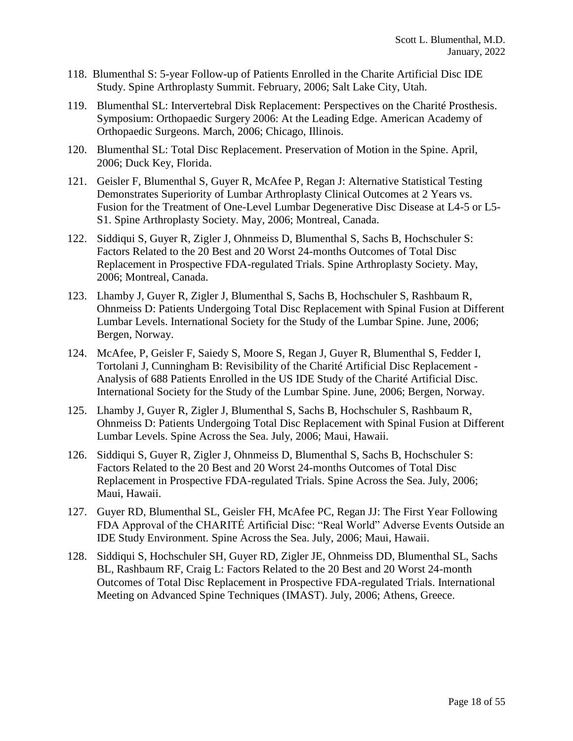118. Blumenthal S: 5-year Follow-up of Patients Enrolled in the Charite Artificial Disc IDE Study. Spine Arthroplasty Summit. February, 2006; Salt Lake City, Utah.

119. Blumenthal SL: Intervertebral Disk Replacement: Perspectives on the Charité Prosthesis. Symposium: Orthopaedic Surgery 2006: At the Leading Edge. American Academy of Orthopaedic Surgeons. March, 2006; Chicago, Illinois.

120. Blumenthal SL: Total Disc Replacement. Preservation of Motion in the Spine. April, 2006; Duck Key, Florida.

121. Geisler F, Blumenthal S, Guyer R, McAfee P, Regan J: Alternative Statistical Testing Demonstrates Superiority of Lumbar Arthroplasty Clinical Outcomes at 2 Years vs. Fusion for the Treatment of One-Level Lumbar Degenerative Disc Disease at L4-5 or L5-S1. Spine Arthroplasty Society. May, 2006; Montreal, Canada.

122. Siddiqui S, Guyer R, Zigler J, Ohnmeiss D, Blumenthal S, Sachs B, Hochschuler S: Factors Related to the 20 Best and 20 Worst 24-months Outcomes of Total Disc Replacement in Prospective FDA-regulated Trials. Spine Arthroplasty Society. May, 2006; Montreal, Canada.

123. Lhamby J, Guyer R, Zigler J, Blumenthal S, Sachs B, Hochschuler S, Rashbaum R, Ohnmeiss D: Patients Undergoing Total Disc Replacement with Spinal Fusion at Different Lumbar Levels. International Society for the Study of the Lumbar Spine. June, 2006; Bergen, Norway.

124. McAfee, P, Geisler F, Saiedy S, Moore S, Regan J, Guyer R, Blumenthal S, Fedder I, Tortolani J, Cunningham B: Revisibility of the Charité Artificial Disc Replacement - Analysis of 688 Patients Enrolled in the US IDE Study of the Charité Artificial Disc. International Society for the Study of the Lumbar Spine. June, 2006; Bergen, Norway.

125. Lhamby J, Guyer R, Zigler J, Blumenthal S, Sachs B, Hochschuler S, Rashbaum R, Ohnmeiss D: Patients Undergoing Total Disc Replacement with Spinal Fusion at Different Lumbar Levels. Spine Across the Sea. July, 2006; Maui, Hawaii.

126. Siddiqui S, Guyer R, Zigler J, Ohnmeiss D, Blumenthal S, Sachs B, Hochschuler S: Factors Related to the 20 Best and 20 Worst 24-months Outcomes of Total Disc Replacement in Prospective FDA-regulated Trials. Spine Across the Sea. July, 2006; Maui, Hawaii.

127. Guyer RD, Blumenthal SL, Geisler FH, McAfee PC, Regan JJ: The First Year Following FDA Approval of the CHARITÉ Artificial Disc: "Real World" Adverse Events Outside an IDE Study Environment. Spine Across the Sea. July, 2006; Maui, Hawaii.

128. Siddiqui S, Hochschuler SH, Guyer RD, Zigler JE, Ohnmeiss DD, Blumenthal SL, Sachs BL, Rashbaum RF, Craig L: Factors Related to the 20 Best and 20 Worst 24-month Outcomes of Total Disc Replacement in Prospective FDA-regulated Trials. International Meeting on Advanced Spine Techniques (IMAST). July, 2006; Athens, Greece.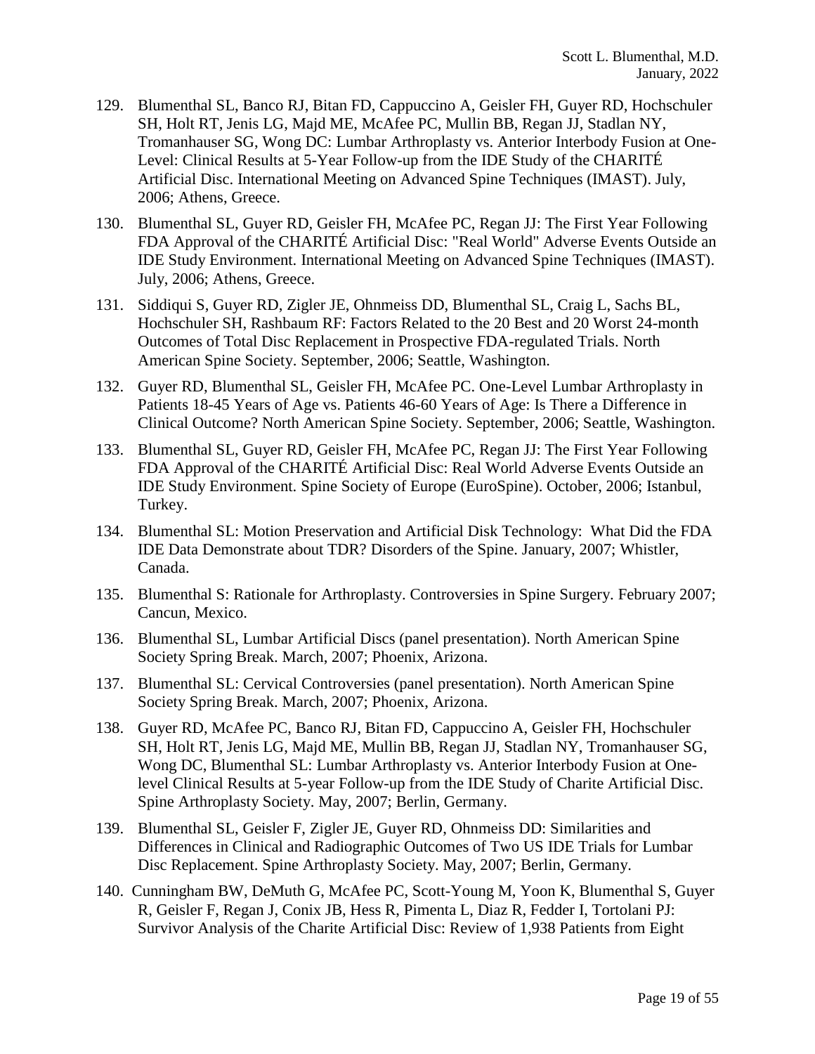129. Blumenthal SL, Banco RJ, Bitan FD, Cappuccino A, Geisler FH, Guyer RD, Hochschuler SH, Holt RT, Jenis LG, Majd ME, McAfee PC, Mullin BB, Regan JJ, Stadlan NY, Tromanhauser SG, Wong DC: Lumbar Arthroplasty vs. Anterior Interbody Fusion at One-Level: Clinical Results at 5-Year Follow-up from the IDE Study of the CHARITÉ Artificial Disc. International Meeting on Advanced Spine Techniques (IMAST). July, 2006; Athens, Greece.

130. Blumenthal SL, Guyer RD, Geisler FH, McAfee PC, Regan JJ: The First Year Following FDA Approval of the CHARITÉ Artificial Disc: "Real World" Adverse Events Outside an IDE Study Environment. International Meeting on Advanced Spine Techniques (IMAST). July, 2006; Athens, Greece.

131. Siddiqui S, Guyer RD, Zigler JE, Ohnmeiss DD, Blumenthal SL, Craig L, Sachs BL, Hochschuler SH, Rashbaum RF: Factors Related to the 20 Best and 20 Worst 24-month Outcomes of Total Disc Replacement in Prospective FDA-regulated Trials. North American Spine Society. September, 2006; Seattle, Washington.

132. Guyer RD, Blumenthal SL, Geisler FH, McAfee PC. One-Level Lumbar Arthroplasty in Patients 18-45 Years of Age vs. Patients 46-60 Years of Age: Is There a Difference in Clinical Outcome? North American Spine Society. September, 2006; Seattle, Washington.

133. Blumenthal SL, Guyer RD, Geisler FH, McAfee PC, Regan JJ: The First Year Following FDA Approval of the CHARITÉ Artificial Disc: Real World Adverse Events Outside an IDE Study Environment. Spine Society of Europe (EuroSpine). October, 2006; Istanbul, Turkey.

134. Blumenthal SL: Motion Preservation and Artificial Disk Technology: What Did the FDA IDE Data Demonstrate about TDR? Disorders of the Spine. January, 2007; Whistler, Canada.

135. Blumenthal S: Rationale for Arthroplasty. Controversies in Spine Surgery. February 2007; Cancun, Mexico.

136. Blumenthal SL, Lumbar Artificial Discs (panel presentation). North American Spine Society Spring Break. March, 2007; Phoenix, Arizona.

137. Blumenthal SL: Cervical Controversies (panel presentation). North American Spine Society Spring Break. March, 2007; Phoenix, Arizona.

138. Guyer RD, McAfee PC, Banco RJ, Bitan FD, Cappuccino A, Geisler FH, Hochschuler SH, Holt RT, Jenis LG, Majd ME, Mullin BB, Regan JJ, Stadlan NY, Tromanhauser SG, Wong DC, Blumenthal SL: Lumbar Arthroplasty vs. Anterior Interbody Fusion at One-level Clinical Results at 5-year Follow-up from the IDE Study of Charite Artificial Disc. Spine Arthroplasty Society. May, 2007; Berlin, Germany.

139. Blumenthal SL, Geisler F, Zigler JE, Guyer RD, Ohnmeiss DD: Similarities and Differences in Clinical and Radiographic Outcomes of Two US IDE Trials for Lumbar Disc Replacement. Spine Arthroplasty Society. May, 2007; Berlin, Germany.

140. Cunningham BW, DeMuth G, McAfee PC, Scott-Young M, Yoon K, Blumenthal S, Guyer R, Geisler F, Regan J, Conix JB, Hess R, Pimenta L, Diaz R, Fedder I, Tortolani PJ: Survivor Analysis of the Charite Artificial Disc: Review of 1,938 Patients from Eight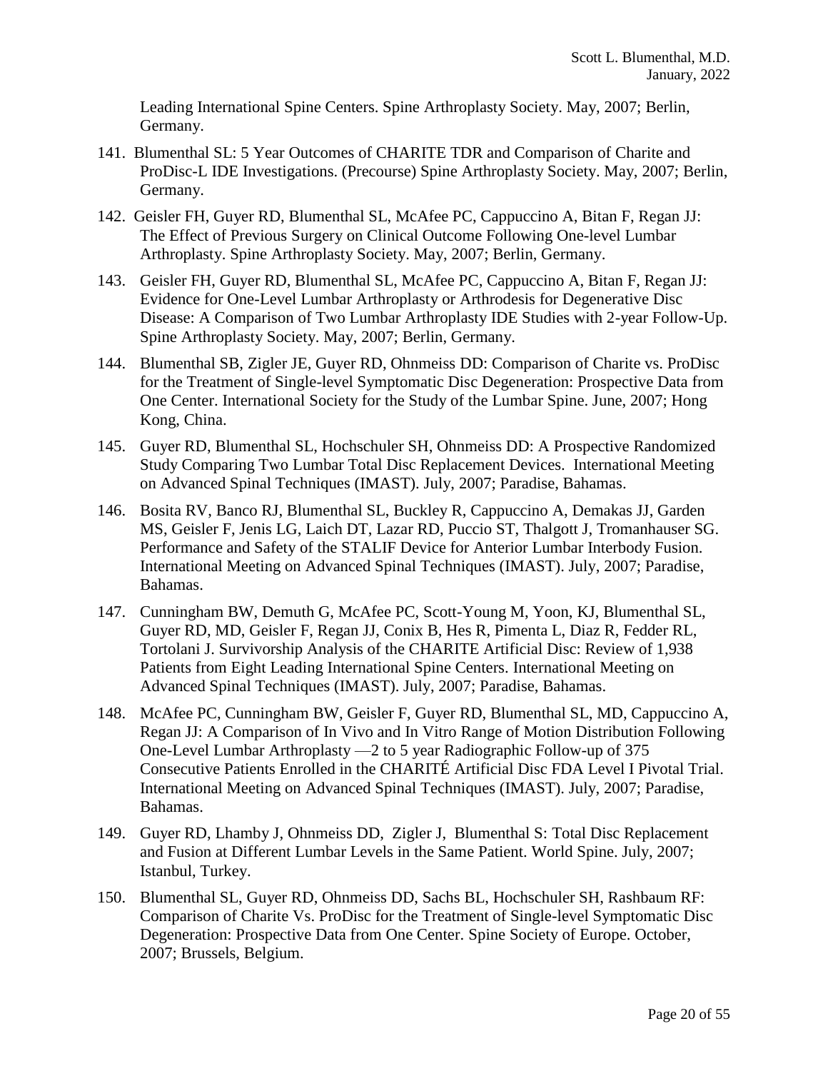Leading International Spine Centers. Spine Arthroplasty Society. May, 2007; Berlin, Germany.

141. Blumenthal SL: 5 Year Outcomes of CHARITE TDR and Comparison of Charite and ProDisc-L IDE Investigations. (Precourse) Spine Arthroplasty Society. May, 2007; Berlin, Germany.

142. Geisler FH, Guyer RD, Blumenthal SL, McAfee PC, Cappuccino A, Bitan F, Regan JJ: The Effect of Previous Surgery on Clinical Outcome Following One-level Lumbar Arthroplasty. Spine Arthroplasty Society. May, 2007; Berlin, Germany.

143. Geisler FH, Guyer RD, Blumenthal SL, McAfee PC, Cappuccino A, Bitan F, Regan JJ: Evidence for One-Level Lumbar Arthroplasty or Arthrodesis for Degenerative Disc Disease: A Comparison of Two Lumbar Arthroplasty IDE Studies with 2-year Follow-Up. Spine Arthroplasty Society. May, 2007; Berlin, Germany.

144. Blumenthal SB, Zigler JE, Guyer RD, Ohnmeiss DD: Comparison of Charite vs. ProDisc for the Treatment of Single-level Symptomatic Disc Degeneration: Prospective Data from One Center. International Society for the Study of the Lumbar Spine. June, 2007; Hong Kong, China.

145. Guyer RD, Blumenthal SL, Hochschuler SH, Ohnmeiss DD: A Prospective Randomized Study Comparing Two Lumbar Total Disc Replacement Devices. International Meeting on Advanced Spinal Techniques (IMAST). July, 2007; Paradise, Bahamas.

146. Bosita RV, Banco RJ, Blumenthal SL, Buckley R, Cappuccino A, Demakas JJ, Garden MS, Geisler F, Jenis LG, Laich DT, Lazar RD, Puccio ST, Thalgott J, Tromanhauser SG. Performance and Safety of the STALIF Device for Anterior Lumbar Interbody Fusion. International Meeting on Advanced Spinal Techniques (IMAST). July, 2007; Paradise, Bahamas.

147. Cunningham BW, Demuth G, McAfee PC, Scott-Young M, Yoon, KJ, Blumenthal SL, Guyer RD, MD, Geisler F, Regan JJ, Conix B, Hes R, Pimenta L, Diaz R, Fedder RL, Tortolani J. Survivorship Analysis of the CHARITE Artificial Disc: Review of 1,938 Patients from Eight Leading International Spine Centers. International Meeting on Advanced Spinal Techniques (IMAST). July, 2007; Paradise, Bahamas.

148. McAfee PC, Cunningham BW, Geisler F, Guyer RD, Blumenthal SL, MD, Cappuccino A, Regan JJ: A Comparison of In Vivo and In Vitro Range of Motion Distribution Following One-Level Lumbar Arthroplasty —2 to 5 year Radiographic Follow-up of 375 Consecutive Patients Enrolled in the CHARITÉ Artificial Disc FDA Level I Pivotal Trial. International Meeting on Advanced Spinal Techniques (IMAST). July, 2007; Paradise, Bahamas.

149. Guyer RD, Lhamby J, Ohnmeiss DD, Zigler J, Blumenthal S: Total Disc Replacement and Fusion at Different Lumbar Levels in the Same Patient. World Spine. July, 2007; Istanbul, Turkey.

150. Blumenthal SL, Guyer RD, Ohnmeiss DD, Sachs BL, Hochschuler SH, Rashbaum RF: Comparison of Charite Vs. ProDisc for the Treatment of Single-level Symptomatic Disc Degeneration: Prospective Data from One Center. Spine Society of Europe. October, 2007; Brussels, Belgium.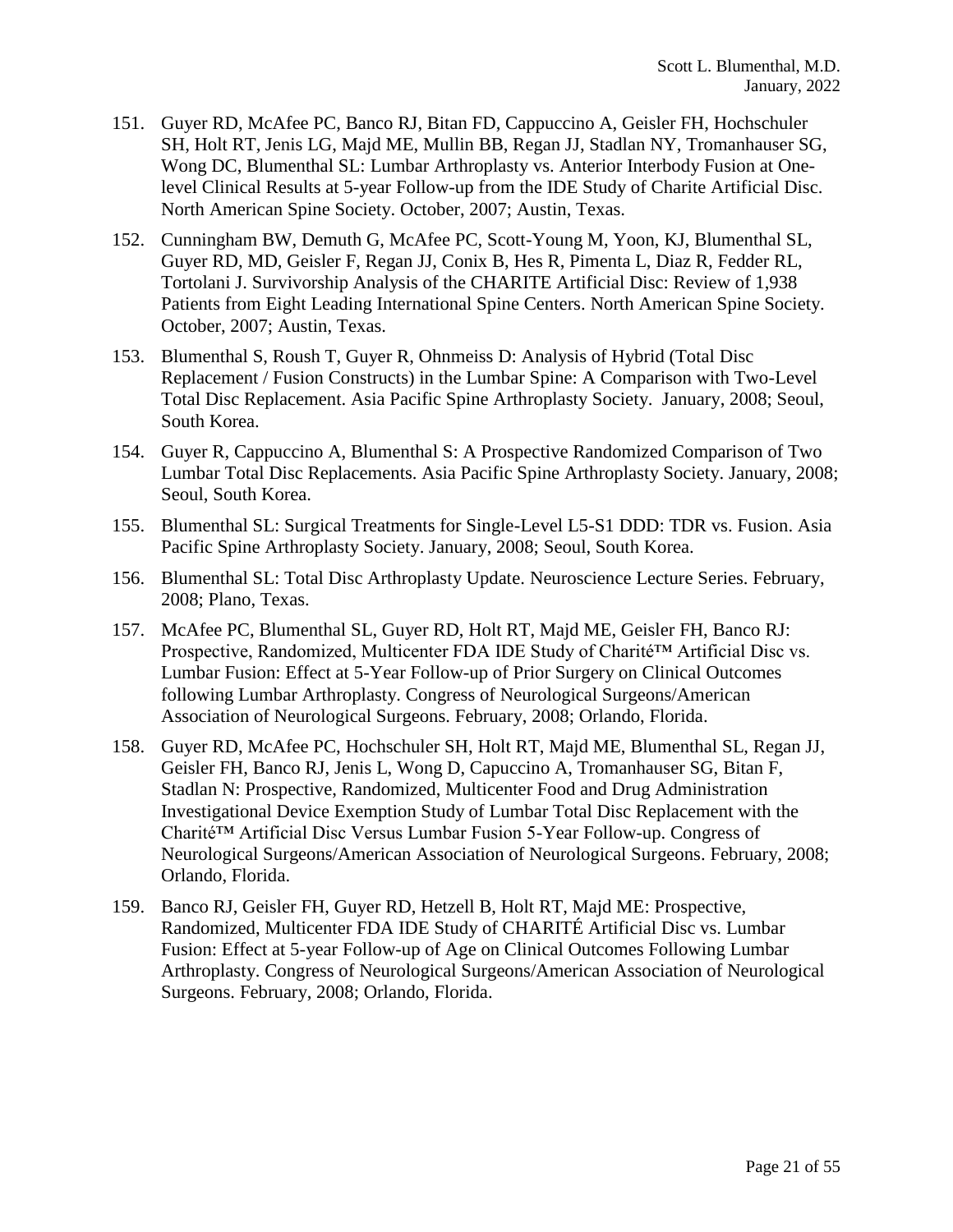151. Guyer RD, McAfee PC, Banco RJ, Bitan FD, Cappuccino A, Geisler FH, Hochschuler SH, Holt RT, Jenis LG, Majd ME, Mullin BB, Regan JJ, Stadlan NY, Tromanhauser SG, Wong DC, Blumenthal SL: Lumbar Arthroplasty vs. Anterior Interbody Fusion at One-level Clinical Results at 5-year Follow-up from the IDE Study of Charite Artificial Disc. North American Spine Society. October, 2007; Austin, Texas.

152. Cunningham BW, Demuth G, McAfee PC, Scott-Young M, Yoon, KJ, Blumenthal SL, Guyer RD, MD, Geisler F, Regan JJ, Conix B, Hes R, Pimenta L, Diaz R, Fedder RL, Tortolani J. Survivorship Analysis of the CHARITE Artificial Disc: Review of 1,938 Patients from Eight Leading International Spine Centers. North American Spine Society. October, 2007; Austin, Texas.

153. Blumenthal S, Roush T, Guyer R, Ohnmeiss D: Analysis of Hybrid (Total Disc Replacement / Fusion Constructs) in the Lumbar Spine: A Comparison with Two-Level Total Disc Replacement. Asia Pacific Spine Arthroplasty Society. January, 2008; Seoul, South Korea.

154. Guyer R, Cappuccino A, Blumenthal S: A Prospective Randomized Comparison of Two Lumbar Total Disc Replacements. Asia Pacific Spine Arthroplasty Society. January, 2008; Seoul, South Korea.

155. Blumenthal SL: Surgical Treatments for Single-Level L5-S1 DDD: TDR vs. Fusion. Asia Pacific Spine Arthroplasty Society. January, 2008; Seoul, South Korea.

156. Blumenthal SL: Total Disc Arthroplasty Update. Neuroscience Lecture Series. February, 2008; Plano, Texas.

157. McAfee PC, Blumenthal SL, Guyer RD, Holt RT, Majd ME, Geisler FH, Banco RJ: Prospective, Randomized, Multicenter FDA IDE Study of Charité™ Artificial Disc vs. Lumbar Fusion: Effect at 5-Year Follow-up of Prior Surgery on Clinical Outcomes following Lumbar Arthroplasty. Congress of Neurological Surgeons/American Association of Neurological Surgeons. February, 2008; Orlando, Florida.

158. Guyer RD, McAfee PC, Hochschuler SH, Holt RT, Majd ME, Blumenthal SL, Regan JJ, Geisler FH, Banco RJ, Jenis L, Wong D, Capuccino A, Tromanhauser SG, Bitan F, Stadlan N: Prospective, Randomized, Multicenter Food and Drug Administration Investigational Device Exemption Study of Lumbar Total Disc Replacement with the Charité™ Artificial Disc Versus Lumbar Fusion 5-Year Follow-up. Congress of Neurological Surgeons/American Association of Neurological Surgeons. February, 2008; Orlando, Florida.

159. Banco RJ, Geisler FH, Guyer RD, Hetzell B, Holt RT, Majd ME: Prospective, Randomized, Multicenter FDA IDE Study of CHARITÉ Artificial Disc vs. Lumbar Fusion: Effect at 5-year Follow-up of Age on Clinical Outcomes Following Lumbar Arthroplasty. Congress of Neurological Surgeons/American Association of Neurological Surgeons. February, 2008; Orlando, Florida.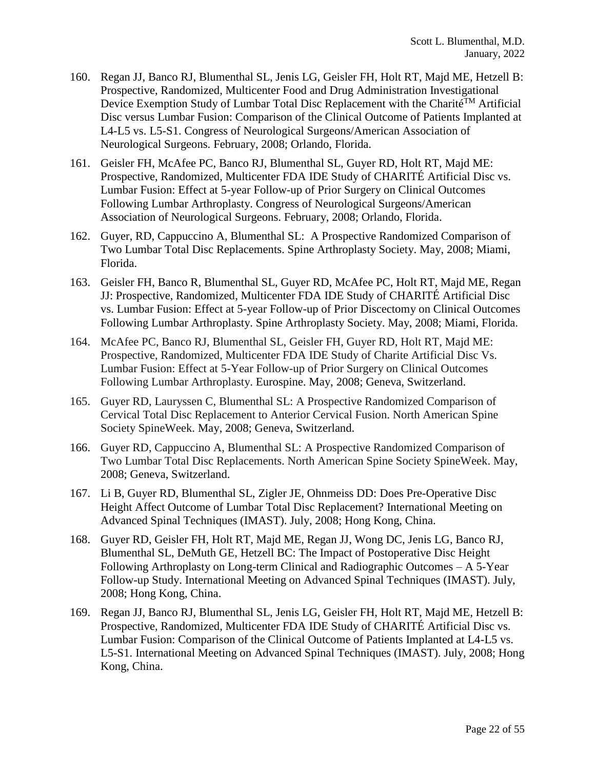160. Regan JJ, Banco RJ, Blumenthal SL, Jenis LG, Geisler FH, Holt RT, Majd ME, Hetzell B: Prospective, Randomized, Multicenter Food and Drug Administration Investigational Device Exemption Study of Lumbar Total Disc Replacement with the Charité™ Artificial Disc versus Lumbar Fusion: Comparison of the Clinical Outcome of Patients Implanted at L4-L5 vs. L5-S1. Congress of Neurological Surgeons/American Association of Neurological Surgeons. February, 2008; Orlando, Florida.

161. Geisler FH, McAfee PC, Banco RJ, Blumenthal SL, Guyer RD, Holt RT, Majd ME: Prospective, Randomized, Multicenter FDA IDE Study of CHARITÉ Artificial Disc vs. Lumbar Fusion: Effect at 5-year Follow-up of Prior Surgery on Clinical Outcomes Following Lumbar Arthroplasty. Congress of Neurological Surgeons/American Association of Neurological Surgeons. February, 2008; Orlando, Florida.

162. Guyer, RD, Cappuccino A, Blumenthal SL: A Prospective Randomized Comparison of Two Lumbar Total Disc Replacements. Spine Arthroplasty Society. May, 2008; Miami, Florida.

163. Geisler FH, Banco R, Blumenthal SL, Guyer RD, McAfee PC, Holt RT, Majd ME, Regan JJ: Prospective, Randomized, Multicenter FDA IDE Study of CHARITÉ Artificial Disc vs. Lumbar Fusion: Effect at 5-year Follow-up of Prior Discectomy on Clinical Outcomes Following Lumbar Arthroplasty. Spine Arthroplasty Society. May, 2008; Miami, Florida.

164. McAfee PC, Banco RJ, Blumenthal SL, Geisler FH, Guyer RD, Holt RT, Majd ME: Prospective, Randomized, Multicenter FDA IDE Study of Charite Artificial Disc Vs. Lumbar Fusion: Effect at 5-Year Follow-up of Prior Surgery on Clinical Outcomes Following Lumbar Arthroplasty. Eurospine. May, 2008; Geneva, Switzerland.

165. Guyer RD, Lauryssen C, Blumenthal SL: A Prospective Randomized Comparison of Cervical Total Disc Replacement to Anterior Cervical Fusion. North American Spine Society SpineWeek. May, 2008; Geneva, Switzerland.

166. Guyer RD, Cappuccino A, Blumenthal SL: A Prospective Randomized Comparison of Two Lumbar Total Disc Replacements. North American Spine Society SpineWeek. May, 2008; Geneva, Switzerland.

167. Li B, Guyer RD, Blumenthal SL, Zigler JE, Ohnmeiss DD: Does Pre-Operative Disc Height Affect Outcome of Lumbar Total Disc Replacement? International Meeting on Advanced Spinal Techniques (IMAST). July, 2008; Hong Kong, China.

168. Guyer RD, Geisler FH, Holt RT, Majd ME, Regan JJ, Wong DC, Jenis LG, Banco RJ, Blumenthal SL, DeMuth GE, Hetzell BC: The Impact of Postoperative Disc Height Following Arthroplasty on Long-term Clinical and Radiographic Outcomes – A 5-Year Follow-up Study. International Meeting on Advanced Spinal Techniques (IMAST). July, 2008; Hong Kong, China.

169. Regan JJ, Banco RJ, Blumenthal SL, Jenis LG, Geisler FH, Holt RT, Majd ME, Hetzell B: Prospective, Randomized, Multicenter FDA IDE Study of CHARITÉ Artificial Disc vs. Lumbar Fusion: Comparison of the Clinical Outcome of Patients Implanted at L4-L5 vs. L5-S1. International Meeting on Advanced Spinal Techniques (IMAST). July, 2008; Hong Kong, China.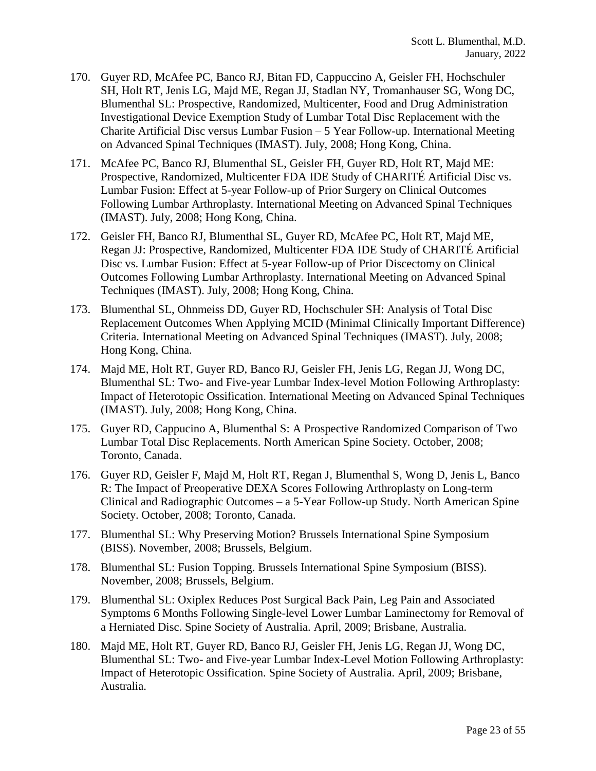170. Guyer RD, McAfee PC, Banco RJ, Bitan FD, Cappuccino A, Geisler FH, Hochschuler SH, Holt RT, Jenis LG, Majd ME, Regan JJ, Stadlan NY, Tromanhauser SG, Wong DC, Blumenthal SL: Prospective, Randomized, Multicenter, Food and Drug Administration Investigational Device Exemption Study of Lumbar Total Disc Replacement with the Charite Artificial Disc versus Lumbar Fusion – 5 Year Follow-up. International Meeting on Advanced Spinal Techniques (IMAST). July, 2008; Hong Kong, China.

171. McAfee PC, Banco RJ, Blumenthal SL, Geisler FH, Guyer RD, Holt RT, Majd ME: Prospective, Randomized, Multicenter FDA IDE Study of CHARITÉ Artificial Disc vs. Lumbar Fusion: Effect at 5-year Follow-up of Prior Surgery on Clinical Outcomes Following Lumbar Arthroplasty. International Meeting on Advanced Spinal Techniques (IMAST). July, 2008; Hong Kong, China.

172. Geisler FH, Banco RJ, Blumenthal SL, Guyer RD, McAfee PC, Holt RT, Majd ME, Regan JJ: Prospective, Randomized, Multicenter FDA IDE Study of CHARITÉ Artificial Disc vs. Lumbar Fusion: Effect at 5-year Follow-up of Prior Discectomy on Clinical Outcomes Following Lumbar Arthroplasty. International Meeting on Advanced Spinal Techniques (IMAST). July, 2008; Hong Kong, China.

173. Blumenthal SL, Ohnmeiss DD, Guyer RD, Hochschuler SH: Analysis of Total Disc Replacement Outcomes When Applying MCID (Minimal Clinically Important Difference) Criteria. International Meeting on Advanced Spinal Techniques (IMAST). July, 2008; Hong Kong, China.

174. Majd ME, Holt RT, Guyer RD, Banco RJ, Geisler FH, Jenis LG, Regan JJ, Wong DC, Blumenthal SL: Two- and Five-year Lumbar Index-level Motion Following Arthroplasty: Impact of Heterotopic Ossification. International Meeting on Advanced Spinal Techniques (IMAST). July, 2008; Hong Kong, China.

175. Guyer RD, Cappucino A, Blumenthal S: A Prospective Randomized Comparison of Two Lumbar Total Disc Replacements. North American Spine Society. October, 2008; Toronto, Canada.

176. Guyer RD, Geisler F, Majd M, Holt RT, Regan J, Blumenthal S, Wong D, Jenis L, Banco R: The Impact of Preoperative DEXA Scores Following Arthroplasty on Long-term Clinical and Radiographic Outcomes – a 5-Year Follow-up Study. North American Spine Society. October, 2008; Toronto, Canada.

177. Blumenthal SL: Why Preserving Motion? Brussels International Spine Symposium (BISS). November, 2008; Brussels, Belgium.

178. Blumenthal SL: Fusion Topping. Brussels International Spine Symposium (BISS). November, 2008; Brussels, Belgium.

179. Blumenthal SL: Oxiplex Reduces Post Surgical Back Pain, Leg Pain and Associated Symptoms 6 Months Following Single-level Lower Lumbar Laminectomy for Removal of a Herniated Disc. Spine Society of Australia. April, 2009; Brisbane, Australia.

180. Majd ME, Holt RT, Guyer RD, Banco RJ, Geisler FH, Jenis LG, Regan JJ, Wong DC, Blumenthal SL: Two- and Five-year Lumbar Index-Level Motion Following Arthroplasty: Impact of Heterotopic Ossification. Spine Society of Australia. April, 2009; Brisbane, Australia.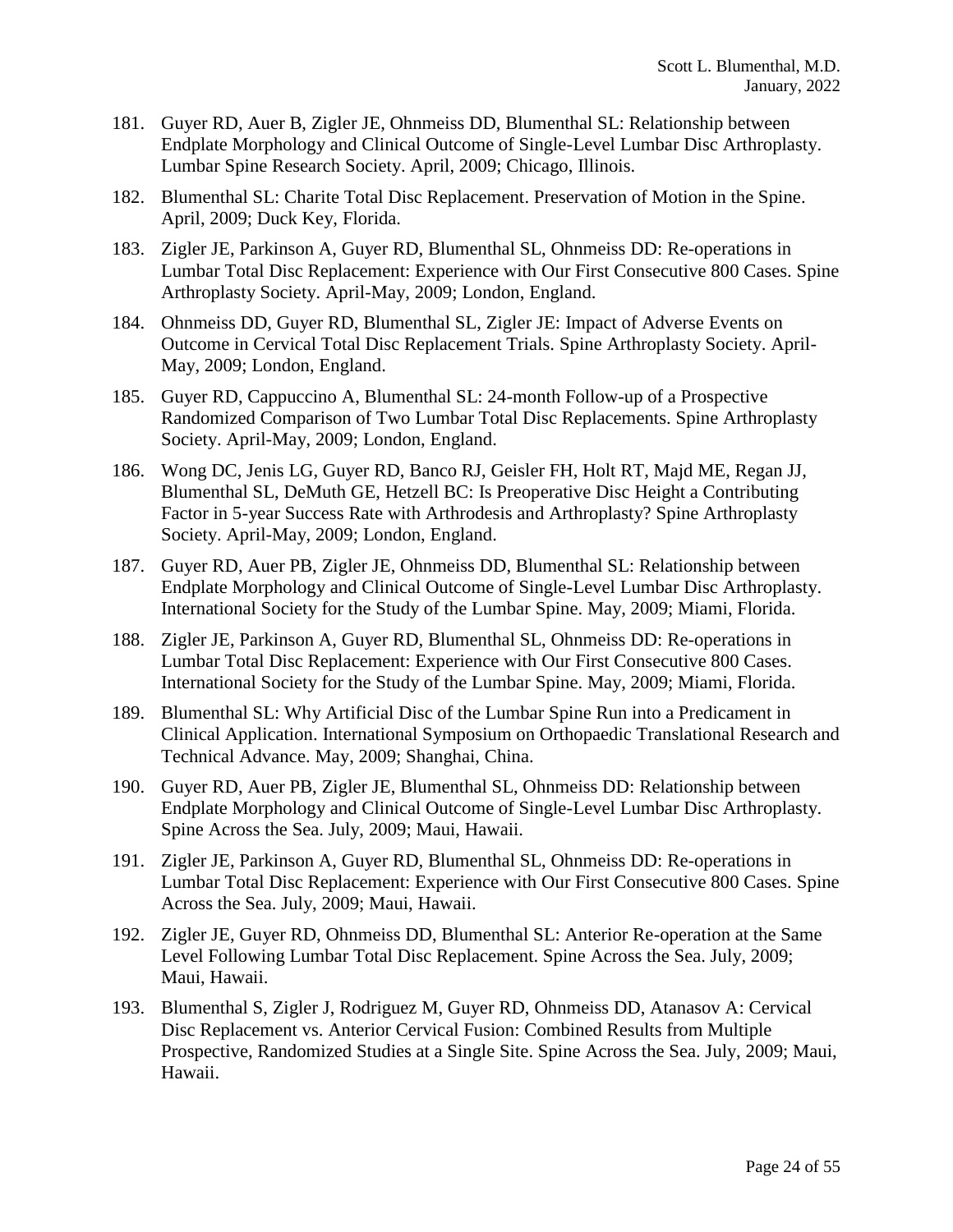181. Guyer RD, Auer B, Zigler JE, Ohnmeiss DD, Blumenthal SL: Relationship between Endplate Morphology and Clinical Outcome of Single-Level Lumbar Disc Arthroplasty. Lumbar Spine Research Society. April, 2009; Chicago, Illinois.

182. Blumenthal SL: Charite Total Disc Replacement. Preservation of Motion in the Spine. April, 2009; Duck Key, Florida.

183. Zigler JE, Parkinson A, Guyer RD, Blumenthal SL, Ohnmeiss DD: Re-operations in Lumbar Total Disc Replacement: Experience with Our First Consecutive 800 Cases. Spine Arthroplasty Society. April-May, 2009; London, England.

184. Ohnmeiss DD, Guyer RD, Blumenthal SL, Zigler JE: Impact of Adverse Events on Outcome in Cervical Total Disc Replacement Trials. Spine Arthroplasty Society. April-May, 2009; London, England.

185. Guyer RD, Cappuccino A, Blumenthal SL: 24-month Follow-up of a Prospective Randomized Comparison of Two Lumbar Total Disc Replacements. Spine Arthroplasty Society. April-May, 2009; London, England.

186. Wong DC, Jenis LG, Guyer RD, Banco RJ, Geisler FH, Holt RT, Majd ME, Regan JJ, Blumenthal SL, DeMuth GE, Hetzell BC: Is Preoperative Disc Height a Contributing Factor in 5-year Success Rate with Arthrodesis and Arthroplasty? Spine Arthroplasty Society. April-May, 2009; London, England.

187. Guyer RD, Auer PB, Zigler JE, Ohnmeiss DD, Blumenthal SL: Relationship between Endplate Morphology and Clinical Outcome of Single-Level Lumbar Disc Arthroplasty. International Society for the Study of the Lumbar Spine. May, 2009; Miami, Florida.

188. Zigler JE, Parkinson A, Guyer RD, Blumenthal SL, Ohnmeiss DD: Re-operations in Lumbar Total Disc Replacement: Experience with Our First Consecutive 800 Cases. International Society for the Study of the Lumbar Spine. May, 2009; Miami, Florida.

189. Blumenthal SL: Why Artificial Disc of the Lumbar Spine Run into a Predicament in Clinical Application. International Symposium on Orthopaedic Translational Research and Technical Advance. May, 2009; Shanghai, China.

190. Guyer RD, Auer PB, Zigler JE, Blumenthal SL, Ohnmeiss DD: Relationship between Endplate Morphology and Clinical Outcome of Single-Level Lumbar Disc Arthroplasty. Spine Across the Sea. July, 2009; Maui, Hawaii.

191. Zigler JE, Parkinson A, Guyer RD, Blumenthal SL, Ohnmeiss DD: Re-operations in Lumbar Total Disc Replacement: Experience with Our First Consecutive 800 Cases. Spine Across the Sea. July, 2009; Maui, Hawaii.

192. Zigler JE, Guyer RD, Ohnmeiss DD, Blumenthal SL: Anterior Re-operation at the Same Level Following Lumbar Total Disc Replacement. Spine Across the Sea. July, 2009; Maui, Hawaii.

193. Blumenthal S, Zigler J, Rodriguez M, Guyer RD, Ohnmeiss DD, Atanasov A: Cervical Disc Replacement vs. Anterior Cervical Fusion: Combined Results from Multiple Prospective, Randomized Studies at a Single Site. Spine Across the Sea. July, 2009; Maui, Hawaii.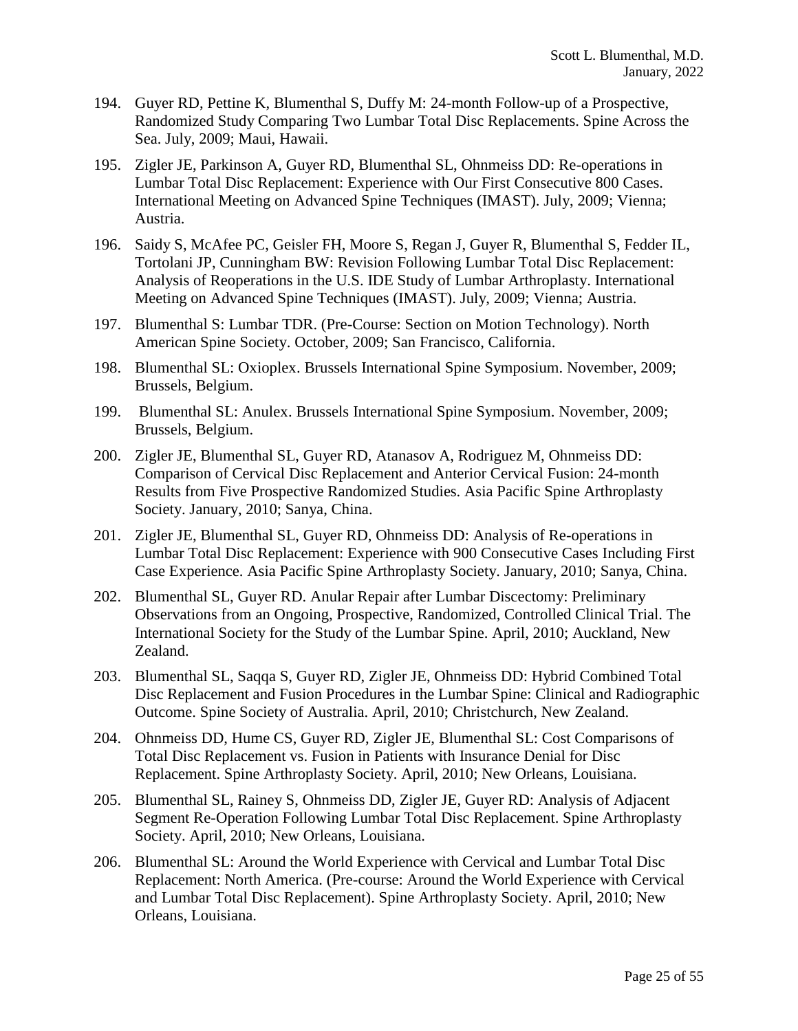194. Guyer RD, Pettine K, Blumenthal S, Duffy M: 24-month Follow-up of a Prospective, Randomized Study Comparing Two Lumbar Total Disc Replacements. Spine Across the Sea. July, 2009; Maui, Hawaii.

195. Zigler JE, Parkinson A, Guyer RD, Blumenthal SL, Ohnmeiss DD: Re-operations in Lumbar Total Disc Replacement: Experience with Our First Consecutive 800 Cases. International Meeting on Advanced Spine Techniques (IMAST). July, 2009; Vienna; Austria.

196. Saidy S, McAfee PC, Geisler FH, Moore S, Regan J, Guyer R, Blumenthal S, Fedder IL, Tortolani JP, Cunningham BW: Revision Following Lumbar Total Disc Replacement: Analysis of Reoperations in the U.S. IDE Study of Lumbar Arthroplasty. International Meeting on Advanced Spine Techniques (IMAST). July, 2009; Vienna; Austria.

197. Blumenthal S: Lumbar TDR. (Pre-Course: Section on Motion Technology). North American Spine Society. October, 2009; San Francisco, California.

198. Blumenthal SL: Oxioplex. Brussels International Spine Symposium. November, 2009; Brussels, Belgium.

199. Blumenthal SL: Anulex. Brussels International Spine Symposium. November, 2009; Brussels, Belgium.

200. Zigler JE, Blumenthal SL, Guyer RD, Atanasov A, Rodriguez M, Ohnmeiss DD: Comparison of Cervical Disc Replacement and Anterior Cervical Fusion: 24-month Results from Five Prospective Randomized Studies. Asia Pacific Spine Arthroplasty Society. January, 2010; Sanya, China.

201. Zigler JE, Blumenthal SL, Guyer RD, Ohnmeiss DD: Analysis of Re-operations in Lumbar Total Disc Replacement: Experience with 900 Consecutive Cases Including First Case Experience. Asia Pacific Spine Arthroplasty Society. January, 2010; Sanya, China.

202. Blumenthal SL, Guyer RD. Anular Repair after Lumbar Discectomy: Preliminary Observations from an Ongoing, Prospective, Randomized, Controlled Clinical Trial. The International Society for the Study of the Lumbar Spine. April, 2010; Auckland, New Zealand.

203. Blumenthal SL, Saqqa S, Guyer RD, Zigler JE, Ohnmeiss DD: Hybrid Combined Total Disc Replacement and Fusion Procedures in the Lumbar Spine: Clinical and Radiographic Outcome. Spine Society of Australia. April, 2010; Christchurch, New Zealand.

204. Ohnmeiss DD, Hume CS, Guyer RD, Zigler JE, Blumenthal SL: Cost Comparisons of Total Disc Replacement vs. Fusion in Patients with Insurance Denial for Disc Replacement. Spine Arthroplasty Society. April, 2010; New Orleans, Louisiana.

205. Blumenthal SL, Rainey S, Ohnmeiss DD, Zigler JE, Guyer RD: Analysis of Adjacent Segment Re-Operation Following Lumbar Total Disc Replacement. Spine Arthroplasty Society. April, 2010; New Orleans, Louisiana.

206. Blumenthal SL: Around the World Experience with Cervical and Lumbar Total Disc Replacement: North America. (Pre-course: Around the World Experience with Cervical and Lumbar Total Disc Replacement). Spine Arthroplasty Society. April, 2010; New Orleans, Louisiana.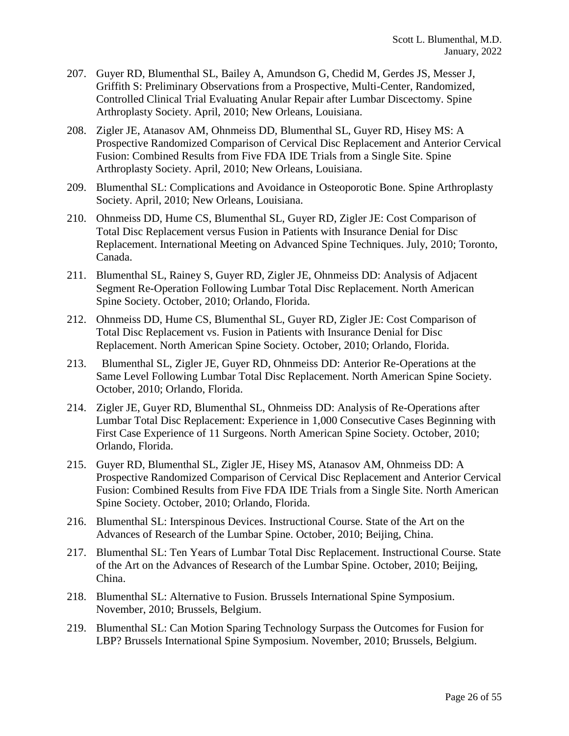207. Guyer RD, Blumenthal SL, Bailey A, Amundson G, Chedid M, Gerdes JS, Messer J, Griffith S: Preliminary Observations from a Prospective, Multi-Center, Randomized, Controlled Clinical Trial Evaluating Anular Repair after Lumbar Discectomy. Spine Arthroplasty Society. April, 2010; New Orleans, Louisiana.

208. Zigler JE, Atanasov AM, Ohnmeiss DD, Blumenthal SL, Guyer RD, Hisey MS: A Prospective Randomized Comparison of Cervical Disc Replacement and Anterior Cervical Fusion: Combined Results from Five FDA IDE Trials from a Single Site. Spine Arthroplasty Society. April, 2010; New Orleans, Louisiana.

209. Blumenthal SL: Complications and Avoidance in Osteoporotic Bone. Spine Arthroplasty Society. April, 2010; New Orleans, Louisiana.

210. Ohnmeiss DD, Hume CS, Blumenthal SL, Guyer RD, Zigler JE: Cost Comparison of Total Disc Replacement versus Fusion in Patients with Insurance Denial for Disc Replacement. International Meeting on Advanced Spine Techniques. July, 2010; Toronto, Canada.

211. Blumenthal SL, Rainey S, Guyer RD, Zigler JE, Ohnmeiss DD: Analysis of Adjacent Segment Re-Operation Following Lumbar Total Disc Replacement. North American Spine Society. October, 2010; Orlando, Florida.

212. Ohnmeiss DD, Hume CS, Blumenthal SL, Guyer RD, Zigler JE: Cost Comparison of Total Disc Replacement vs. Fusion in Patients with Insurance Denial for Disc Replacement. North American Spine Society. October, 2010; Orlando, Florida.

213. Blumenthal SL, Zigler JE, Guyer RD, Ohnmeiss DD: Anterior Re-Operations at the Same Level Following Lumbar Total Disc Replacement. North American Spine Society. October, 2010; Orlando, Florida.

214. Zigler JE, Guyer RD, Blumenthal SL, Ohnmeiss DD: Analysis of Re-Operations after Lumbar Total Disc Replacement: Experience in 1,000 Consecutive Cases Beginning with First Case Experience of 11 Surgeons. North American Spine Society. October, 2010; Orlando, Florida.

215. Guyer RD, Blumenthal SL, Zigler JE, Hisey MS, Atanasov AM, Ohnmeiss DD: A Prospective Randomized Comparison of Cervical Disc Replacement and Anterior Cervical Fusion: Combined Results from Five FDA IDE Trials from a Single Site. North American Spine Society. October, 2010; Orlando, Florida.

216. Blumenthal SL: Interspinous Devices. Instructional Course. State of the Art on the Advances of Research of the Lumbar Spine. October, 2010; Beijing, China.

217. Blumenthal SL: Ten Years of Lumbar Total Disc Replacement. Instructional Course. State of the Art on the Advances of Research of the Lumbar Spine. October, 2010; Beijing, China.

218. Blumenthal SL: Alternative to Fusion. Brussels International Spine Symposium. November, 2010; Brussels, Belgium.

219. Blumenthal SL: Can Motion Sparing Technology Surpass the Outcomes for Fusion for LBP? Brussels International Spine Symposium. November, 2010; Brussels, Belgium.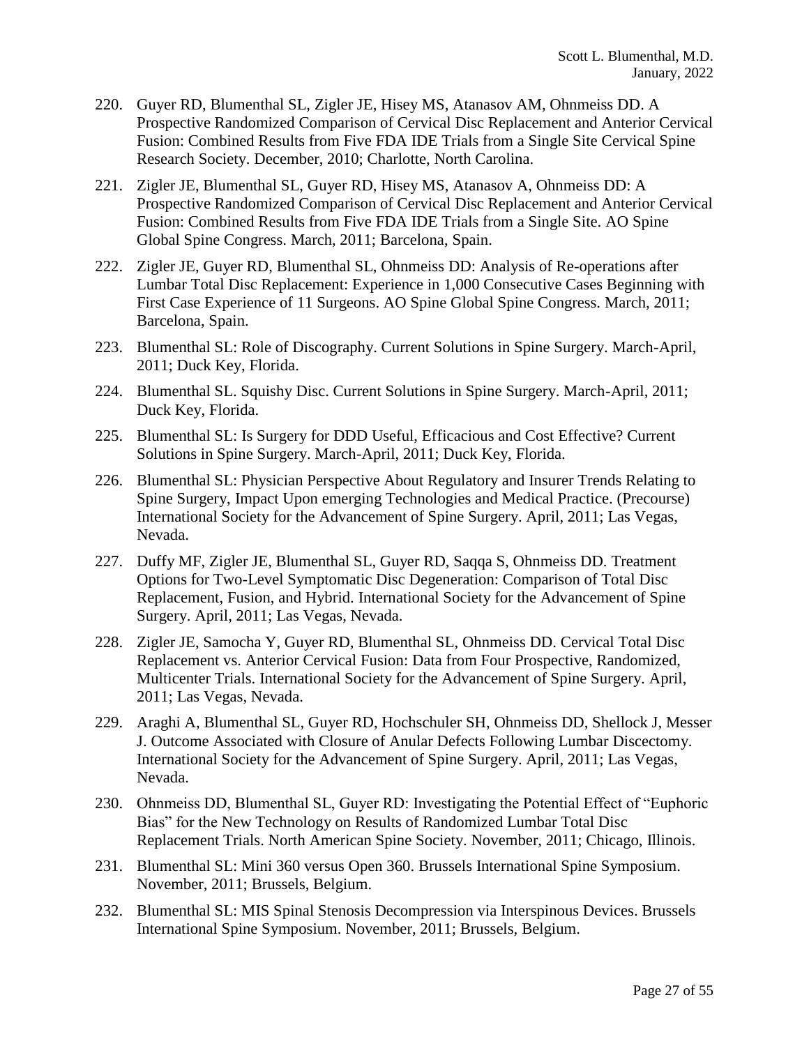220. Guyer RD, Blumenthal SL, Zigler JE, Hisey MS, Atanasov AM, Ohnmeiss DD. A Prospective Randomized Comparison of Cervical Disc Replacement and Anterior Cervical Fusion: Combined Results from Five FDA IDE Trials from a Single Site Cervical Spine Research Society. December, 2010; Charlotte, North Carolina.

221. Zigler JE, Blumenthal SL, Guyer RD, Hisey MS, Atanasov A, Ohnmeiss DD: A Prospective Randomized Comparison of Cervical Disc Replacement and Anterior Cervical Fusion: Combined Results from Five FDA IDE Trials from a Single Site. AO Spine Global Spine Congress. March, 2011; Barcelona, Spain.

222. Zigler JE, Guyer RD, Blumenthal SL, Ohnmeiss DD: Analysis of Re-operations after Lumbar Total Disc Replacement: Experience in 1,000 Consecutive Cases Beginning with First Case Experience of 11 Surgeons. AO Spine Global Spine Congress. March, 2011; Barcelona, Spain.

223. Blumenthal SL: Role of Discography. Current Solutions in Spine Surgery. March-April, 2011; Duck Key, Florida.

224. Blumenthal SL. Squishy Disc. Current Solutions in Spine Surgery. March-April, 2011; Duck Key, Florida.

225. Blumenthal SL: Is Surgery for DDD Useful, Efficacious and Cost Effective? Current Solutions in Spine Surgery. March-April, 2011; Duck Key, Florida.

226. Blumenthal SL: Physician Perspective About Regulatory and Insurer Trends Relating to Spine Surgery, Impact Upon emerging Technologies and Medical Practice. (Precourse) International Society for the Advancement of Spine Surgery. April, 2011; Las Vegas, Nevada.

227. Duffy MF, Zigler JE, Blumenthal SL, Guyer RD, Saqqa S, Ohnmeiss DD. Treatment Options for Two-Level Symptomatic Disc Degeneration: Comparison of Total Disc Replacement, Fusion, and Hybrid. International Society for the Advancement of Spine Surgery. April, 2011; Las Vegas, Nevada.

228. Zigler JE, Samocha Y, Guyer RD, Blumenthal SL, Ohnmeiss DD. Cervical Total Disc Replacement vs. Anterior Cervical Fusion: Data from Four Prospective, Randomized, Multicenter Trials. International Society for the Advancement of Spine Surgery. April, 2011; Las Vegas, Nevada.

229. Araghi A, Blumenthal SL, Guyer RD, Hochschuler SH, Ohnmeiss DD, Shellock J, Messer J. Outcome Associated with Closure of Anular Defects Following Lumbar Discectomy. International Society for the Advancement of Spine Surgery. April, 2011; Las Vegas, Nevada.

230. Ohnmeiss DD, Blumenthal SL, Guyer RD: Investigating the Potential Effect of "Euphoric Bias" for the New Technology on Results of Randomized Lumbar Total Disc Replacement Trials. North American Spine Society. November, 2011; Chicago, Illinois.

231. Blumenthal SL: Mini 360 versus Open 360. Brussels International Spine Symposium. November, 2011; Brussels, Belgium.

232. Blumenthal SL: MIS Spinal Stenosis Decompression via Interspinous Devices. Brussels International Spine Symposium. November, 2011; Brussels, Belgium.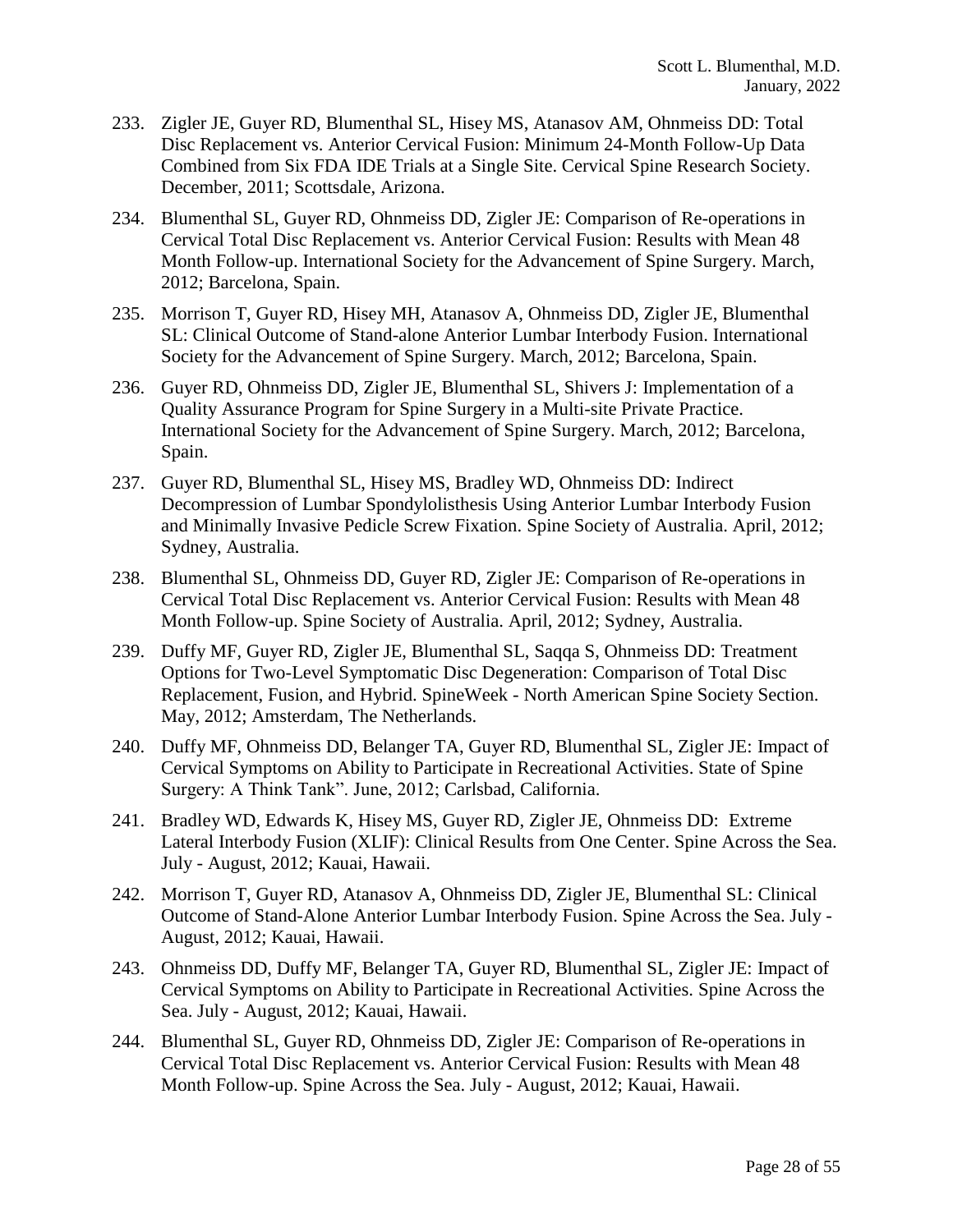233. Zigler JE, Guyer RD, Blumenthal SL, Hisey MS, Atanasov AM, Ohnmeiss DD: Total Disc Replacement vs. Anterior Cervical Fusion: Minimum 24-Month Follow-Up Data Combined from Six FDA IDE Trials at a Single Site. Cervical Spine Research Society. December, 2011; Scottsdale, Arizona.

234. Blumenthal SL, Guyer RD, Ohnmeiss DD, Zigler JE: Comparison of Re-operations in Cervical Total Disc Replacement vs. Anterior Cervical Fusion: Results with Mean 48 Month Follow-up. International Society for the Advancement of Spine Surgery. March, 2012; Barcelona, Spain.

235. Morrison T, Guyer RD, Hisey MH, Atanasov A, Ohnmeiss DD, Zigler JE, Blumenthal SL: Clinical Outcome of Stand-alone Anterior Lumbar Interbody Fusion. International Society for the Advancement of Spine Surgery. March, 2012; Barcelona, Spain.

236. Guyer RD, Ohnmeiss DD, Zigler JE, Blumenthal SL, Shivers J: Implementation of a Quality Assurance Program for Spine Surgery in a Multi-site Private Practice. International Society for the Advancement of Spine Surgery. March, 2012; Barcelona, Spain.

237. Guyer RD, Blumenthal SL, Hisey MS, Bradley WD, Ohnmeiss DD: Indirect Decompression of Lumbar Spondylolisthesis Using Anterior Lumbar Interbody Fusion and Minimally Invasive Pedicle Screw Fixation. Spine Society of Australia. April, 2012; Sydney, Australia.

238. Blumenthal SL, Ohnmeiss DD, Guyer RD, Zigler JE: Comparison of Re-operations in Cervical Total Disc Replacement vs. Anterior Cervical Fusion: Results with Mean 48 Month Follow-up. Spine Society of Australia. April, 2012; Sydney, Australia.

239. Duffy MF, Guyer RD, Zigler JE, Blumenthal SL, Saqqa S, Ohnmeiss DD: Treatment Options for Two-Level Symptomatic Disc Degeneration: Comparison of Total Disc Replacement, Fusion, and Hybrid. SpineWeek - North American Spine Society Section. May, 2012; Amsterdam, The Netherlands.

240. Duffy MF, Ohnmeiss DD, Belanger TA, Guyer RD, Blumenthal SL, Zigler JE: Impact of Cervical Symptoms on Ability to Participate in Recreational Activities. State of Spine Surgery: A Think Tank". June, 2012; Carlsbad, California.

241. Bradley WD, Edwards K, Hisey MS, Guyer RD, Zigler JE, Ohnmeiss DD: Extreme Lateral Interbody Fusion (XLIF): Clinical Results from One Center. Spine Across the Sea. July - August, 2012; Kauai, Hawaii.

242. Morrison T, Guyer RD, Atanasov A, Ohnmeiss DD, Zigler JE, Blumenthal SL: Clinical Outcome of Stand-Alone Anterior Lumbar Interbody Fusion. Spine Across the Sea. July - August, 2012; Kauai, Hawaii.

243. Ohnmeiss DD, Duffy MF, Belanger TA, Guyer RD, Blumenthal SL, Zigler JE: Impact of Cervical Symptoms on Ability to Participate in Recreational Activities. Spine Across the Sea. July - August, 2012; Kauai, Hawaii.

244. Blumenthal SL, Guyer RD, Ohnmeiss DD, Zigler JE: Comparison of Re-operations in Cervical Total Disc Replacement vs. Anterior Cervical Fusion: Results with Mean 48 Month Follow-up. Spine Across the Sea. July - August, 2012; Kauai, Hawaii.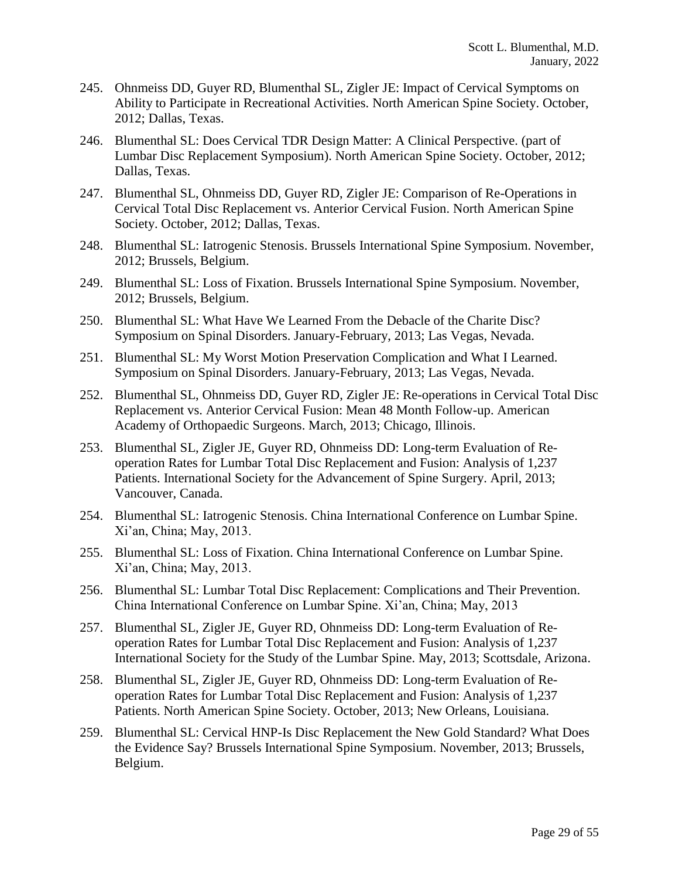245. Ohnmeiss DD, Guyer RD, Blumenthal SL, Zigler JE: Impact of Cervical Symptoms on Ability to Participate in Recreational Activities. North American Spine Society. October, 2012; Dallas, Texas.

246. Blumenthal SL: Does Cervical TDR Design Matter: A Clinical Perspective. (part of Lumbar Disc Replacement Symposium). North American Spine Society. October, 2012; Dallas, Texas.

247. Blumenthal SL, Ohnmeiss DD, Guyer RD, Zigler JE: Comparison of Re-Operations in Cervical Total Disc Replacement vs. Anterior Cervical Fusion. North American Spine Society. October, 2012; Dallas, Texas.

248. Blumenthal SL: Iatrogenic Stenosis. Brussels International Spine Symposium. November, 2012; Brussels, Belgium.

249. Blumenthal SL: Loss of Fixation. Brussels International Spine Symposium. November, 2012; Brussels, Belgium.

250. Blumenthal SL: What Have We Learned From the Debacle of the Charite Disc? Symposium on Spinal Disorders. January-February, 2013; Las Vegas, Nevada.

251. Blumenthal SL: My Worst Motion Preservation Complication and What I Learned. Symposium on Spinal Disorders. January-February, 2013; Las Vegas, Nevada.

252. Blumenthal SL, Ohnmeiss DD, Guyer RD, Zigler JE: Re-operations in Cervical Total Disc Replacement vs. Anterior Cervical Fusion: Mean 48 Month Follow-up. American Academy of Orthopaedic Surgeons. March, 2013; Chicago, Illinois.

253. Blumenthal SL, Zigler JE, Guyer RD, Ohnmeiss DD: Long-term Evaluation of Re-operation Rates for Lumbar Total Disc Replacement and Fusion: Analysis of 1,237 Patients. International Society for the Advancement of Spine Surgery. April, 2013; Vancouver, Canada.

254. Blumenthal SL: Iatrogenic Stenosis. China International Conference on Lumbar Spine. Xi'an, China; May, 2013.

255. Blumenthal SL: Loss of Fixation. China International Conference on Lumbar Spine. Xi'an, China; May, 2013.

256. Blumenthal SL: Lumbar Total Disc Replacement: Complications and Their Prevention. China International Conference on Lumbar Spine. Xi'an, China; May, 2013

257. Blumenthal SL, Zigler JE, Guyer RD, Ohnmeiss DD: Long-term Evaluation of Re-operation Rates for Lumbar Total Disc Replacement and Fusion: Analysis of 1,237 International Society for the Study of the Lumbar Spine. May, 2013; Scottsdale, Arizona.

258. Blumenthal SL, Zigler JE, Guyer RD, Ohnmeiss DD: Long-term Evaluation of Re-operation Rates for Lumbar Total Disc Replacement and Fusion: Analysis of 1,237 Patients. North American Spine Society. October, 2013; New Orleans, Louisiana.

259. Blumenthal SL: Cervical HNP-Is Disc Replacement the New Gold Standard? What Does the Evidence Say? Brussels International Spine Symposium. November, 2013; Brussels, Belgium.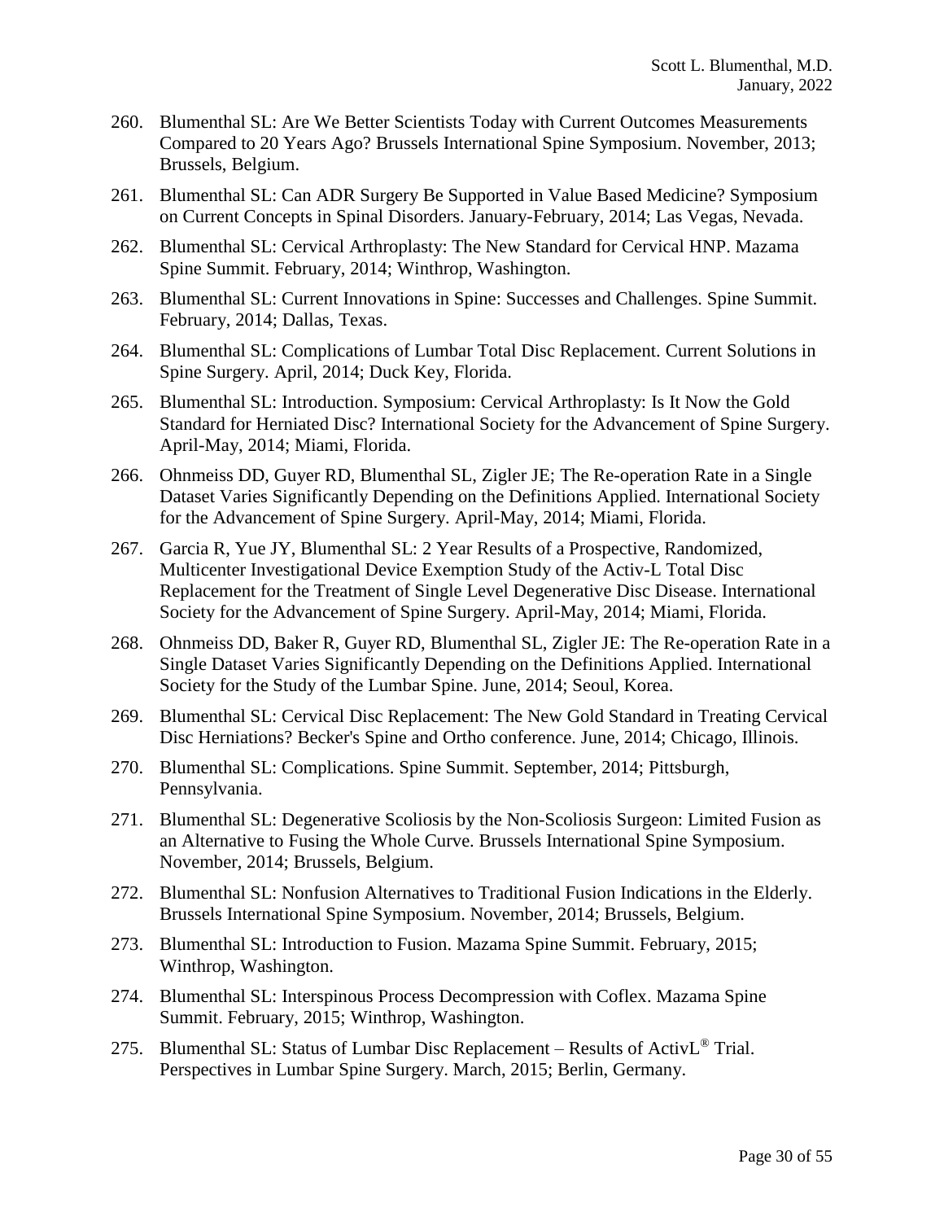260. Blumenthal SL: Are We Better Scientists Today with Current Outcomes Measurements Compared to 20 Years Ago? Brussels International Spine Symposium. November, 2013; Brussels, Belgium.

261. Blumenthal SL: Can ADR Surgery Be Supported in Value Based Medicine? Symposium on Current Concepts in Spinal Disorders. January-February, 2014; Las Vegas, Nevada.

262. Blumenthal SL: Cervical Arthroplasty: The New Standard for Cervical HNP. Mazama Spine Summit. February, 2014; Winthrop, Washington.

263. Blumenthal SL: Current Innovations in Spine: Successes and Challenges. Spine Summit. February, 2014; Dallas, Texas.

264. Blumenthal SL: Complications of Lumbar Total Disc Replacement. Current Solutions in Spine Surgery. April, 2014; Duck Key, Florida.

265. Blumenthal SL: Introduction. Symposium: Cervical Arthroplasty: Is It Now the Gold Standard for Herniated Disc? International Society for the Advancement of Spine Surgery. April-May, 2014; Miami, Florida.

266. Ohnmeiss DD, Guyer RD, Blumenthal SL, Zigler JE; The Re-operation Rate in a Single Dataset Varies Significantly Depending on the Definitions Applied. International Society for the Advancement of Spine Surgery. April-May, 2014; Miami, Florida.

267. Garcia R, Yue JY, Blumenthal SL: 2 Year Results of a Prospective, Randomized, Multicenter Investigational Device Exemption Study of the Activ-L Total Disc Replacement for the Treatment of Single Level Degenerative Disc Disease. International Society for the Advancement of Spine Surgery. April-May, 2014; Miami, Florida.

268. Ohnmeiss DD, Baker R, Guyer RD, Blumenthal SL, Zigler JE: The Re-operation Rate in a Single Dataset Varies Significantly Depending on the Definitions Applied. International Society for the Study of the Lumbar Spine. June, 2014; Seoul, Korea.

269. Blumenthal SL: Cervical Disc Replacement: The New Gold Standard in Treating Cervical Disc Herniations? Becker's Spine and Ortho conference. June, 2014; Chicago, Illinois.

270. Blumenthal SL: Complications. Spine Summit. September, 2014; Pittsburgh, Pennsylvania.

271. Blumenthal SL: Degenerative Scoliosis by the Non-Scoliosis Surgeon: Limited Fusion as an Alternative to Fusing the Whole Curve. Brussels International Spine Symposium. November, 2014; Brussels, Belgium.

272. Blumenthal SL: Nonfusion Alternatives to Traditional Fusion Indications in the Elderly. Brussels International Spine Symposium. November, 2014; Brussels, Belgium.

273. Blumenthal SL: Introduction to Fusion. Mazama Spine Summit. February, 2015; Winthrop, Washington.

274. Blumenthal SL: Interspinous Process Decompression with Coflex. Mazama Spine Summit. February, 2015; Winthrop, Washington.

275. Blumenthal SL: Status of Lumbar Disc Replacement – Results of ActivL® Trial. Perspectives in Lumbar Spine Surgery. March, 2015; Berlin, Germany.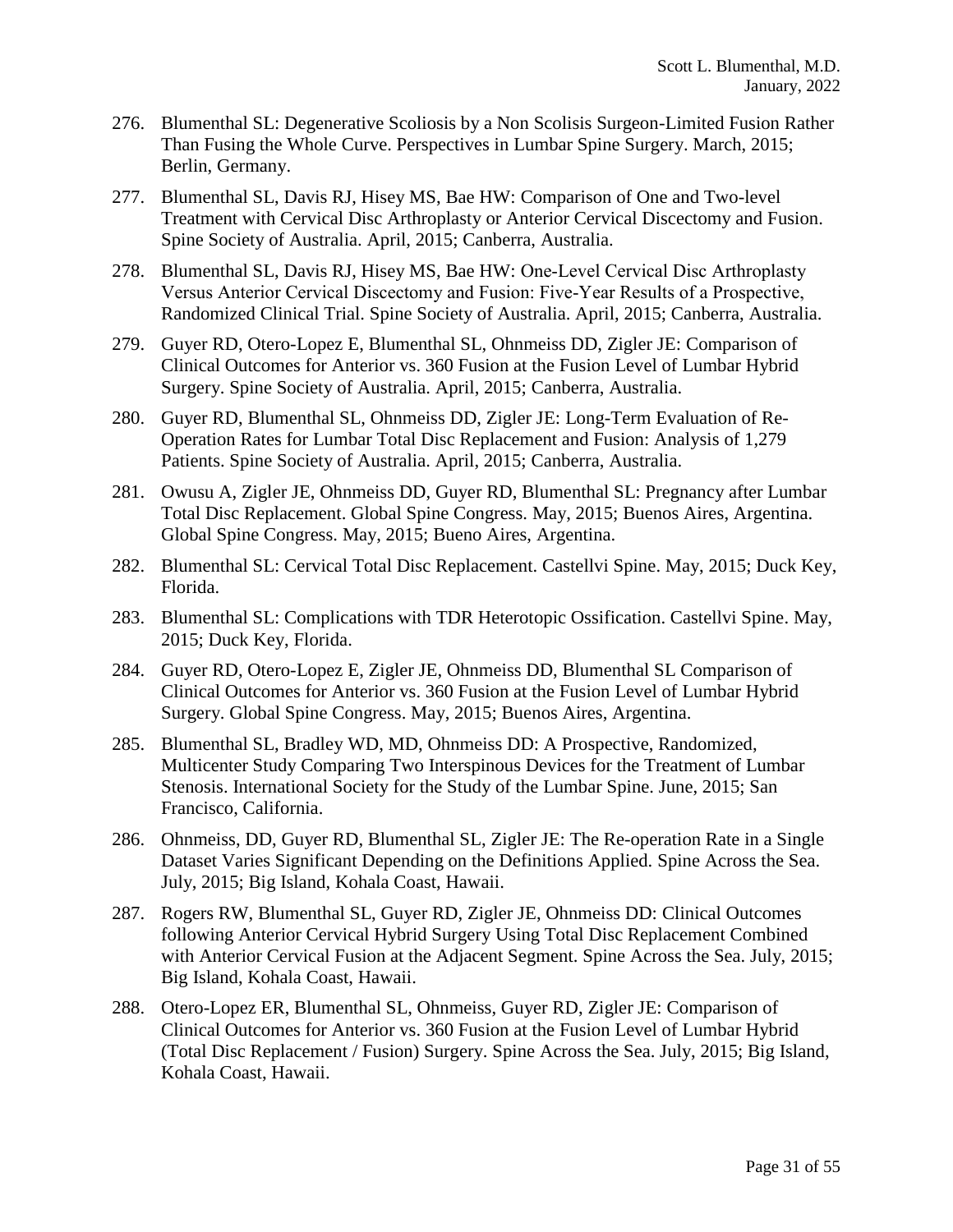276. Blumenthal SL: Degenerative Scoliosis by a Non Scolisis Surgeon-Limited Fusion Rather Than Fusing the Whole Curve. Perspectives in Lumbar Spine Surgery. March, 2015; Berlin, Germany.

277. Blumenthal SL, Davis RJ, Hisey MS, Bae HW: Comparison of One and Two-level Treatment with Cervical Disc Arthroplasty or Anterior Cervical Discectomy and Fusion. Spine Society of Australia. April, 2015; Canberra, Australia.

278. Blumenthal SL, Davis RJ, Hisey MS, Bae HW: One-Level Cervical Disc Arthroplasty Versus Anterior Cervical Discectomy and Fusion: Five-Year Results of a Prospective, Randomized Clinical Trial. Spine Society of Australia. April, 2015; Canberra, Australia.

279. Guyer RD, Otero-Lopez E, Blumenthal SL, Ohnmeiss DD, Zigler JE: Comparison of Clinical Outcomes for Anterior vs. 360 Fusion at the Fusion Level of Lumbar Hybrid Surgery. Spine Society of Australia. April, 2015; Canberra, Australia.

280. Guyer RD, Blumenthal SL, Ohnmeiss DD, Zigler JE: Long-Term Evaluation of Re-Operation Rates for Lumbar Total Disc Replacement and Fusion: Analysis of 1,279 Patients. Spine Society of Australia. April, 2015; Canberra, Australia.

281. Owusu A, Zigler JE, Ohnmeiss DD, Guyer RD, Blumenthal SL: Pregnancy after Lumbar Total Disc Replacement. Global Spine Congress. May, 2015; Buenos Aires, Argentina. Global Spine Congress. May, 2015; Bueno Aires, Argentina.

282. Blumenthal SL: Cervical Total Disc Replacement. Castellvi Spine. May, 2015; Duck Key, Florida.

283. Blumenthal SL: Complications with TDR Heterotopic Ossification. Castellvi Spine. May, 2015; Duck Key, Florida.

284. Guyer RD, Otero-Lopez E, Zigler JE, Ohnmeiss DD, Blumenthal SL Comparison of Clinical Outcomes for Anterior vs. 360 Fusion at the Fusion Level of Lumbar Hybrid Surgery. Global Spine Congress. May, 2015; Buenos Aires, Argentina.

285. Blumenthal SL, Bradley WD, MD, Ohnmeiss DD: A Prospective, Randomized, Multicenter Study Comparing Two Interspinous Devices for the Treatment of Lumbar Stenosis. International Society for the Study of the Lumbar Spine. June, 2015; San Francisco, California.

286. Ohnmeiss, DD, Guyer RD, Blumenthal SL, Zigler JE: The Re-operation Rate in a Single Dataset Varies Significant Depending on the Definitions Applied. Spine Across the Sea. July, 2015; Big Island, Kohala Coast, Hawaii.

287. Rogers RW, Blumenthal SL, Guyer RD, Zigler JE, Ohnmeiss DD: Clinical Outcomes following Anterior Cervical Hybrid Surgery Using Total Disc Replacement Combined with Anterior Cervical Fusion at the Adjacent Segment. Spine Across the Sea. July, 2015; Big Island, Kohala Coast, Hawaii.

288. Otero-Lopez ER, Blumenthal SL, Ohnmeiss, Guyer RD, Zigler JE: Comparison of Clinical Outcomes for Anterior vs. 360 Fusion at the Fusion Level of Lumbar Hybrid (Total Disc Replacement / Fusion) Surgery. Spine Across the Sea. July, 2015; Big Island, Kohala Coast, Hawaii.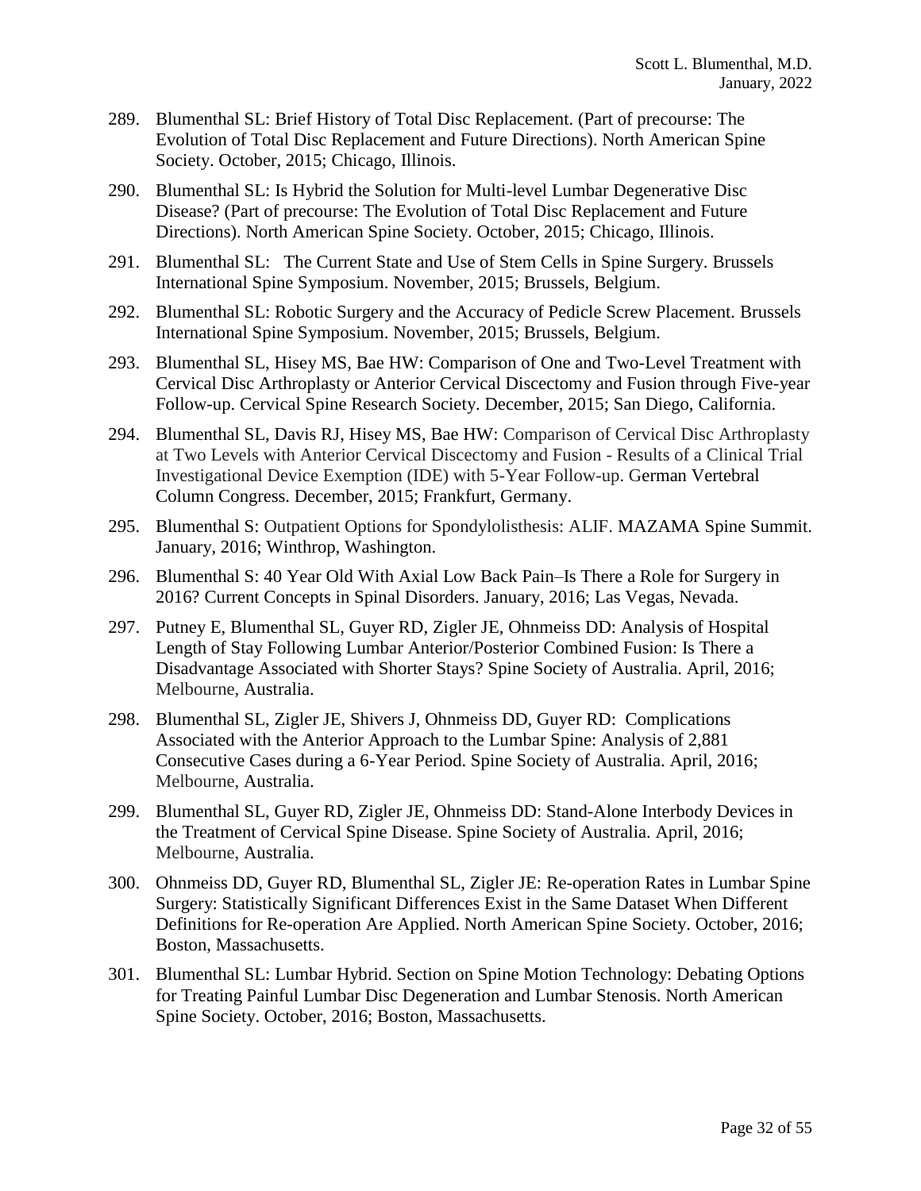289. Blumenthal SL: Brief History of Total Disc Replacement. (Part of precourse: The Evolution of Total Disc Replacement and Future Directions). North American Spine Society. October, 2015; Chicago, Illinois.

290. Blumenthal SL: Is Hybrid the Solution for Multi-level Lumbar Degenerative Disc Disease? (Part of precourse: The Evolution of Total Disc Replacement and Future Directions). North American Spine Society. October, 2015; Chicago, Illinois.

291. Blumenthal SL: The Current State and Use of Stem Cells in Spine Surgery. Brussels International Spine Symposium. November, 2015; Brussels, Belgium.

292. Blumenthal SL: Robotic Surgery and the Accuracy of Pedicle Screw Placement. Brussels International Spine Symposium. November, 2015; Brussels, Belgium.

293. Blumenthal SL, Hisey MS, Bae HW: Comparison of One and Two-Level Treatment with Cervical Disc Arthroplasty or Anterior Cervical Discectomy and Fusion through Five-year Follow-up. Cervical Spine Research Society. December, 2015; San Diego, California.

294. Blumenthal SL, Davis RJ, Hisey MS, Bae HW: Comparison of Cervical Disc Arthroplasty at Two Levels with Anterior Cervical Discectomy and Fusion - Results of a Clinical Trial Investigational Device Exemption (IDE) with 5-Year Follow-up. German Vertebral Column Congress. December, 2015; Frankfurt, Germany.

295. Blumenthal S: Outpatient Options for Spondylolisthesis: ALIF. MAZAMA Spine Summit. January, 2016; Winthrop, Washington.

296. Blumenthal S: 40 Year Old With Axial Low Back Pain–Is There a Role for Surgery in 2016? Current Concepts in Spinal Disorders. January, 2016; Las Vegas, Nevada.

297. Putney E, Blumenthal SL, Guyer RD, Zigler JE, Ohnmeiss DD: Analysis of Hospital Length of Stay Following Lumbar Anterior/Posterior Combined Fusion: Is There a Disadvantage Associated with Shorter Stays? Spine Society of Australia. April, 2016; Melbourne, Australia.

298. Blumenthal SL, Zigler JE, Shivers J, Ohnmeiss DD, Guyer RD: Complications Associated with the Anterior Approach to the Lumbar Spine: Analysis of 2,881 Consecutive Cases during a 6-Year Period. Spine Society of Australia. April, 2016; Melbourne, Australia.

299. Blumenthal SL, Guyer RD, Zigler JE, Ohnmeiss DD: Stand-Alone Interbody Devices in the Treatment of Cervical Spine Disease. Spine Society of Australia. April, 2016; Melbourne, Australia.

300. Ohnmeiss DD, Guyer RD, Blumenthal SL, Zigler JE: Re-operation Rates in Lumbar Spine Surgery: Statistically Significant Differences Exist in the Same Dataset When Different Definitions for Re-operation Are Applied. North American Spine Society. October, 2016; Boston, Massachusetts.

301. Blumenthal SL: Lumbar Hybrid. Section on Spine Motion Technology: Debating Options for Treating Painful Lumbar Disc Degeneration and Lumbar Stenosis. North American Spine Society. October, 2016; Boston, Massachusetts.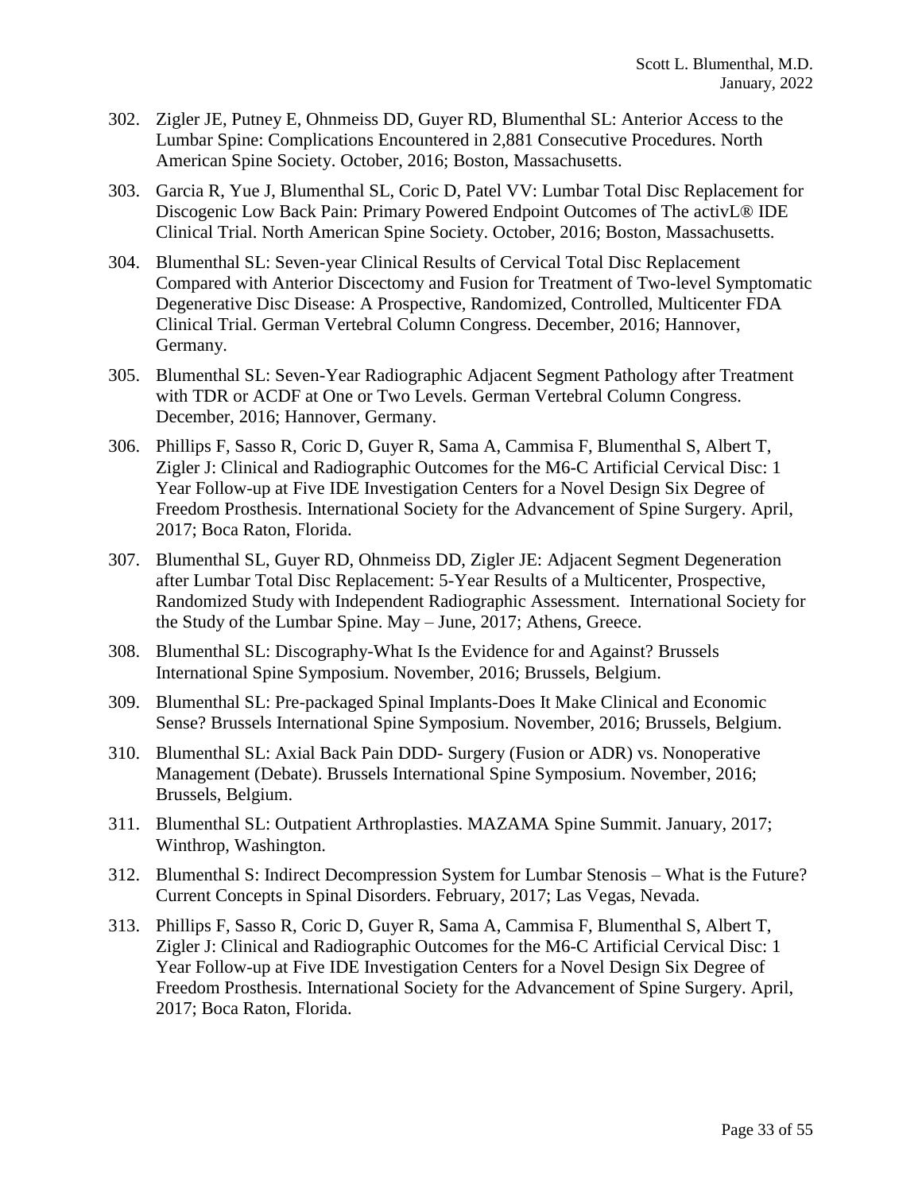302. Zigler JE, Putney E, Ohnmeiss DD, Guyer RD, Blumenthal SL: Anterior Access to the Lumbar Spine: Complications Encountered in 2,881 Consecutive Procedures. North American Spine Society. October, 2016; Boston, Massachusetts.

303. Garcia R, Yue J, Blumenthal SL, Coric D, Patel VV: Lumbar Total Disc Replacement for Discogenic Low Back Pain: Primary Powered Endpoint Outcomes of The activL® IDE Clinical Trial. North American Spine Society. October, 2016; Boston, Massachusetts.

304. Blumenthal SL: Seven-year Clinical Results of Cervical Total Disc Replacement Compared with Anterior Discectomy and Fusion for Treatment of Two-level Symptomatic Degenerative Disc Disease: A Prospective, Randomized, Controlled, Multicenter FDA Clinical Trial. German Vertebral Column Congress. December, 2016; Hannover, Germany.

305. Blumenthal SL: Seven-Year Radiographic Adjacent Segment Pathology after Treatment with TDR or ACDF at One or Two Levels. German Vertebral Column Congress. December, 2016; Hannover, Germany.

306. Phillips F, Sasso R, Coric D, Guyer R, Sama A, Cammisa F, Blumenthal S, Albert T, Zigler J: Clinical and Radiographic Outcomes for the M6-C Artificial Cervical Disc: 1 Year Follow-up at Five IDE Investigation Centers for a Novel Design Six Degree of Freedom Prosthesis. International Society for the Advancement of Spine Surgery. April, 2017; Boca Raton, Florida.

307. Blumenthal SL, Guyer RD, Ohnmeiss DD, Zigler JE: Adjacent Segment Degeneration after Lumbar Total Disc Replacement: 5-Year Results of a Multicenter, Prospective, Randomized Study with Independent Radiographic Assessment. International Society for the Study of the Lumbar Spine. May – June, 2017; Athens, Greece.

308. Blumenthal SL: Discography-What Is the Evidence for and Against? Brussels International Spine Symposium. November, 2016; Brussels, Belgium.

309. Blumenthal SL: Pre-packaged Spinal Implants-Does It Make Clinical and Economic Sense? Brussels International Spine Symposium. November, 2016; Brussels, Belgium.

310. Blumenthal SL: Axial Back Pain DDD- Surgery (Fusion or ADR) vs. Nonoperative Management (Debate). Brussels International Spine Symposium. November, 2016; Brussels, Belgium.

311. Blumenthal SL: Outpatient Arthroplasties. MAZAMA Spine Summit. January, 2017; Winthrop, Washington.

312. Blumenthal S: Indirect Decompression System for Lumbar Stenosis – What is the Future? Current Concepts in Spinal Disorders. February, 2017; Las Vegas, Nevada.

313. Phillips F, Sasso R, Coric D, Guyer R, Sama A, Cammisa F, Blumenthal S, Albert T, Zigler J: Clinical and Radiographic Outcomes for the M6-C Artificial Cervical Disc: 1 Year Follow-up at Five IDE Investigation Centers for a Novel Design Six Degree of Freedom Prosthesis. International Society for the Advancement of Spine Surgery. April, 2017; Boca Raton, Florida.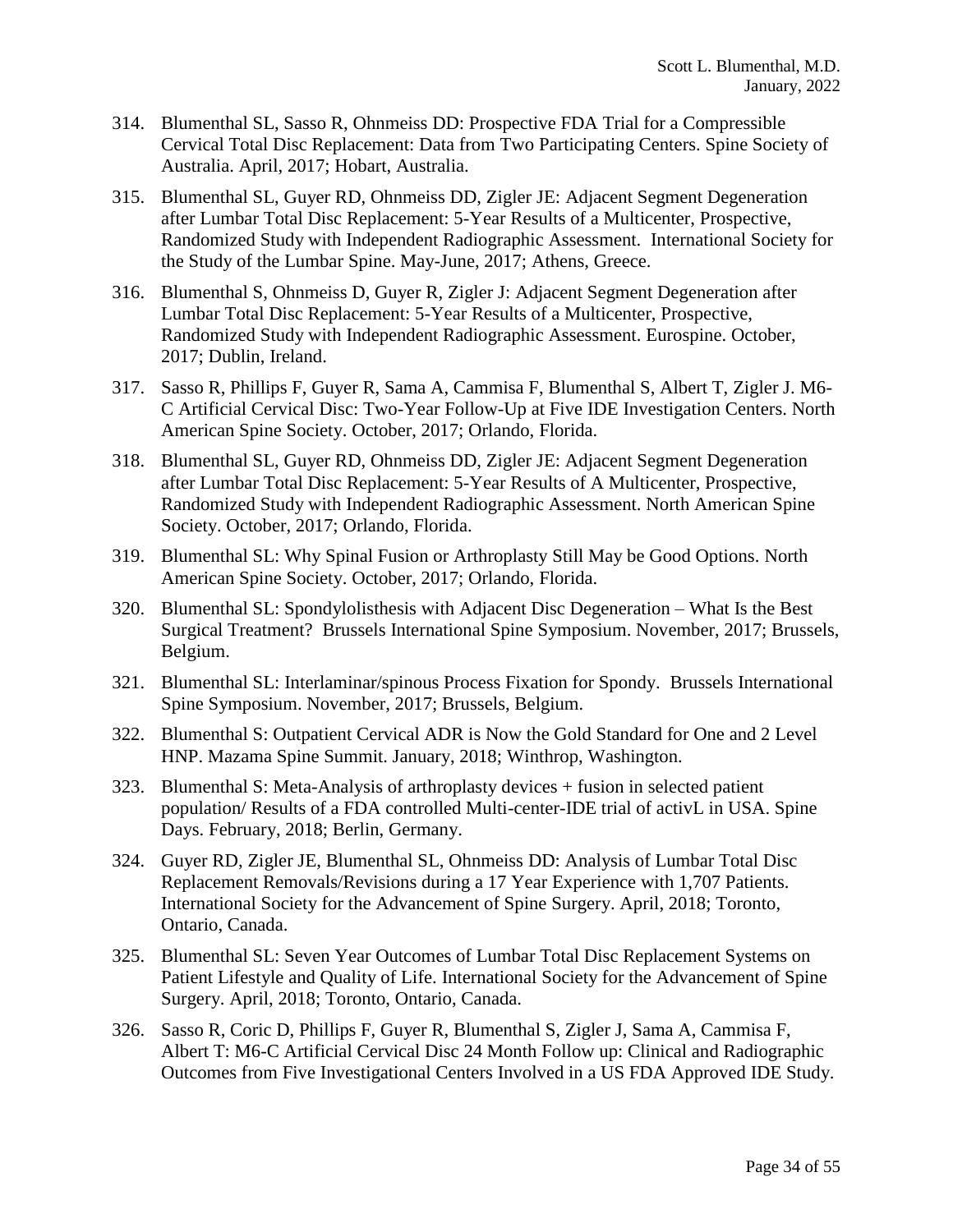314. Blumenthal SL, Sasso R, Ohnmeiss DD: Prospective FDA Trial for a Compressible Cervical Total Disc Replacement: Data from Two Participating Centers. Spine Society of Australia. April, 2017; Hobart, Australia.

315. Blumenthal SL, Guyer RD, Ohnmeiss DD, Zigler JE: Adjacent Segment Degeneration after Lumbar Total Disc Replacement: 5-Year Results of a Multicenter, Prospective, Randomized Study with Independent Radiographic Assessment. International Society for the Study of the Lumbar Spine. May-June, 2017; Athens, Greece.

316. Blumenthal S, Ohnmeiss D, Guyer R, Zigler J: Adjacent Segment Degeneration after Lumbar Total Disc Replacement: 5-Year Results of a Multicenter, Prospective, Randomized Study with Independent Radiographic Assessment. Eurospine. October, 2017; Dublin, Ireland.

317. Sasso R, Phillips F, Guyer R, Sama A, Cammisa F, Blumenthal S, Albert T, Zigler J. M6-C Artificial Cervical Disc: Two-Year Follow-Up at Five IDE Investigation Centers. North American Spine Society. October, 2017; Orlando, Florida.

318. Blumenthal SL, Guyer RD, Ohnmeiss DD, Zigler JE: Adjacent Segment Degeneration after Lumbar Total Disc Replacement: 5-Year Results of A Multicenter, Prospective, Randomized Study with Independent Radiographic Assessment. North American Spine Society. October, 2017; Orlando, Florida.

319. Blumenthal SL: Why Spinal Fusion or Arthroplasty Still May be Good Options. North American Spine Society. October, 2017; Orlando, Florida.

320. Blumenthal SL: Spondylolisthesis with Adjacent Disc Degeneration – What Is the Best Surgical Treatment? Brussels International Spine Symposium. November, 2017; Brussels, Belgium.

321. Blumenthal SL: Interlaminar/spinous Process Fixation for Spondy. Brussels International Spine Symposium. November, 2017; Brussels, Belgium.

322. Blumenthal S: Outpatient Cervical ADR is Now the Gold Standard for One and 2 Level HNP. Mazama Spine Summit. January, 2018; Winthrop, Washington.

323. Blumenthal S: Meta-Analysis of arthroplasty devices + fusion in selected patient population/ Results of a FDA controlled Multi-center-IDE trial of activL in USA. Spine Days. February, 2018; Berlin, Germany.

324. Guyer RD, Zigler JE, Blumenthal SL, Ohnmeiss DD: Analysis of Lumbar Total Disc Replacement Removals/Revisions during a 17 Year Experience with 1,707 Patients. International Society for the Advancement of Spine Surgery. April, 2018; Toronto, Ontario, Canada.

325. Blumenthal SL: Seven Year Outcomes of Lumbar Total Disc Replacement Systems on Patient Lifestyle and Quality of Life. International Society for the Advancement of Spine Surgery. April, 2018; Toronto, Ontario, Canada.

326. Sasso R, Coric D, Phillips F, Guyer R, Blumenthal S, Zigler J, Sama A, Cammisa F, Albert T: M6-C Artificial Cervical Disc 24 Month Follow up: Clinical and Radiographic Outcomes from Five Investigational Centers Involved in a US FDA Approved IDE Study.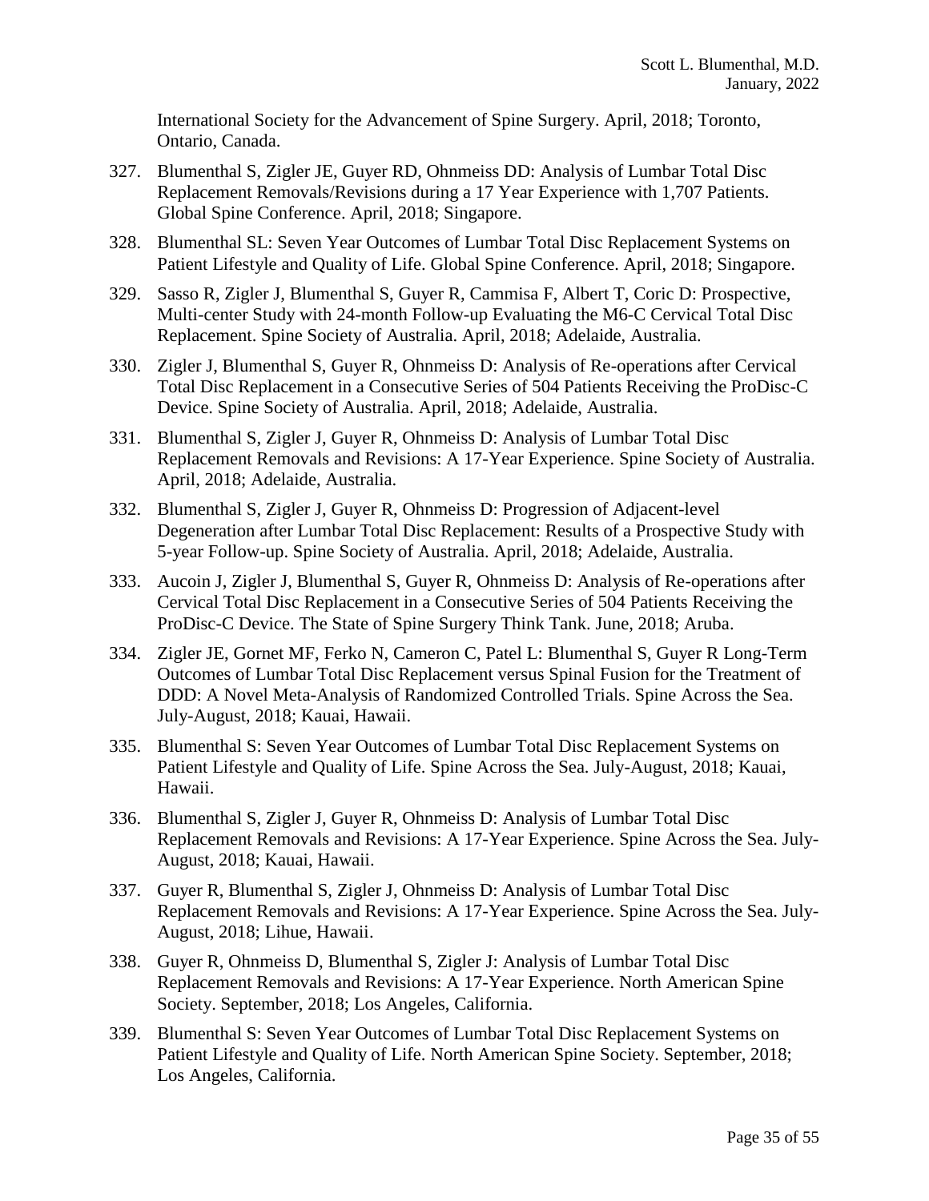International Society for the Advancement of Spine Surgery. April, 2018; Toronto, Ontario, Canada.

327. Blumenthal S, Zigler JE, Guyer RD, Ohnmeiss DD: Analysis of Lumbar Total Disc Replacement Removals/Revisions during a 17 Year Experience with 1,707 Patients. Global Spine Conference. April, 2018; Singapore.

328. Blumenthal SL: Seven Year Outcomes of Lumbar Total Disc Replacement Systems on Patient Lifestyle and Quality of Life. Global Spine Conference. April, 2018; Singapore.

329. Sasso R, Zigler J, Blumenthal S, Guyer R, Cammisa F, Albert T, Coric D: Prospective, Multi-center Study with 24-month Follow-up Evaluating the M6-C Cervical Total Disc Replacement. Spine Society of Australia. April, 2018; Adelaide, Australia.

330. Zigler J, Blumenthal S, Guyer R, Ohnmeiss D: Analysis of Re-operations after Cervical Total Disc Replacement in a Consecutive Series of 504 Patients Receiving the ProDisc-C Device. Spine Society of Australia. April, 2018; Adelaide, Australia.

331. Blumenthal S, Zigler J, Guyer R, Ohnmeiss D: Analysis of Lumbar Total Disc Replacement Removals and Revisions: A 17-Year Experience. Spine Society of Australia. April, 2018; Adelaide, Australia.

332. Blumenthal S, Zigler J, Guyer R, Ohnmeiss D: Progression of Adjacent-level Degeneration after Lumbar Total Disc Replacement: Results of a Prospective Study with 5-year Follow-up. Spine Society of Australia. April, 2018; Adelaide, Australia.

333. Aucoin J, Zigler J, Blumenthal S, Guyer R, Ohnmeiss D: Analysis of Re-operations after Cervical Total Disc Replacement in a Consecutive Series of 504 Patients Receiving the ProDisc-C Device. The State of Spine Surgery Think Tank. June, 2018; Aruba.

334. Zigler JE, Gornet MF, Ferko N, Cameron C, Patel L: Blumenthal S, Guyer R Long-Term Outcomes of Lumbar Total Disc Replacement versus Spinal Fusion for the Treatment of DDD: A Novel Meta-Analysis of Randomized Controlled Trials. Spine Across the Sea. July-August, 2018; Kauai, Hawaii.

335. Blumenthal S: Seven Year Outcomes of Lumbar Total Disc Replacement Systems on Patient Lifestyle and Quality of Life. Spine Across the Sea. July-August, 2018; Kauai, Hawaii.

336. Blumenthal S, Zigler J, Guyer R, Ohnmeiss D: Analysis of Lumbar Total Disc Replacement Removals and Revisions: A 17-Year Experience. Spine Across the Sea. July-August, 2018; Kauai, Hawaii.

337. Guyer R, Blumenthal S, Zigler J, Ohnmeiss D: Analysis of Lumbar Total Disc Replacement Removals and Revisions: A 17-Year Experience. Spine Across the Sea. July-August, 2018; Lihue, Hawaii.

338. Guyer R, Ohnmeiss D, Blumenthal S, Zigler J: Analysis of Lumbar Total Disc Replacement Removals and Revisions: A 17-Year Experience. North American Spine Society. September, 2018; Los Angeles, California.

339. Blumenthal S: Seven Year Outcomes of Lumbar Total Disc Replacement Systems on Patient Lifestyle and Quality of Life. North American Spine Society. September, 2018; Los Angeles, California.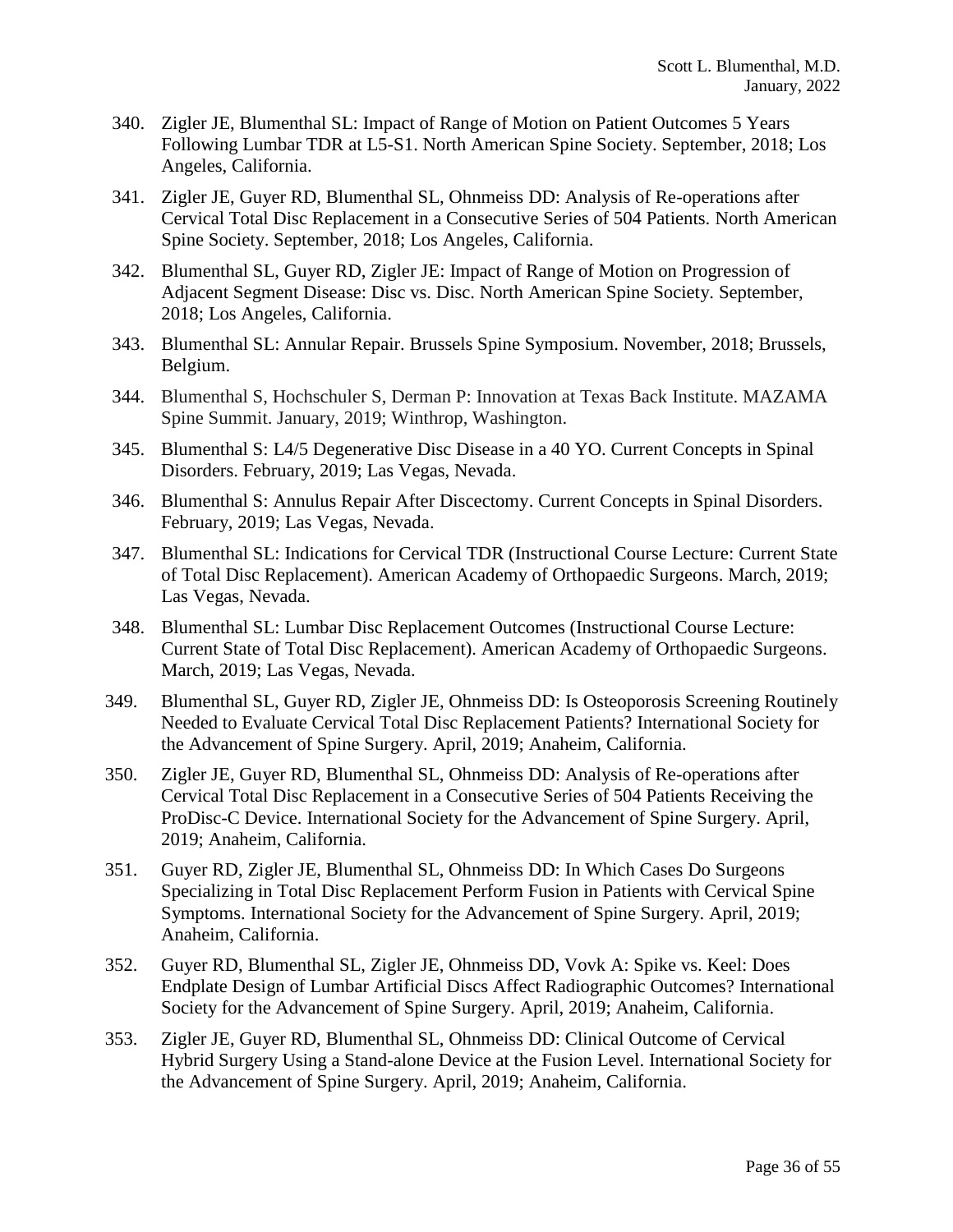340. Zigler JE, Blumenthal SL: Impact of Range of Motion on Patient Outcomes 5 Years Following Lumbar TDR at L5-S1. North American Spine Society. September, 2018; Los Angeles, California.

341. Zigler JE, Guyer RD, Blumenthal SL, Ohnmeiss DD: Analysis of Re-operations after Cervical Total Disc Replacement in a Consecutive Series of 504 Patients. North American Spine Society. September, 2018; Los Angeles, California.

342. Blumenthal SL, Guyer RD, Zigler JE: Impact of Range of Motion on Progression of Adjacent Segment Disease: Disc vs. Disc. North American Spine Society. September, 2018; Los Angeles, California.

343. Blumenthal SL: Annular Repair. Brussels Spine Symposium. November, 2018; Brussels, Belgium.

344. Blumenthal S, Hochschuler S, Derman P: Innovation at Texas Back Institute. MAZAMA Spine Summit. January, 2019; Winthrop, Washington.

345. Blumenthal S: L4/5 Degenerative Disc Disease in a 40 YO. Current Concepts in Spinal Disorders. February, 2019; Las Vegas, Nevada.

346. Blumenthal S: Annulus Repair After Discectomy. Current Concepts in Spinal Disorders. February, 2019; Las Vegas, Nevada.

347. Blumenthal SL: Indications for Cervical TDR (Instructional Course Lecture: Current State of Total Disc Replacement). American Academy of Orthopaedic Surgeons. March, 2019; Las Vegas, Nevada.

348. Blumenthal SL: Lumbar Disc Replacement Outcomes (Instructional Course Lecture: Current State of Total Disc Replacement). American Academy of Orthopaedic Surgeons. March, 2019; Las Vegas, Nevada.

349. Blumenthal SL, Guyer RD, Zigler JE, Ohnmeiss DD: Is Osteoporosis Screening Routinely Needed to Evaluate Cervical Total Disc Replacement Patients? International Society for the Advancement of Spine Surgery. April, 2019; Anaheim, California.

350. Zigler JE, Guyer RD, Blumenthal SL, Ohnmeiss DD: Analysis of Re-operations after Cervical Total Disc Replacement in a Consecutive Series of 504 Patients Receiving the ProDisc-C Device. International Society for the Advancement of Spine Surgery. April, 2019; Anaheim, California.

351. Guyer RD, Zigler JE, Blumenthal SL, Ohnmeiss DD: In Which Cases Do Surgeons Specializing in Total Disc Replacement Perform Fusion in Patients with Cervical Spine Symptoms. International Society for the Advancement of Spine Surgery. April, 2019; Anaheim, California.

352. Guyer RD, Blumenthal SL, Zigler JE, Ohnmeiss DD, Vovk A: Spike vs. Keel: Does Endplate Design of Lumbar Artificial Discs Affect Radiographic Outcomes? International Society for the Advancement of Spine Surgery. April, 2019; Anaheim, California.

353. Zigler JE, Guyer RD, Blumenthal SL, Ohnmeiss DD: Clinical Outcome of Cervical Hybrid Surgery Using a Stand-alone Device at the Fusion Level. International Society for the Advancement of Spine Surgery. April, 2019; Anaheim, California.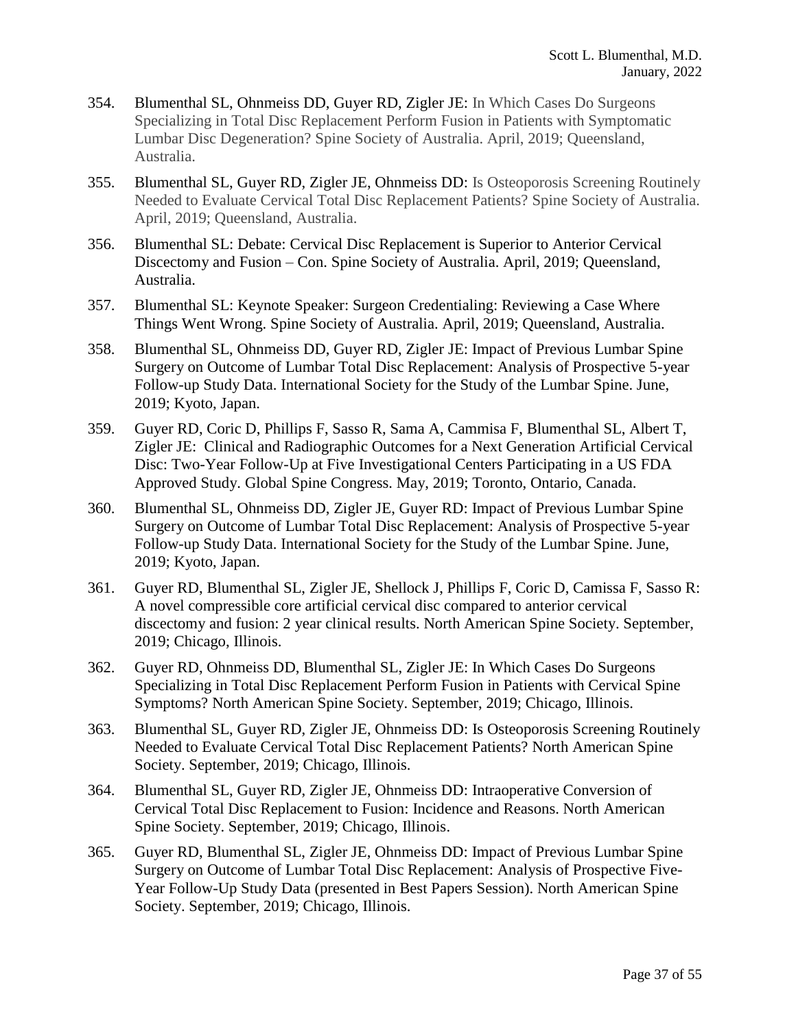354. Blumenthal SL, Ohnmeiss DD, Guyer RD, Zigler JE: In Which Cases Do Surgeons Specializing in Total Disc Replacement Perform Fusion in Patients with Symptomatic Lumbar Disc Degeneration? Spine Society of Australia. April, 2019; Queensland, Australia.

355. Blumenthal SL, Guyer RD, Zigler JE, Ohnmeiss DD: Is Osteoporosis Screening Routinely Needed to Evaluate Cervical Total Disc Replacement Patients? Spine Society of Australia. April, 2019; Queensland, Australia.

356. Blumenthal SL: Debate: Cervical Disc Replacement is Superior to Anterior Cervical Discectomy and Fusion – Con. Spine Society of Australia. April, 2019; Queensland, Australia.

357. Blumenthal SL: Keynote Speaker: Surgeon Credentialing: Reviewing a Case Where Things Went Wrong. Spine Society of Australia. April, 2019; Queensland, Australia.

358. Blumenthal SL, Ohnmeiss DD, Guyer RD, Zigler JE: Impact of Previous Lumbar Spine Surgery on Outcome of Lumbar Total Disc Replacement: Analysis of Prospective 5-year Follow-up Study Data. International Society for the Study of the Lumbar Spine. June, 2019; Kyoto, Japan.

359. Guyer RD, Coric D, Phillips F, Sasso R, Sama A, Cammisa F, Blumenthal SL, Albert T, Zigler JE: Clinical and Radiographic Outcomes for a Next Generation Artificial Cervical Disc: Two-Year Follow-Up at Five Investigational Centers Participating in a US FDA Approved Study. Global Spine Congress. May, 2019; Toronto, Ontario, Canada.

360. Blumenthal SL, Ohnmeiss DD, Zigler JE, Guyer RD: Impact of Previous Lumbar Spine Surgery on Outcome of Lumbar Total Disc Replacement: Analysis of Prospective 5-year Follow-up Study Data. International Society for the Study of the Lumbar Spine. June, 2019; Kyoto, Japan.

361. Guyer RD, Blumenthal SL, Zigler JE, Shellock J, Phillips F, Coric D, Camissa F, Sasso R: A novel compressible core artificial cervical disc compared to anterior cervical discectomy and fusion: 2 year clinical results. North American Spine Society. September, 2019; Chicago, Illinois.

362. Guyer RD, Ohnmeiss DD, Blumenthal SL, Zigler JE: In Which Cases Do Surgeons Specializing in Total Disc Replacement Perform Fusion in Patients with Cervical Spine Symptoms? North American Spine Society. September, 2019; Chicago, Illinois.

363. Blumenthal SL, Guyer RD, Zigler JE, Ohnmeiss DD: Is Osteoporosis Screening Routinely Needed to Evaluate Cervical Total Disc Replacement Patients? North American Spine Society. September, 2019; Chicago, Illinois.

364. Blumenthal SL, Guyer RD, Zigler JE, Ohnmeiss DD: Intraoperative Conversion of Cervical Total Disc Replacement to Fusion: Incidence and Reasons. North American Spine Society. September, 2019; Chicago, Illinois.

365. Guyer RD, Blumenthal SL, Zigler JE, Ohnmeiss DD: Impact of Previous Lumbar Spine Surgery on Outcome of Lumbar Total Disc Replacement: Analysis of Prospective Five-Year Follow-Up Study Data (presented in Best Papers Session). North American Spine Society. September, 2019; Chicago, Illinois.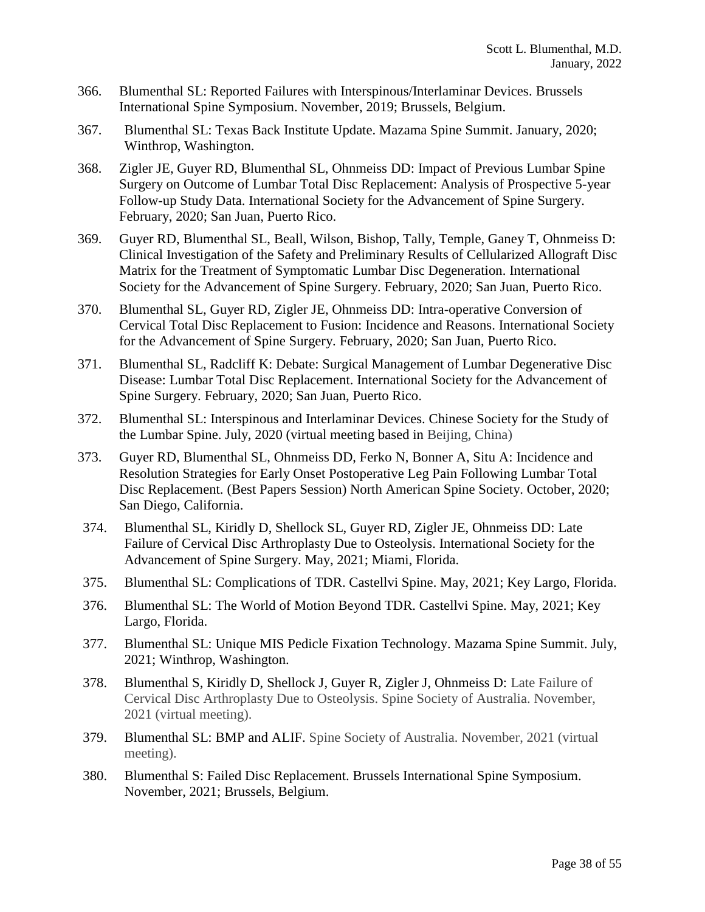366. Blumenthal SL: Reported Failures with Interspinous/Interlaminar Devices. Brussels International Spine Symposium. November, 2019; Brussels, Belgium.

367. Blumenthal SL: Texas Back Institute Update. Mazama Spine Summit. January, 2020; Winthrop, Washington.

368. Zigler JE, Guyer RD, Blumenthal SL, Ohnmeiss DD: Impact of Previous Lumbar Spine Surgery on Outcome of Lumbar Total Disc Replacement: Analysis of Prospective 5-year Follow-up Study Data. International Society for the Advancement of Spine Surgery. February, 2020; San Juan, Puerto Rico.

369. Guyer RD, Blumenthal SL, Beall, Wilson, Bishop, Tally, Temple, Ganey T, Ohnmeiss D: Clinical Investigation of the Safety and Preliminary Results of Cellularized Allograft Disc Matrix for the Treatment of Symptomatic Lumbar Disc Degeneration. International Society for the Advancement of Spine Surgery. February, 2020; San Juan, Puerto Rico.

370. Blumenthal SL, Guyer RD, Zigler JE, Ohnmeiss DD: Intra-operative Conversion of Cervical Total Disc Replacement to Fusion: Incidence and Reasons. International Society for the Advancement of Spine Surgery. February, 2020; San Juan, Puerto Rico.

371. Blumenthal SL, Radcliff K: Debate: Surgical Management of Lumbar Degenerative Disc Disease: Lumbar Total Disc Replacement. International Society for the Advancement of Spine Surgery. February, 2020; San Juan, Puerto Rico.

372. Blumenthal SL: Interspinous and Interlaminar Devices. Chinese Society for the Study of the Lumbar Spine. July, 2020 (virtual meeting based in Beijing, China)

373. Guyer RD, Blumenthal SL, Ohnmeiss DD, Ferko N, Bonner A, Situ A: Incidence and Resolution Strategies for Early Onset Postoperative Leg Pain Following Lumbar Total Disc Replacement. (Best Papers Session) North American Spine Society. October, 2020; San Diego, California.

374. Blumenthal SL, Kiridly D, Shellock SL, Guyer RD, Zigler JE, Ohnmeiss DD: Late Failure of Cervical Disc Arthroplasty Due to Osteolysis. International Society for the Advancement of Spine Surgery. May, 2021; Miami, Florida.

375. Blumenthal SL: Complications of TDR. Castellvi Spine. May, 2021; Key Largo, Florida.

376. Blumenthal SL: The World of Motion Beyond TDR. Castellvi Spine. May, 2021; Key Largo, Florida.

377. Blumenthal SL: Unique MIS Pedicle Fixation Technology. Mazama Spine Summit. July, 2021; Winthrop, Washington.

378. Blumenthal S, Kiridly D, Shellock J, Guyer R, Zigler J, Ohnmeiss D: Late Failure of Cervical Disc Arthroplasty Due to Osteolysis. Spine Society of Australia. November, 2021 (virtual meeting).

379. Blumenthal SL: BMP and ALIF. Spine Society of Australia. November, 2021 (virtual meeting).

380. Blumenthal S: Failed Disc Replacement. Brussels International Spine Symposium. November, 2021; Brussels, Belgium.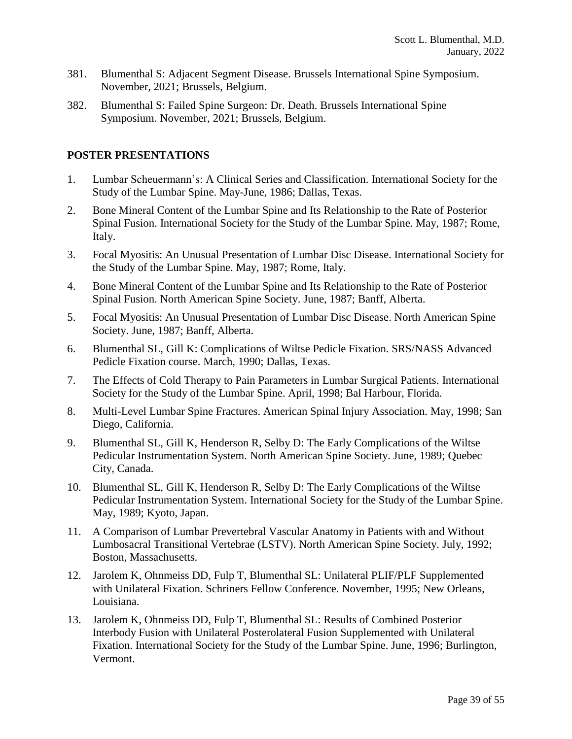381. Blumenthal S: Adjacent Segment Disease. Brussels International Spine Symposium. November, 2021; Brussels, Belgium.

382. Blumenthal S: Failed Spine Surgeon: Dr. Death. Brussels International Spine Symposium. November, 2021; Brussels, Belgium.

## POSTER PRESENTATIONS

1. Lumbar Scheuermann's: A Clinical Series and Classification. International Society for the Study of the Lumbar Spine. May-June, 1986; Dallas, Texas.

2. Bone Mineral Content of the Lumbar Spine and Its Relationship to the Rate of Posterior Spinal Fusion. International Society for the Study of the Lumbar Spine. May, 1987; Rome, Italy.

3. Focal Myositis: An Unusual Presentation of Lumbar Disc Disease. International Society for the Study of the Lumbar Spine. May, 1987; Rome, Italy.

4. Bone Mineral Content of the Lumbar Spine and Its Relationship to the Rate of Posterior Spinal Fusion. North American Spine Society. June, 1987; Banff, Alberta.

5. Focal Myositis: An Unusual Presentation of Lumbar Disc Disease. North American Spine Society. June, 1987; Banff, Alberta.

6. Blumenthal SL, Gill K: Complications of Wiltse Pedicle Fixation. SRS/NASS Advanced Pedicle Fixation course. March, 1990; Dallas, Texas.

7. The Effects of Cold Therapy to Pain Parameters in Lumbar Surgical Patients. International Society for the Study of the Lumbar Spine. April, 1998; Bal Harbour, Florida.

8. Multi-Level Lumbar Spine Fractures. American Spinal Injury Association. May, 1998; San Diego, California.

9. Blumenthal SL, Gill K, Henderson R, Selby D: The Early Complications of the Wiltse Pedicular Instrumentation System. North American Spine Society. June, 1989; Quebec City, Canada.

10. Blumenthal SL, Gill K, Henderson R, Selby D: The Early Complications of the Wiltse Pedicular Instrumentation System. International Society for the Study of the Lumbar Spine. May, 1989; Kyoto, Japan.

11. A Comparison of Lumbar Prevertebral Vascular Anatomy in Patients with and Without Lumbosacral Transitional Vertebrae (LSTV). North American Spine Society. July, 1992; Boston, Massachusetts.

12. Jarolem K, Ohnmeiss DD, Fulp T, Blumenthal SL: Unilateral PLIF/PLF Supplemented with Unilateral Fixation. Schriners Fellow Conference. November, 1995; New Orleans, Louisiana.

13. Jarolem K, Ohnmeiss DD, Fulp T, Blumenthal SL: Results of Combined Posterior Interbody Fusion with Unilateral Posterolateral Fusion Supplemented with Unilateral Fixation. International Society for the Study of the Lumbar Spine. June, 1996; Burlington, Vermont.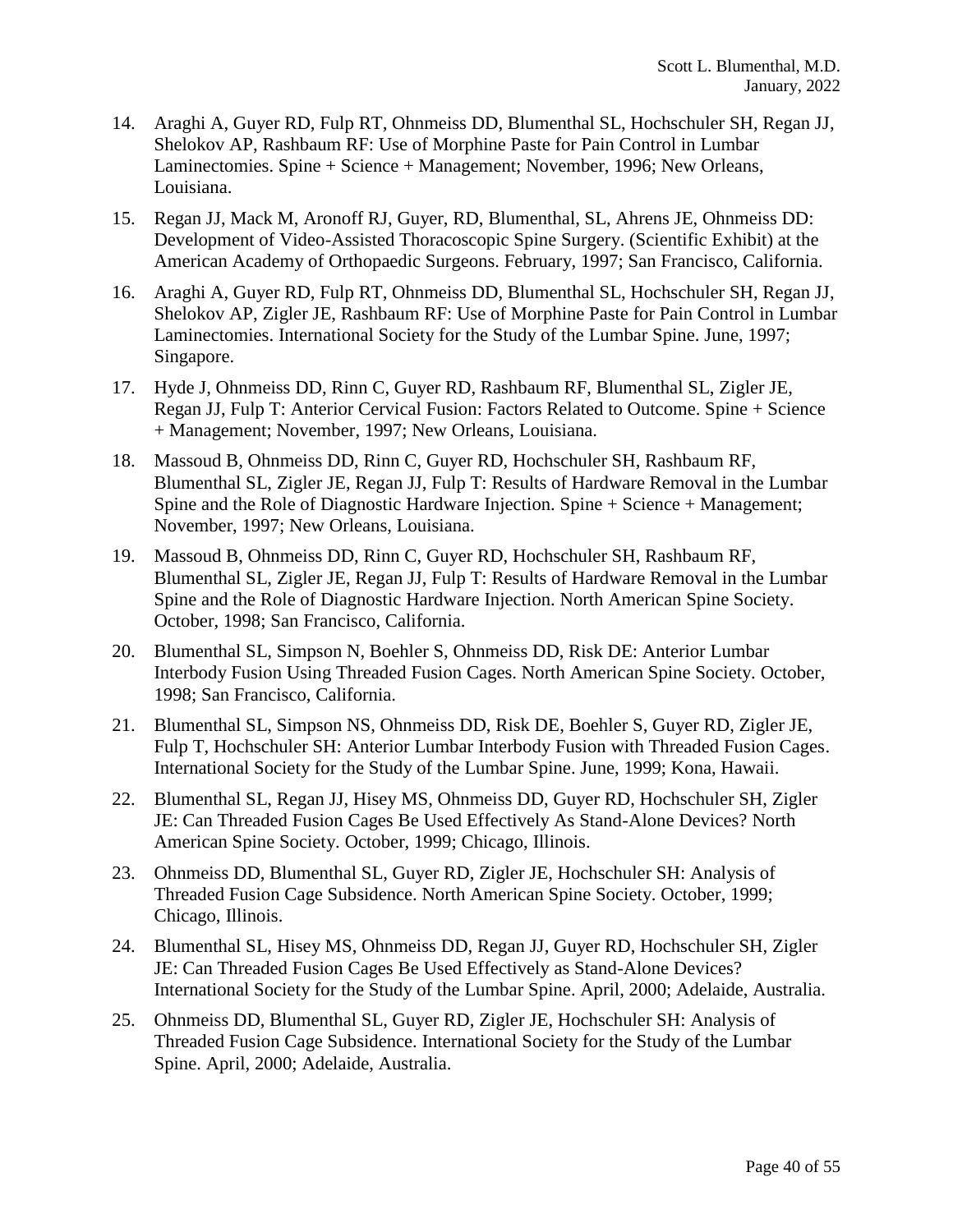14. Araghi A, Guyer RD, Fulp RT, Ohnmeiss DD, Blumenthal SL, Hochschuler SH, Regan JJ, Shelokov AP, Rashbaum RF: Use of Morphine Paste for Pain Control in Lumbar Laminectomies. Spine + Science + Management; November, 1996; New Orleans, Louisiana.

15. Regan JJ, Mack M, Aronoff RJ, Guyer, RD, Blumenthal, SL, Ahrens JE, Ohnmeiss DD: Development of Video-Assisted Thoracoscopic Spine Surgery. (Scientific Exhibit) at the American Academy of Orthopaedic Surgeons. February, 1997; San Francisco, California.

16. Araghi A, Guyer RD, Fulp RT, Ohnmeiss DD, Blumenthal SL, Hochschuler SH, Regan JJ, Shelokov AP, Zigler JE, Rashbaum RF: Use of Morphine Paste for Pain Control in Lumbar Laminectomies. International Society for the Study of the Lumbar Spine. June, 1997; Singapore.

17. Hyde J, Ohnmeiss DD, Rinn C, Guyer RD, Rashbaum RF, Blumenthal SL, Zigler JE, Regan JJ, Fulp T: Anterior Cervical Fusion: Factors Related to Outcome. Spine + Science + Management; November, 1997; New Orleans, Louisiana.

18. Massoud B, Ohnmeiss DD, Rinn C, Guyer RD, Hochschuler SH, Rashbaum RF, Blumenthal SL, Zigler JE, Regan JJ, Fulp T: Results of Hardware Removal in the Lumbar Spine and the Role of Diagnostic Hardware Injection. Spine + Science + Management; November, 1997; New Orleans, Louisiana.

19. Massoud B, Ohnmeiss DD, Rinn C, Guyer RD, Hochschuler SH, Rashbaum RF, Blumenthal SL, Zigler JE, Regan JJ, Fulp T: Results of Hardware Removal in the Lumbar Spine and the Role of Diagnostic Hardware Injection. North American Spine Society. October, 1998; San Francisco, California.

20. Blumenthal SL, Simpson N, Boehler S, Ohnmeiss DD, Risk DE: Anterior Lumbar Interbody Fusion Using Threaded Fusion Cages. North American Spine Society. October, 1998; San Francisco, California.

21. Blumenthal SL, Simpson NS, Ohnmeiss DD, Risk DE, Boehler S, Guyer RD, Zigler JE, Fulp T, Hochschuler SH: Anterior Lumbar Interbody Fusion with Threaded Fusion Cages. International Society for the Study of the Lumbar Spine. June, 1999; Kona, Hawaii.

22. Blumenthal SL, Regan JJ, Hisey MS, Ohnmeiss DD, Guyer RD, Hochschuler SH, Zigler JE: Can Threaded Fusion Cages Be Used Effectively As Stand-Alone Devices? North American Spine Society. October, 1999; Chicago, Illinois.

23. Ohnmeiss DD, Blumenthal SL, Guyer RD, Zigler JE, Hochschuler SH: Analysis of Threaded Fusion Cage Subsidence. North American Spine Society. October, 1999; Chicago, Illinois.

24. Blumenthal SL, Hisey MS, Ohnmeiss DD, Regan JJ, Guyer RD, Hochschuler SH, Zigler JE: Can Threaded Fusion Cages Be Used Effectively as Stand-Alone Devices? International Society for the Study of the Lumbar Spine. April, 2000; Adelaide, Australia.

25. Ohnmeiss DD, Blumenthal SL, Guyer RD, Zigler JE, Hochschuler SH: Analysis of Threaded Fusion Cage Subsidence. International Society for the Study of the Lumbar Spine. April, 2000; Adelaide, Australia.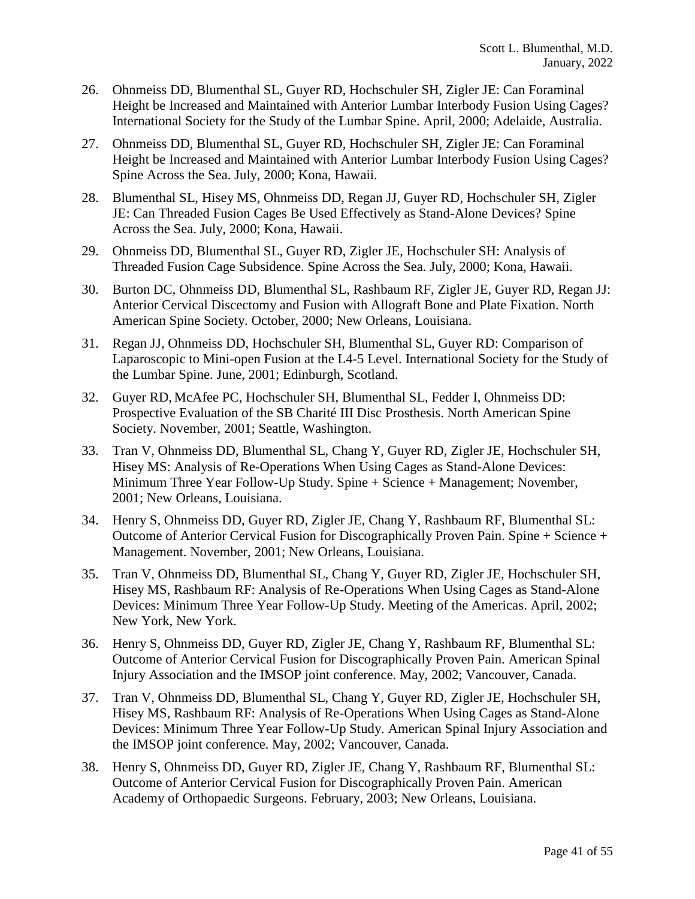26. Ohnmeiss DD, Blumenthal SL, Guyer RD, Hochschuler SH, Zigler JE: Can Foraminal Height be Increased and Maintained with Anterior Lumbar Interbody Fusion Using Cages? International Society for the Study of the Lumbar Spine. April, 2000; Adelaide, Australia.

27. Ohnmeiss DD, Blumenthal SL, Guyer RD, Hochschuler SH, Zigler JE: Can Foraminal Height be Increased and Maintained with Anterior Lumbar Interbody Fusion Using Cages? Spine Across the Sea. July, 2000; Kona, Hawaii.

28. Blumenthal SL, Hisey MS, Ohnmeiss DD, Regan JJ, Guyer RD, Hochschuler SH, Zigler JE: Can Threaded Fusion Cages Be Used Effectively as Stand-Alone Devices? Spine Across the Sea. July, 2000; Kona, Hawaii.

29. Ohnmeiss DD, Blumenthal SL, Guyer RD, Zigler JE, Hochschuler SH: Analysis of Threaded Fusion Cage Subsidence. Spine Across the Sea. July, 2000; Kona, Hawaii.

30. Burton DC, Ohnmeiss DD, Blumenthal SL, Rashbaum RF, Zigler JE, Guyer RD, Regan JJ: Anterior Cervical Discectomy and Fusion with Allograft Bone and Plate Fixation. North American Spine Society. October, 2000; New Orleans, Louisiana.

31. Regan JJ, Ohnmeiss DD, Hochschuler SH, Blumenthal SL, Guyer RD: Comparison of Laparoscopic to Mini-open Fusion at the L4-5 Level. International Society for the Study of the Lumbar Spine. June, 2001; Edinburgh, Scotland.

32. Guyer RD, McAfee PC, Hochschuler SH, Blumenthal SL, Fedder I, Ohnmeiss DD: Prospective Evaluation of the SB Charité III Disc Prosthesis. North American Spine Society. November, 2001; Seattle, Washington.

33. Tran V, Ohnmeiss DD, Blumenthal SL, Chang Y, Guyer RD, Zigler JE, Hochschuler SH, Hisey MS: Analysis of Re-Operations When Using Cages as Stand-Alone Devices: Minimum Three Year Follow-Up Study. Spine + Science + Management; November, 2001; New Orleans, Louisiana.

34. Henry S, Ohnmeiss DD, Guyer RD, Zigler JE, Chang Y, Rashbaum RF, Blumenthal SL: Outcome of Anterior Cervical Fusion for Discographically Proven Pain. Spine + Science + Management. November, 2001; New Orleans, Louisiana.

35. Tran V, Ohnmeiss DD, Blumenthal SL, Chang Y, Guyer RD, Zigler JE, Hochschuler SH, Hisey MS, Rashbaum RF: Analysis of Re-Operations When Using Cages as Stand-Alone Devices: Minimum Three Year Follow-Up Study. Meeting of the Americas. April, 2002; New York, New York.

36. Henry S, Ohnmeiss DD, Guyer RD, Zigler JE, Chang Y, Rashbaum RF, Blumenthal SL: Outcome of Anterior Cervical Fusion for Discographically Proven Pain. American Spinal Injury Association and the IMSOP joint conference. May, 2002; Vancouver, Canada.

37. Tran V, Ohnmeiss DD, Blumenthal SL, Chang Y, Guyer RD, Zigler JE, Hochschuler SH, Hisey MS, Rashbaum RF: Analysis of Re-Operations When Using Cages as Stand-Alone Devices: Minimum Three Year Follow-Up Study. American Spinal Injury Association and the IMSOP joint conference. May, 2002; Vancouver, Canada.

38. Henry S, Ohnmeiss DD, Guyer RD, Zigler JE, Chang Y, Rashbaum RF, Blumenthal SL: Outcome of Anterior Cervical Fusion for Discographically Proven Pain. American Academy of Orthopaedic Surgeons. February, 2003; New Orleans, Louisiana.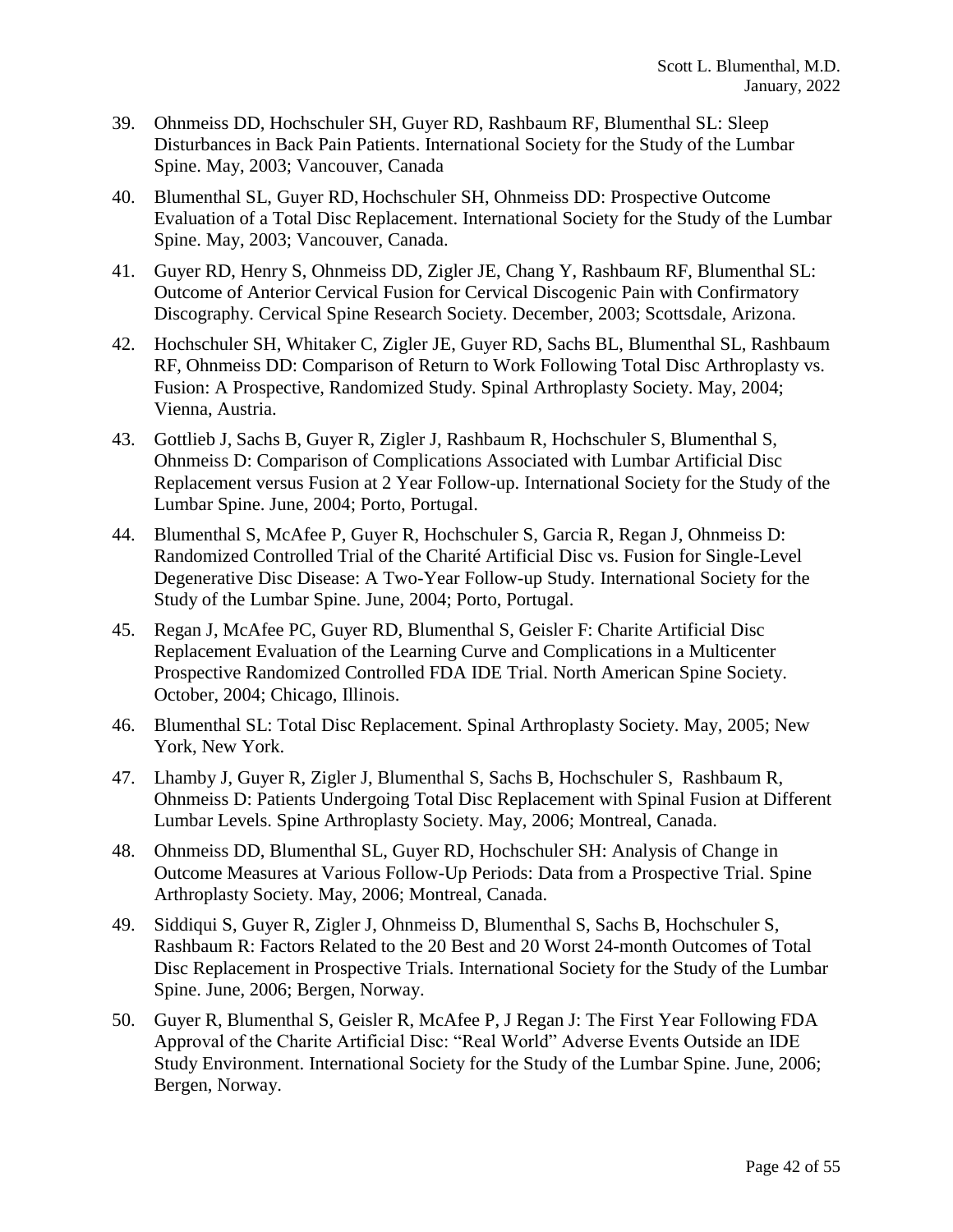39. Ohnmeiss DD, Hochschuler SH, Guyer RD, Rashbaum RF, Blumenthal SL: Sleep Disturbances in Back Pain Patients. International Society for the Study of the Lumbar Spine. May, 2003; Vancouver, Canada

40. Blumenthal SL, Guyer RD, Hochschuler SH, Ohnmeiss DD: Prospective Outcome Evaluation of a Total Disc Replacement. International Society for the Study of the Lumbar Spine. May, 2003; Vancouver, Canada.

41. Guyer RD, Henry S, Ohnmeiss DD, Zigler JE, Chang Y, Rashbaum RF, Blumenthal SL: Outcome of Anterior Cervical Fusion for Cervical Discogenic Pain with Confirmatory Discography. Cervical Spine Research Society. December, 2003; Scottsdale, Arizona.

42. Hochschuler SH, Whitaker C, Zigler JE, Guyer RD, Sachs BL, Blumenthal SL, Rashbaum RF, Ohnmeiss DD: Comparison of Return to Work Following Total Disc Arthroplasty vs. Fusion: A Prospective, Randomized Study. Spinal Arthroplasty Society. May, 2004; Vienna, Austria.

43. Gottlieb J, Sachs B, Guyer R, Zigler J, Rashbaum R, Hochschuler S, Blumenthal S, Ohnmeiss D: Comparison of Complications Associated with Lumbar Artificial Disc Replacement versus Fusion at 2 Year Follow-up. International Society for the Study of the Lumbar Spine. June, 2004; Porto, Portugal.

44. Blumenthal S, McAfee P, Guyer R, Hochschuler S, Garcia R, Regan J, Ohnmeiss D: Randomized Controlled Trial of the Charité Artificial Disc vs. Fusion for Single-Level Degenerative Disc Disease: A Two-Year Follow-up Study. International Society for the Study of the Lumbar Spine. June, 2004; Porto, Portugal.

45. Regan J, McAfee PC, Guyer RD, Blumenthal S, Geisler F: Charite Artificial Disc Replacement Evaluation of the Learning Curve and Complications in a Multicenter Prospective Randomized Controlled FDA IDE Trial. North American Spine Society. October, 2004; Chicago, Illinois.

46. Blumenthal SL: Total Disc Replacement. Spinal Arthroplasty Society. May, 2005; New York, New York.

47. Lhamby J, Guyer R, Zigler J, Blumenthal S, Sachs B, Hochschuler S, Rashbaum R, Ohnmeiss D: Patients Undergoing Total Disc Replacement with Spinal Fusion at Different Lumbar Levels. Spine Arthroplasty Society. May, 2006; Montreal, Canada.

48. Ohnmeiss DD, Blumenthal SL, Guyer RD, Hochschuler SH: Analysis of Change in Outcome Measures at Various Follow-Up Periods: Data from a Prospective Trial. Spine Arthroplasty Society. May, 2006; Montreal, Canada.

49. Siddiqui S, Guyer R, Zigler J, Ohnmeiss D, Blumenthal S, Sachs B, Hochschuler S, Rashbaum R: Factors Related to the 20 Best and 20 Worst 24-month Outcomes of Total Disc Replacement in Prospective Trials. International Society for the Study of the Lumbar Spine. June, 2006; Bergen, Norway.

50. Guyer R, Blumenthal S, Geisler R, McAfee P, J Regan J: The First Year Following FDA Approval of the Charite Artificial Disc: "Real World" Adverse Events Outside an IDE Study Environment. International Society for the Study of the Lumbar Spine. June, 2006; Bergen, Norway.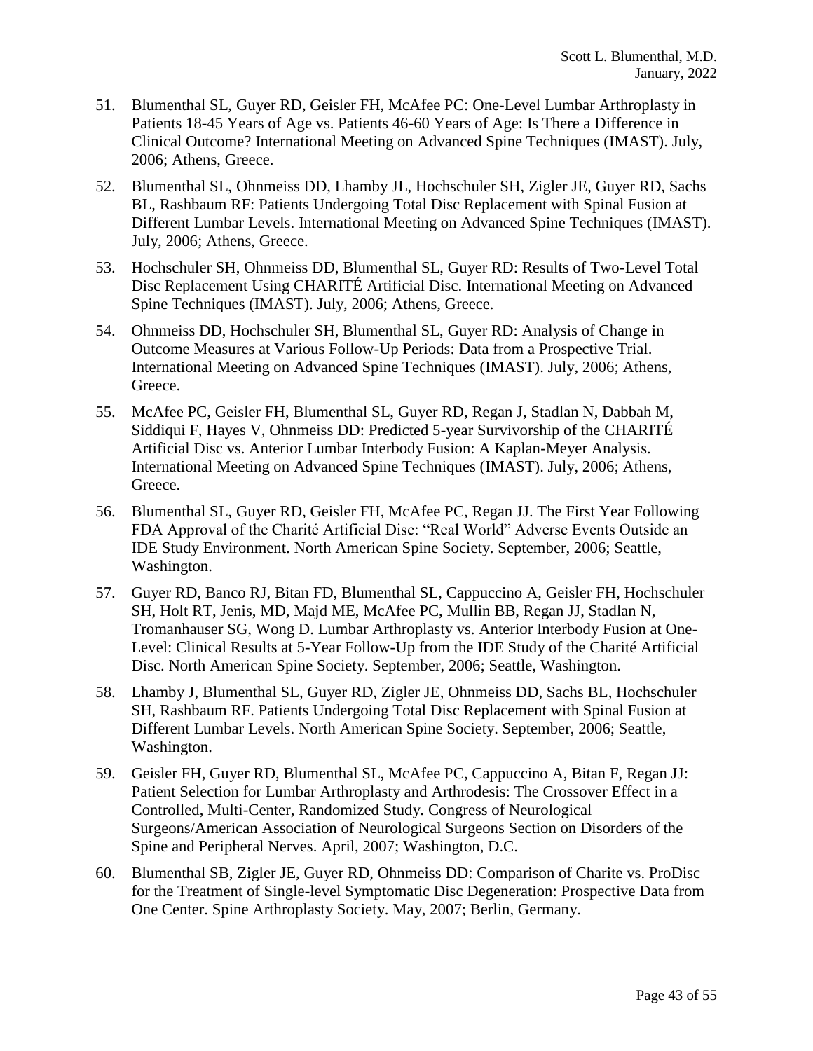51. Blumenthal SL, Guyer RD, Geisler FH, McAfee PC: One-Level Lumbar Arthroplasty in Patients 18-45 Years of Age vs. Patients 46-60 Years of Age: Is There a Difference in Clinical Outcome? International Meeting on Advanced Spine Techniques (IMAST). July, 2006; Athens, Greece.

52. Blumenthal SL, Ohnmeiss DD, Lhamby JL, Hochschuler SH, Zigler JE, Guyer RD, Sachs BL, Rashbaum RF: Patients Undergoing Total Disc Replacement with Spinal Fusion at Different Lumbar Levels. International Meeting on Advanced Spine Techniques (IMAST). July, 2006; Athens, Greece.

53. Hochschuler SH, Ohnmeiss DD, Blumenthal SL, Guyer RD: Results of Two-Level Total Disc Replacement Using CHARITÉ Artificial Disc. International Meeting on Advanced Spine Techniques (IMAST). July, 2006; Athens, Greece.

54. Ohnmeiss DD, Hochschuler SH, Blumenthal SL, Guyer RD: Analysis of Change in Outcome Measures at Various Follow-Up Periods: Data from a Prospective Trial. International Meeting on Advanced Spine Techniques (IMAST). July, 2006; Athens, Greece.

55. McAfee PC, Geisler FH, Blumenthal SL, Guyer RD, Regan J, Stadlan N, Dabbah M, Siddiqui F, Hayes V, Ohnmeiss DD: Predicted 5-year Survivorship of the CHARITÉ Artificial Disc vs. Anterior Lumbar Interbody Fusion: A Kaplan-Meyer Analysis. International Meeting on Advanced Spine Techniques (IMAST). July, 2006; Athens, Greece.

56. Blumenthal SL, Guyer RD, Geisler FH, McAfee PC, Regan JJ. The First Year Following FDA Approval of the Charité Artificial Disc: "Real World" Adverse Events Outside an IDE Study Environment. North American Spine Society. September, 2006; Seattle, Washington.

57. Guyer RD, Banco RJ, Bitan FD, Blumenthal SL, Cappuccino A, Geisler FH, Hochschuler SH, Holt RT, Jenis, MD, Majd ME, McAfee PC, Mullin BB, Regan JJ, Stadlan N, Tromanhauser SG, Wong D. Lumbar Arthroplasty vs. Anterior Interbody Fusion at One-Level: Clinical Results at 5-Year Follow-Up from the IDE Study of the Charité Artificial Disc. North American Spine Society. September, 2006; Seattle, Washington.

58. Lhamby J, Blumenthal SL, Guyer RD, Zigler JE, Ohnmeiss DD, Sachs BL, Hochschuler SH, Rashbaum RF. Patients Undergoing Total Disc Replacement with Spinal Fusion at Different Lumbar Levels. North American Spine Society. September, 2006; Seattle, Washington.

59. Geisler FH, Guyer RD, Blumenthal SL, McAfee PC, Cappuccino A, Bitan F, Regan JJ: Patient Selection for Lumbar Arthroplasty and Arthrodesis: The Crossover Effect in a Controlled, Multi-Center, Randomized Study. Congress of Neurological Surgeons/American Association of Neurological Surgeons Section on Disorders of the Spine and Peripheral Nerves. April, 2007; Washington, D.C.

60. Blumenthal SB, Zigler JE, Guyer RD, Ohnmeiss DD: Comparison of Charite vs. ProDisc for the Treatment of Single-level Symptomatic Disc Degeneration: Prospective Data from One Center. Spine Arthroplasty Society. May, 2007; Berlin, Germany.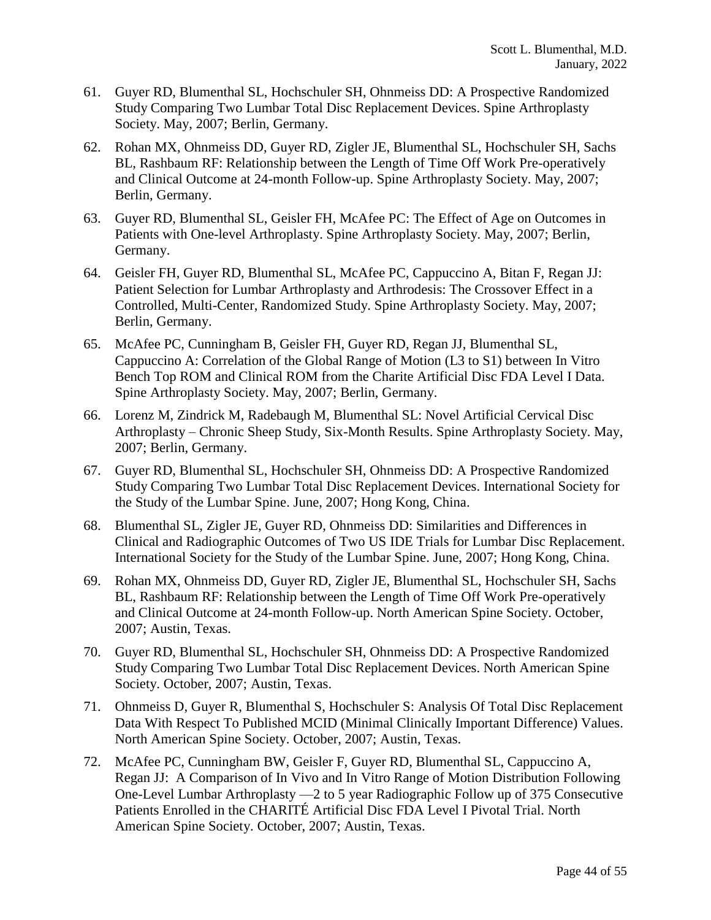61. Guyer RD, Blumenthal SL, Hochschuler SH, Ohnmeiss DD: A Prospective Randomized Study Comparing Two Lumbar Total Disc Replacement Devices. Spine Arthroplasty Society. May, 2007; Berlin, Germany.

62. Rohan MX, Ohnmeiss DD, Guyer RD, Zigler JE, Blumenthal SL, Hochschuler SH, Sachs BL, Rashbaum RF: Relationship between the Length of Time Off Work Pre-operatively and Clinical Outcome at 24-month Follow-up. Spine Arthroplasty Society. May, 2007; Berlin, Germany.

63. Guyer RD, Blumenthal SL, Geisler FH, McAfee PC: The Effect of Age on Outcomes in Patients with One-level Arthroplasty. Spine Arthroplasty Society. May, 2007; Berlin, Germany.

64. Geisler FH, Guyer RD, Blumenthal SL, McAfee PC, Cappuccino A, Bitan F, Regan JJ: Patient Selection for Lumbar Arthroplasty and Arthrodesis: The Crossover Effect in a Controlled, Multi-Center, Randomized Study. Spine Arthroplasty Society. May, 2007; Berlin, Germany.

65. McAfee PC, Cunningham B, Geisler FH, Guyer RD, Regan JJ, Blumenthal SL, Cappuccino A: Correlation of the Global Range of Motion (L3 to S1) between In Vitro Bench Top ROM and Clinical ROM from the Charite Artificial Disc FDA Level I Data. Spine Arthroplasty Society. May, 2007; Berlin, Germany.

66. Lorenz M, Zindrick M, Radebaugh M, Blumenthal SL: Novel Artificial Cervical Disc Arthroplasty – Chronic Sheep Study, Six-Month Results. Spine Arthroplasty Society. May, 2007; Berlin, Germany.

67. Guyer RD, Blumenthal SL, Hochschuler SH, Ohnmeiss DD: A Prospective Randomized Study Comparing Two Lumbar Total Disc Replacement Devices. International Society for the Study of the Lumbar Spine. June, 2007; Hong Kong, China.

68. Blumenthal SL, Zigler JE, Guyer RD, Ohnmeiss DD: Similarities and Differences in Clinical and Radiographic Outcomes of Two US IDE Trials for Lumbar Disc Replacement. International Society for the Study of the Lumbar Spine. June, 2007; Hong Kong, China.

69. Rohan MX, Ohnmeiss DD, Guyer RD, Zigler JE, Blumenthal SL, Hochschuler SH, Sachs BL, Rashbaum RF: Relationship between the Length of Time Off Work Pre-operatively and Clinical Outcome at 24-month Follow-up. North American Spine Society. October, 2007; Austin, Texas.

70. Guyer RD, Blumenthal SL, Hochschuler SH, Ohnmeiss DD: A Prospective Randomized Study Comparing Two Lumbar Total Disc Replacement Devices. North American Spine Society. October, 2007; Austin, Texas.

71. Ohnmeiss D, Guyer R, Blumenthal S, Hochschuler S: Analysis Of Total Disc Replacement Data With Respect To Published MCID (Minimal Clinically Important Difference) Values. North American Spine Society. October, 2007; Austin, Texas.

72. McAfee PC, Cunningham BW, Geisler F, Guyer RD, Blumenthal SL, Cappuccino A, Regan JJ: A Comparison of In Vivo and In Vitro Range of Motion Distribution Following One-Level Lumbar Arthroplasty —2 to 5 year Radiographic Follow up of 375 Consecutive Patients Enrolled in the CHARITÉ Artificial Disc FDA Level I Pivotal Trial. North American Spine Society. October, 2007; Austin, Texas.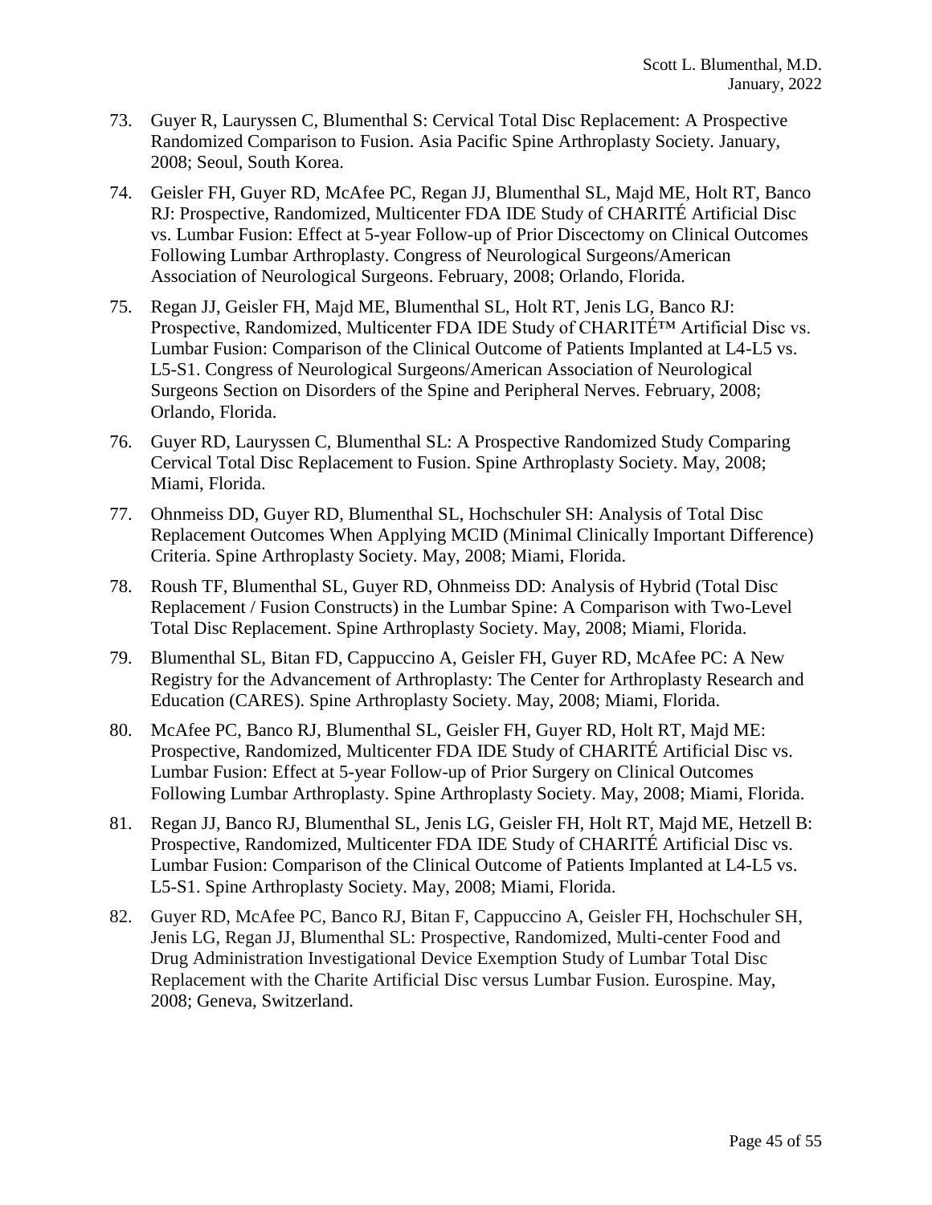73. Guyer R, Lauryssen C, Blumenthal S: Cervical Total Disc Replacement: A Prospective Randomized Comparison to Fusion. Asia Pacific Spine Arthroplasty Society. January, 2008; Seoul, South Korea.

74. Geisler FH, Guyer RD, McAfee PC, Regan JJ, Blumenthal SL, Majd ME, Holt RT, Banco RJ: Prospective, Randomized, Multicenter FDA IDE Study of CHARITÉ Artificial Disc vs. Lumbar Fusion: Effect at 5-year Follow-up of Prior Discectomy on Clinical Outcomes Following Lumbar Arthroplasty. Congress of Neurological Surgeons/American Association of Neurological Surgeons. February, 2008; Orlando, Florida.

75. Regan JJ, Geisler FH, Majd ME, Blumenthal SL, Holt RT, Jenis LG, Banco RJ: Prospective, Randomized, Multicenter FDA IDE Study of CHARITÉ™ Artificial Disc vs. Lumbar Fusion: Comparison of the Clinical Outcome of Patients Implanted at L4-L5 vs. L5-S1. Congress of Neurological Surgeons/American Association of Neurological Surgeons Section on Disorders of the Spine and Peripheral Nerves. February, 2008; Orlando, Florida.

76. Guyer RD, Lauryssen C, Blumenthal SL: A Prospective Randomized Study Comparing Cervical Total Disc Replacement to Fusion. Spine Arthroplasty Society. May, 2008; Miami, Florida.

77. Ohnmeiss DD, Guyer RD, Blumenthal SL, Hochschuler SH: Analysis of Total Disc Replacement Outcomes When Applying MCID (Minimal Clinically Important Difference) Criteria. Spine Arthroplasty Society. May, 2008; Miami, Florida.

78. Roush TF, Blumenthal SL, Guyer RD, Ohnmeiss DD: Analysis of Hybrid (Total Disc Replacement / Fusion Constructs) in the Lumbar Spine: A Comparison with Two-Level Total Disc Replacement. Spine Arthroplasty Society. May, 2008; Miami, Florida.

79. Blumenthal SL, Bitan FD, Cappuccino A, Geisler FH, Guyer RD, McAfee PC: A New Registry for the Advancement of Arthroplasty: The Center for Arthroplasty Research and Education (CARES). Spine Arthroplasty Society. May, 2008; Miami, Florida.

80. McAfee PC, Banco RJ, Blumenthal SL, Geisler FH, Guyer RD, Holt RT, Majd ME: Prospective, Randomized, Multicenter FDA IDE Study of CHARITÉ Artificial Disc vs. Lumbar Fusion: Effect at 5-year Follow-up of Prior Surgery on Clinical Outcomes Following Lumbar Arthroplasty. Spine Arthroplasty Society. May, 2008; Miami, Florida.

81. Regan JJ, Banco RJ, Blumenthal SL, Jenis LG, Geisler FH, Holt RT, Majd ME, Hetzell B: Prospective, Randomized, Multicenter FDA IDE Study of CHARITÉ Artificial Disc vs. Lumbar Fusion: Comparison of the Clinical Outcome of Patients Implanted at L4-L5 vs. L5-S1. Spine Arthroplasty Society. May, 2008; Miami, Florida.

82. Guyer RD, McAfee PC, Banco RJ, Bitan F, Cappuccino A, Geisler FH, Hochschuler SH, Jenis LG, Regan JJ, Blumenthal SL: Prospective, Randomized, Multi-center Food and Drug Administration Investigational Device Exemption Study of Lumbar Total Disc Replacement with the Charite Artificial Disc versus Lumbar Fusion. Eurospine. May, 2008; Geneva, Switzerland.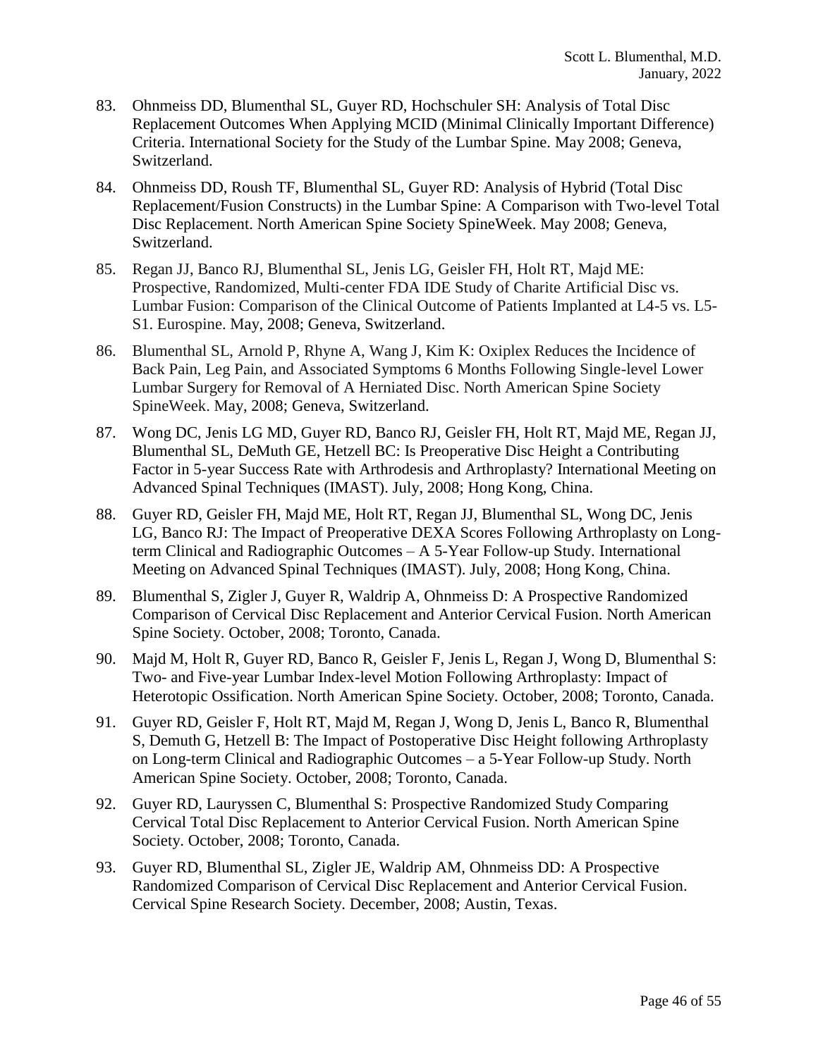83. Ohnmeiss DD, Blumenthal SL, Guyer RD, Hochschuler SH: Analysis of Total Disc Replacement Outcomes When Applying MCID (Minimal Clinically Important Difference) Criteria. International Society for the Study of the Lumbar Spine. May 2008; Geneva, Switzerland.

84. Ohnmeiss DD, Roush TF, Blumenthal SL, Guyer RD: Analysis of Hybrid (Total Disc Replacement/Fusion Constructs) in the Lumbar Spine: A Comparison with Two-level Total Disc Replacement. North American Spine Society SpineWeek. May 2008; Geneva, Switzerland.

85. Regan JJ, Banco RJ, Blumenthal SL, Jenis LG, Geisler FH, Holt RT, Majd ME: Prospective, Randomized, Multi-center FDA IDE Study of Charite Artificial Disc vs. Lumbar Fusion: Comparison of the Clinical Outcome of Patients Implanted at L4-5 vs. L5-S1. Eurospine. May, 2008; Geneva, Switzerland.

86. Blumenthal SL, Arnold P, Rhyne A, Wang J, Kim K: Oxiplex Reduces the Incidence of Back Pain, Leg Pain, and Associated Symptoms 6 Months Following Single-level Lower Lumbar Surgery for Removal of A Herniated Disc. North American Spine Society SpineWeek. May, 2008; Geneva, Switzerland.

87. Wong DC, Jenis LG MD, Guyer RD, Banco RJ, Geisler FH, Holt RT, Majd ME, Regan JJ, Blumenthal SL, DeMuth GE, Hetzell BC: Is Preoperative Disc Height a Contributing Factor in 5-year Success Rate with Arthrodesis and Arthroplasty? International Meeting on Advanced Spinal Techniques (IMAST). July, 2008; Hong Kong, China.

88. Guyer RD, Geisler FH, Majd ME, Holt RT, Regan JJ, Blumenthal SL, Wong DC, Jenis LG, Banco RJ: The Impact of Preoperative DEXA Scores Following Arthroplasty on Long-term Clinical and Radiographic Outcomes – A 5-Year Follow-up Study. International Meeting on Advanced Spinal Techniques (IMAST). July, 2008; Hong Kong, China.

89. Blumenthal S, Zigler J, Guyer R, Waldrip A, Ohnmeiss D: A Prospective Randomized Comparison of Cervical Disc Replacement and Anterior Cervical Fusion. North American Spine Society. October, 2008; Toronto, Canada.

90. Majd M, Holt R, Guyer RD, Banco R, Geisler F, Jenis L, Regan J, Wong D, Blumenthal S: Two- and Five-year Lumbar Index-level Motion Following Arthroplasty: Impact of Heterotopic Ossification. North American Spine Society. October, 2008; Toronto, Canada.

91. Guyer RD, Geisler F, Holt RT, Majd M, Regan J, Wong D, Jenis L, Banco R, Blumenthal S, Demuth G, Hetzell B: The Impact of Postoperative Disc Height following Arthroplasty on Long-term Clinical and Radiographic Outcomes – a 5-Year Follow-up Study. North American Spine Society. October, 2008; Toronto, Canada.

92. Guyer RD, Lauryssen C, Blumenthal S: Prospective Randomized Study Comparing Cervical Total Disc Replacement to Anterior Cervical Fusion. North American Spine Society. October, 2008; Toronto, Canada.

93. Guyer RD, Blumenthal SL, Zigler JE, Waldrip AM, Ohnmeiss DD: A Prospective Randomized Comparison of Cervical Disc Replacement and Anterior Cervical Fusion. Cervical Spine Research Society. December, 2008; Austin, Texas.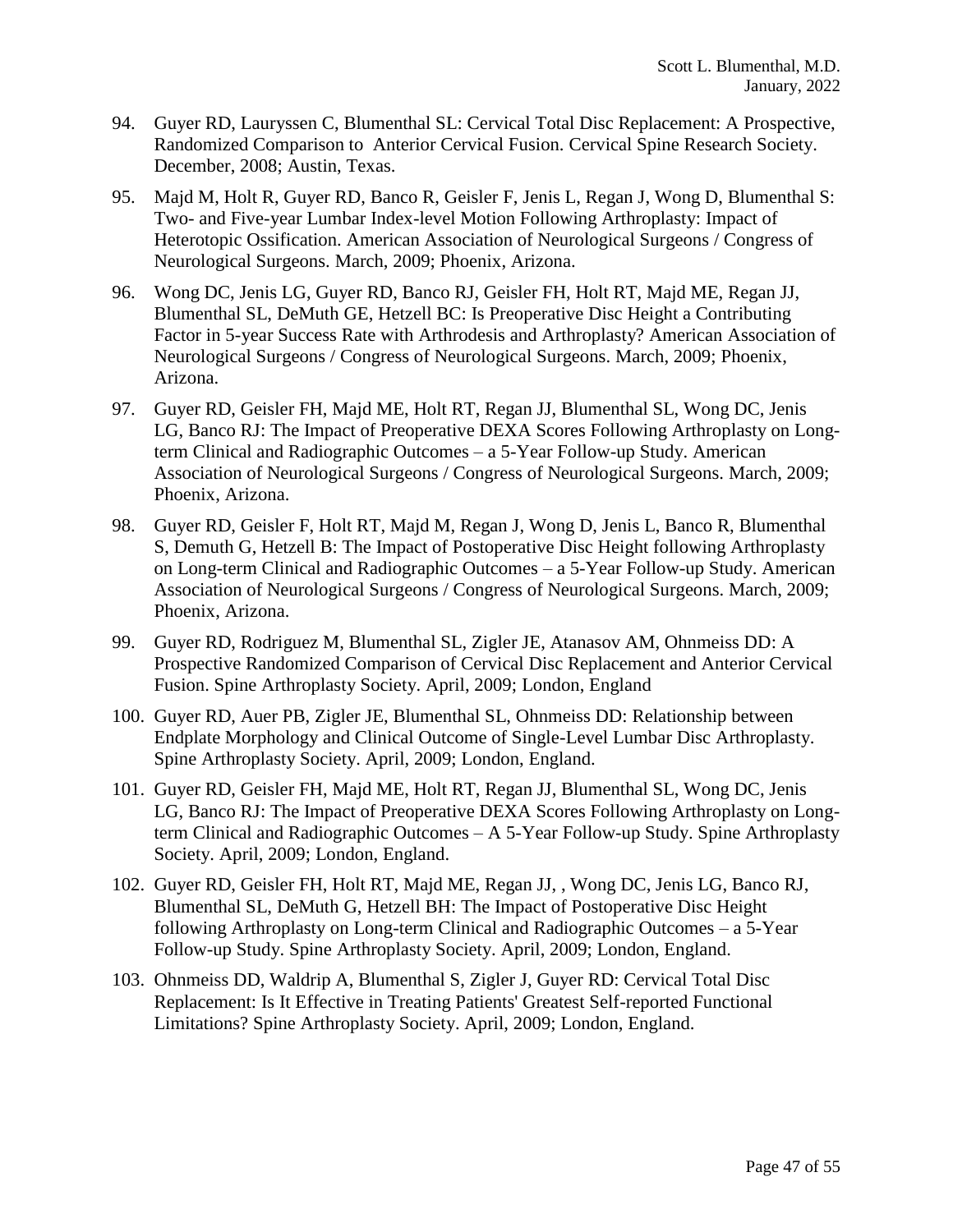94. Guyer RD, Lauryssen C, Blumenthal SL: Cervical Total Disc Replacement: A Prospective, Randomized Comparison to Anterior Cervical Fusion. Cervical Spine Research Society. December, 2008; Austin, Texas.

95. Majd M, Holt R, Guyer RD, Banco R, Geisler F, Jenis L, Regan J, Wong D, Blumenthal S: Two- and Five-year Lumbar Index-level Motion Following Arthroplasty: Impact of Heterotopic Ossification. American Association of Neurological Surgeons / Congress of Neurological Surgeons. March, 2009; Phoenix, Arizona.

96. Wong DC, Jenis LG, Guyer RD, Banco RJ, Geisler FH, Holt RT, Majd ME, Regan JJ, Blumenthal SL, DeMuth GE, Hetzell BC: Is Preoperative Disc Height a Contributing Factor in 5-year Success Rate with Arthrodesis and Arthroplasty? American Association of Neurological Surgeons / Congress of Neurological Surgeons. March, 2009; Phoenix, Arizona.

97. Guyer RD, Geisler FH, Majd ME, Holt RT, Regan JJ, Blumenthal SL, Wong DC, Jenis LG, Banco RJ: The Impact of Preoperative DEXA Scores Following Arthroplasty on Long-term Clinical and Radiographic Outcomes – a 5-Year Follow-up Study. American Association of Neurological Surgeons / Congress of Neurological Surgeons. March, 2009; Phoenix, Arizona.

98. Guyer RD, Geisler F, Holt RT, Majd M, Regan J, Wong D, Jenis L, Banco R, Blumenthal S, Demuth G, Hetzell B: The Impact of Postoperative Disc Height following Arthroplasty on Long-term Clinical and Radiographic Outcomes – a 5-Year Follow-up Study. American Association of Neurological Surgeons / Congress of Neurological Surgeons. March, 2009; Phoenix, Arizona.

99. Guyer RD, Rodriguez M, Blumenthal SL, Zigler JE, Atanasov AM, Ohnmeiss DD: A Prospective Randomized Comparison of Cervical Disc Replacement and Anterior Cervical Fusion. Spine Arthroplasty Society. April, 2009; London, England

100. Guyer RD, Auer PB, Zigler JE, Blumenthal SL, Ohnmeiss DD: Relationship between Endplate Morphology and Clinical Outcome of Single-Level Lumbar Disc Arthroplasty. Spine Arthroplasty Society. April, 2009; London, England.

101. Guyer RD, Geisler FH, Majd ME, Holt RT, Regan JJ, Blumenthal SL, Wong DC, Jenis LG, Banco RJ: The Impact of Preoperative DEXA Scores Following Arthroplasty on Long-term Clinical and Radiographic Outcomes – A 5-Year Follow-up Study. Spine Arthroplasty Society. April, 2009; London, England.

102. Guyer RD, Geisler FH, Holt RT, Majd ME, Regan JJ, , Wong DC, Jenis LG, Banco RJ, Blumenthal SL, DeMuth G, Hetzell BH: The Impact of Postoperative Disc Height following Arthroplasty on Long-term Clinical and Radiographic Outcomes – a 5-Year Follow-up Study. Spine Arthroplasty Society. April, 2009; London, England.

103. Ohnmeiss DD, Waldrip A, Blumenthal S, Zigler J, Guyer RD: Cervical Total Disc Replacement: Is It Effective in Treating Patients' Greatest Self-reported Functional Limitations? Spine Arthroplasty Society. April, 2009; London, England.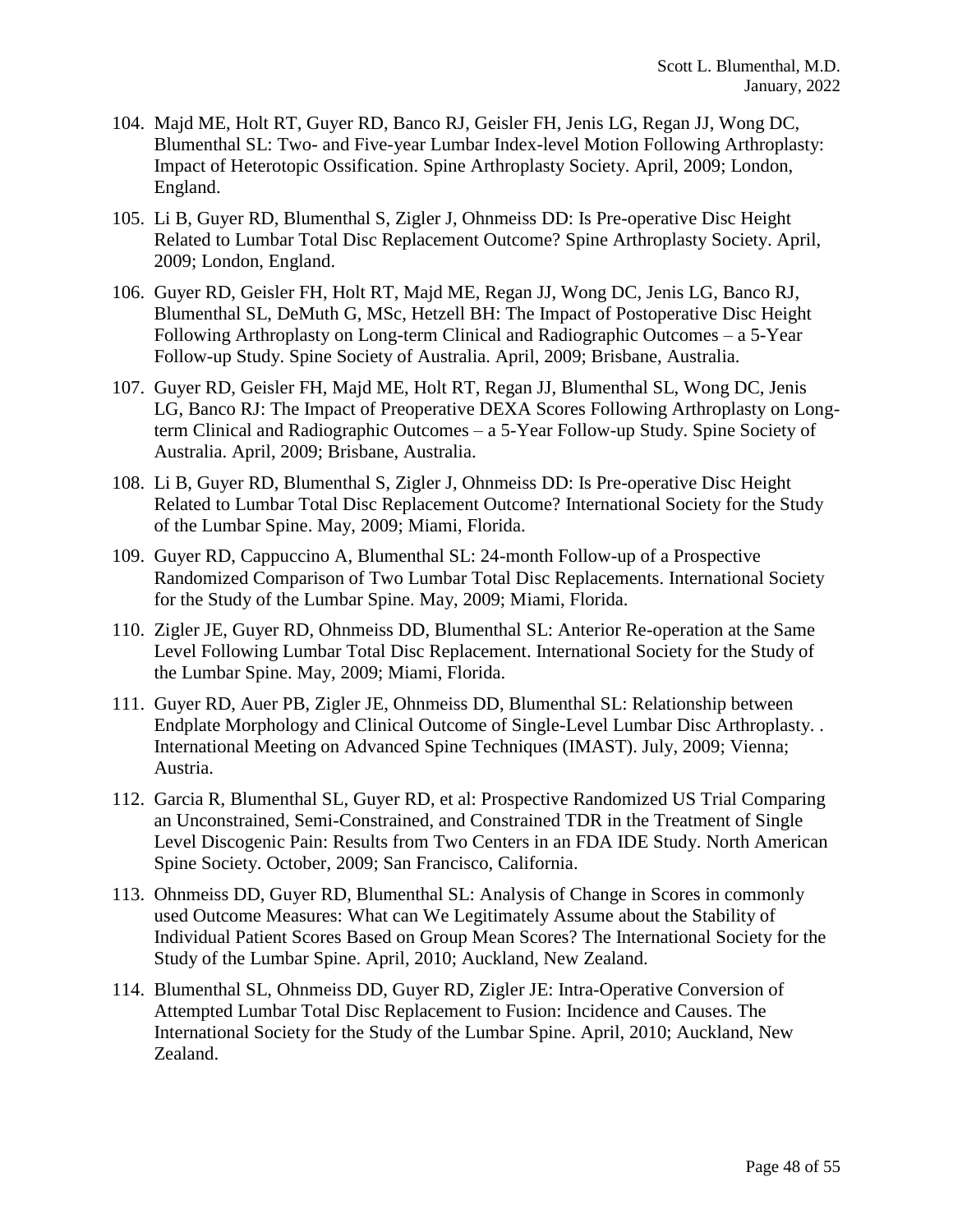104. Majd ME, Holt RT, Guyer RD, Banco RJ, Geisler FH, Jenis LG, Regan JJ, Wong DC, Blumenthal SL: Two- and Five-year Lumbar Index-level Motion Following Arthroplasty: Impact of Heterotopic Ossification. Spine Arthroplasty Society. April, 2009; London, England.

105. Li B, Guyer RD, Blumenthal S, Zigler J, Ohnmeiss DD: Is Pre-operative Disc Height Related to Lumbar Total Disc Replacement Outcome? Spine Arthroplasty Society. April, 2009; London, England.

106. Guyer RD, Geisler FH, Holt RT, Majd ME, Regan JJ, Wong DC, Jenis LG, Banco RJ, Blumenthal SL, DeMuth G, MSc, Hetzell BH: The Impact of Postoperative Disc Height Following Arthroplasty on Long-term Clinical and Radiographic Outcomes – a 5-Year Follow-up Study. Spine Society of Australia. April, 2009; Brisbane, Australia.

107. Guyer RD, Geisler FH, Majd ME, Holt RT, Regan JJ, Blumenthal SL, Wong DC, Jenis LG, Banco RJ: The Impact of Preoperative DEXA Scores Following Arthroplasty on Long-term Clinical and Radiographic Outcomes – a 5-Year Follow-up Study. Spine Society of Australia. April, 2009; Brisbane, Australia.

108. Li B, Guyer RD, Blumenthal S, Zigler J, Ohnmeiss DD: Is Pre-operative Disc Height Related to Lumbar Total Disc Replacement Outcome? International Society for the Study of the Lumbar Spine. May, 2009; Miami, Florida.

109. Guyer RD, Cappuccino A, Blumenthal SL: 24-month Follow-up of a Prospective Randomized Comparison of Two Lumbar Total Disc Replacements. International Society for the Study of the Lumbar Spine. May, 2009; Miami, Florida.

110. Zigler JE, Guyer RD, Ohnmeiss DD, Blumenthal SL: Anterior Re-operation at the Same Level Following Lumbar Total Disc Replacement. International Society for the Study of the Lumbar Spine. May, 2009; Miami, Florida.

111. Guyer RD, Auer PB, Zigler JE, Ohnmeiss DD, Blumenthal SL: Relationship between Endplate Morphology and Clinical Outcome of Single-Level Lumbar Disc Arthroplasty. . International Meeting on Advanced Spine Techniques (IMAST). July, 2009; Vienna; Austria.

112. Garcia R, Blumenthal SL, Guyer RD, et al: Prospective Randomized US Trial Comparing an Unconstrained, Semi-Constrained, and Constrained TDR in the Treatment of Single Level Discogenic Pain: Results from Two Centers in an FDA IDE Study. North American Spine Society. October, 2009; San Francisco, California.

113. Ohnmeiss DD, Guyer RD, Blumenthal SL: Analysis of Change in Scores in commonly used Outcome Measures: What can We Legitimately Assume about the Stability of Individual Patient Scores Based on Group Mean Scores? The International Society for the Study of the Lumbar Spine. April, 2010; Auckland, New Zealand.

114. Blumenthal SL, Ohnmeiss DD, Guyer RD, Zigler JE: Intra-Operative Conversion of Attempted Lumbar Total Disc Replacement to Fusion: Incidence and Causes. The International Society for the Study of the Lumbar Spine. April, 2010; Auckland, New Zealand.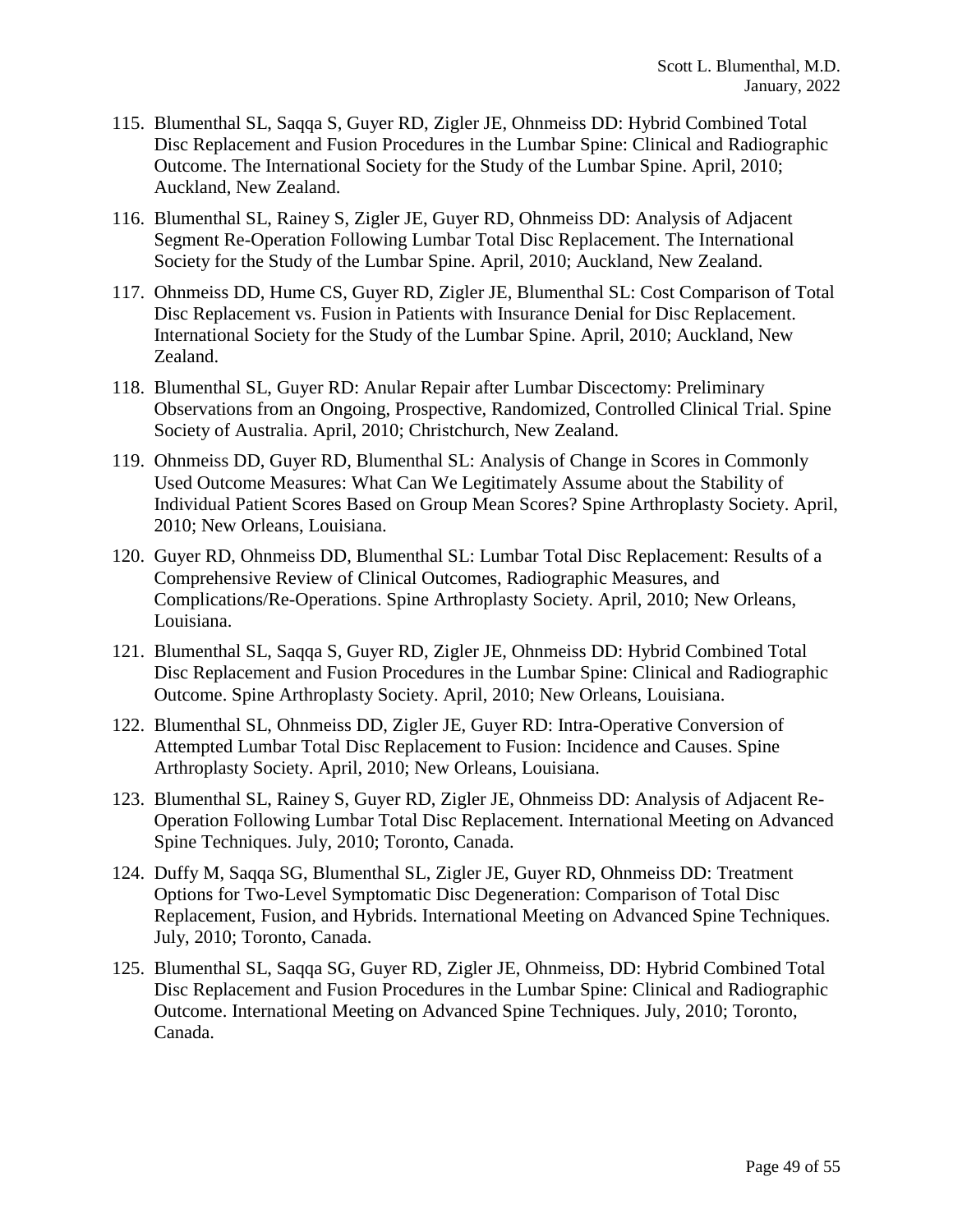115. Blumenthal SL, Saqqa S, Guyer RD, Zigler JE, Ohnmeiss DD: Hybrid Combined Total Disc Replacement and Fusion Procedures in the Lumbar Spine: Clinical and Radiographic Outcome. The International Society for the Study of the Lumbar Spine. April, 2010; Auckland, New Zealand.

116. Blumenthal SL, Rainey S, Zigler JE, Guyer RD, Ohnmeiss DD: Analysis of Adjacent Segment Re-Operation Following Lumbar Total Disc Replacement. The International Society for the Study of the Lumbar Spine. April, 2010; Auckland, New Zealand.

117. Ohnmeiss DD, Hume CS, Guyer RD, Zigler JE, Blumenthal SL: Cost Comparison of Total Disc Replacement vs. Fusion in Patients with Insurance Denial for Disc Replacement. International Society for the Study of the Lumbar Spine. April, 2010; Auckland, New Zealand.

118. Blumenthal SL, Guyer RD: Anular Repair after Lumbar Discectomy: Preliminary Observations from an Ongoing, Prospective, Randomized, Controlled Clinical Trial. Spine Society of Australia. April, 2010; Christchurch, New Zealand.

119. Ohnmeiss DD, Guyer RD, Blumenthal SL: Analysis of Change in Scores in Commonly Used Outcome Measures: What Can We Legitimately Assume about the Stability of Individual Patient Scores Based on Group Mean Scores? Spine Arthroplasty Society. April, 2010; New Orleans, Louisiana.

120. Guyer RD, Ohnmeiss DD, Blumenthal SL: Lumbar Total Disc Replacement: Results of a Comprehensive Review of Clinical Outcomes, Radiographic Measures, and Complications/Re-Operations. Spine Arthroplasty Society. April, 2010; New Orleans, Louisiana.

121. Blumenthal SL, Saqqa S, Guyer RD, Zigler JE, Ohnmeiss DD: Hybrid Combined Total Disc Replacement and Fusion Procedures in the Lumbar Spine: Clinical and Radiographic Outcome. Spine Arthroplasty Society. April, 2010; New Orleans, Louisiana.

122. Blumenthal SL, Ohnmeiss DD, Zigler JE, Guyer RD: Intra-Operative Conversion of Attempted Lumbar Total Disc Replacement to Fusion: Incidence and Causes. Spine Arthroplasty Society. April, 2010; New Orleans, Louisiana.

123. Blumenthal SL, Rainey S, Guyer RD, Zigler JE, Ohnmeiss DD: Analysis of Adjacent Re-Operation Following Lumbar Total Disc Replacement. International Meeting on Advanced Spine Techniques. July, 2010; Toronto, Canada.

124. Duffy M, Saqqa SG, Blumenthal SL, Zigler JE, Guyer RD, Ohnmeiss DD: Treatment Options for Two-Level Symptomatic Disc Degeneration: Comparison of Total Disc Replacement, Fusion, and Hybrids. International Meeting on Advanced Spine Techniques. July, 2010; Toronto, Canada.

125. Blumenthal SL, Saqqa SG, Guyer RD, Zigler JE, Ohnmeiss, DD: Hybrid Combined Total Disc Replacement and Fusion Procedures in the Lumbar Spine: Clinical and Radiographic Outcome. International Meeting on Advanced Spine Techniques. July, 2010; Toronto, Canada.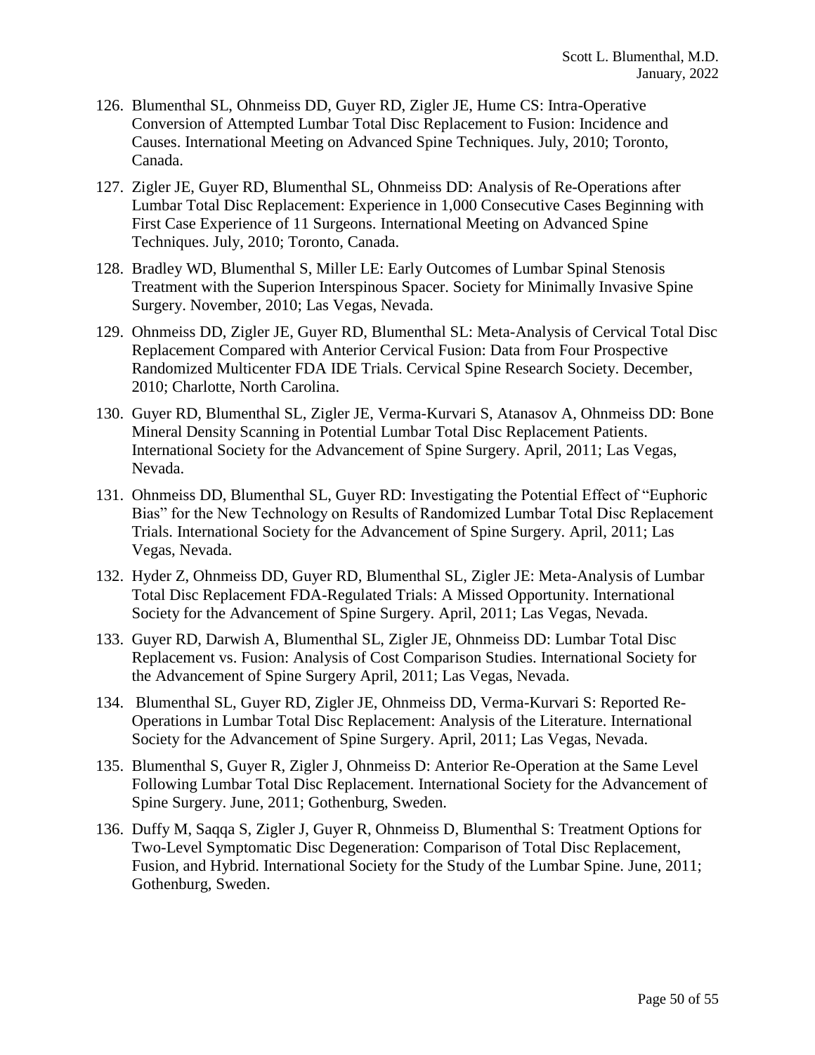126. Blumenthal SL, Ohnmeiss DD, Guyer RD, Zigler JE, Hume CS: Intra-Operative Conversion of Attempted Lumbar Total Disc Replacement to Fusion: Incidence and Causes. International Meeting on Advanced Spine Techniques. July, 2010; Toronto, Canada.

127. Zigler JE, Guyer RD, Blumenthal SL, Ohnmeiss DD: Analysis of Re-Operations after Lumbar Total Disc Replacement: Experience in 1,000 Consecutive Cases Beginning with First Case Experience of 11 Surgeons. International Meeting on Advanced Spine Techniques. July, 2010; Toronto, Canada.

128. Bradley WD, Blumenthal S, Miller LE: Early Outcomes of Lumbar Spinal Stenosis Treatment with the Superion Interspinous Spacer. Society for Minimally Invasive Spine Surgery. November, 2010; Las Vegas, Nevada.

129. Ohnmeiss DD, Zigler JE, Guyer RD, Blumenthal SL: Meta-Analysis of Cervical Total Disc Replacement Compared with Anterior Cervical Fusion: Data from Four Prospective Randomized Multicenter FDA IDE Trials. Cervical Spine Research Society. December, 2010; Charlotte, North Carolina.

130. Guyer RD, Blumenthal SL, Zigler JE, Verma-Kurvari S, Atanasov A, Ohnmeiss DD: Bone Mineral Density Scanning in Potential Lumbar Total Disc Replacement Patients. International Society for the Advancement of Spine Surgery. April, 2011; Las Vegas, Nevada.

131. Ohnmeiss DD, Blumenthal SL, Guyer RD: Investigating the Potential Effect of "Euphoric Bias" for the New Technology on Results of Randomized Lumbar Total Disc Replacement Trials. International Society for the Advancement of Spine Surgery. April, 2011; Las Vegas, Nevada.

132. Hyder Z, Ohnmeiss DD, Guyer RD, Blumenthal SL, Zigler JE: Meta-Analysis of Lumbar Total Disc Replacement FDA-Regulated Trials: A Missed Opportunity. International Society for the Advancement of Spine Surgery. April, 2011; Las Vegas, Nevada.

133. Guyer RD, Darwish A, Blumenthal SL, Zigler JE, Ohnmeiss DD: Lumbar Total Disc Replacement vs. Fusion: Analysis of Cost Comparison Studies. International Society for the Advancement of Spine Surgery April, 2011; Las Vegas, Nevada.

134. Blumenthal SL, Guyer RD, Zigler JE, Ohnmeiss DD, Verma-Kurvari S: Reported Re-Operations in Lumbar Total Disc Replacement: Analysis of the Literature. International Society for the Advancement of Spine Surgery. April, 2011; Las Vegas, Nevada.

135. Blumenthal S, Guyer R, Zigler J, Ohnmeiss D: Anterior Re-Operation at the Same Level Following Lumbar Total Disc Replacement. International Society for the Advancement of Spine Surgery. June, 2011; Gothenburg, Sweden.

136. Duffy M, Saqqa S, Zigler J, Guyer R, Ohnmeiss D, Blumenthal S: Treatment Options for Two-Level Symptomatic Disc Degeneration: Comparison of Total Disc Replacement, Fusion, and Hybrid. International Society for the Study of the Lumbar Spine. June, 2011; Gothenburg, Sweden.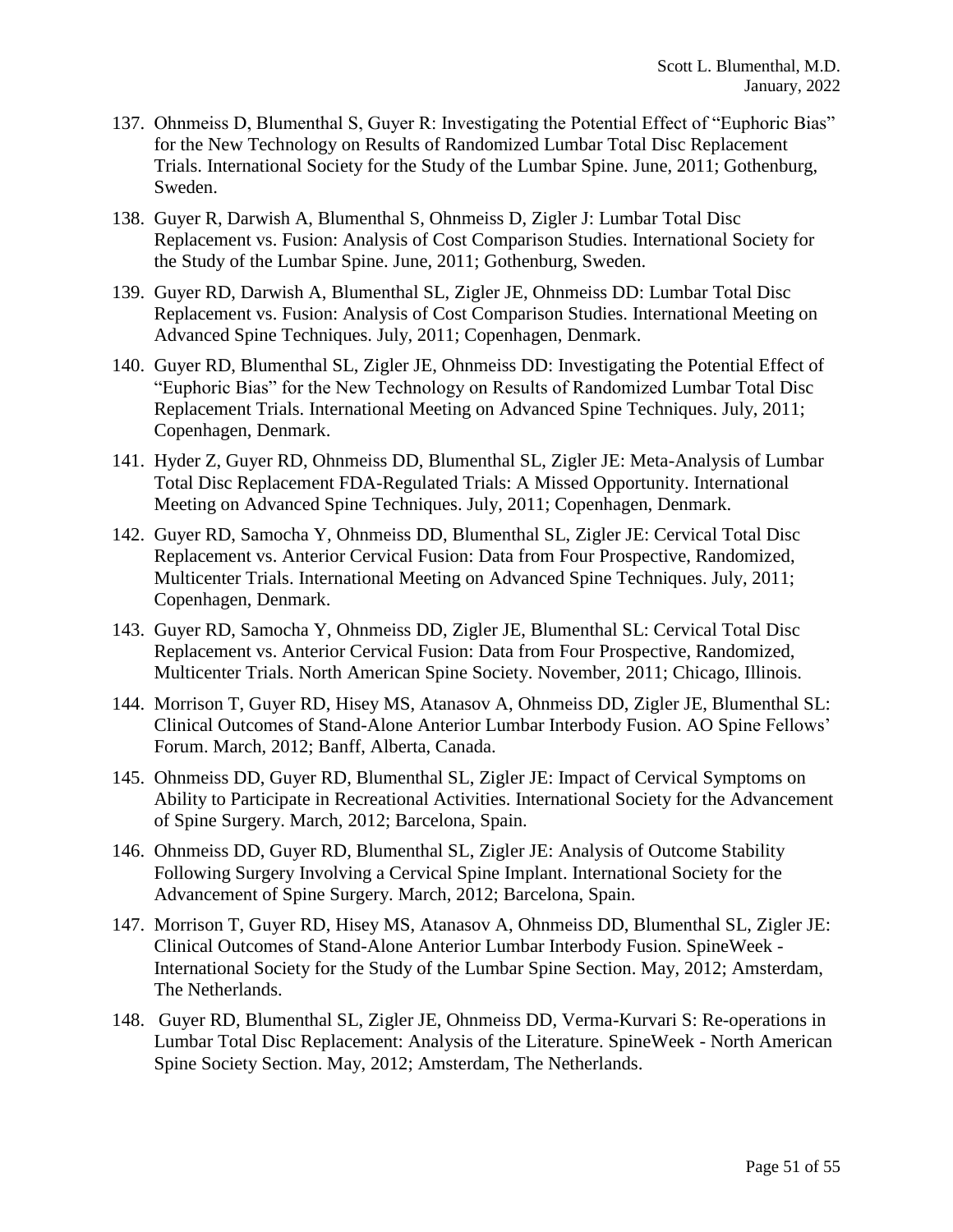137. Ohnmeiss D, Blumenthal S, Guyer R: Investigating the Potential Effect of "Euphoric Bias" for the New Technology on Results of Randomized Lumbar Total Disc Replacement Trials. International Society for the Study of the Lumbar Spine. June, 2011; Gothenburg, Sweden.

138. Guyer R, Darwish A, Blumenthal S, Ohnmeiss D, Zigler J: Lumbar Total Disc Replacement vs. Fusion: Analysis of Cost Comparison Studies. International Society for the Study of the Lumbar Spine. June, 2011; Gothenburg, Sweden.

139. Guyer RD, Darwish A, Blumenthal SL, Zigler JE, Ohnmeiss DD: Lumbar Total Disc Replacement vs. Fusion: Analysis of Cost Comparison Studies. International Meeting on Advanced Spine Techniques. July, 2011; Copenhagen, Denmark.

140. Guyer RD, Blumenthal SL, Zigler JE, Ohnmeiss DD: Investigating the Potential Effect of "Euphoric Bias" for the New Technology on Results of Randomized Lumbar Total Disc Replacement Trials. International Meeting on Advanced Spine Techniques. July, 2011; Copenhagen, Denmark.

141. Hyder Z, Guyer RD, Ohnmeiss DD, Blumenthal SL, Zigler JE: Meta-Analysis of Lumbar Total Disc Replacement FDA-Regulated Trials: A Missed Opportunity. International Meeting on Advanced Spine Techniques. July, 2011; Copenhagen, Denmark.

142. Guyer RD, Samocha Y, Ohnmeiss DD, Blumenthal SL, Zigler JE: Cervical Total Disc Replacement vs. Anterior Cervical Fusion: Data from Four Prospective, Randomized, Multicenter Trials. International Meeting on Advanced Spine Techniques. July, 2011; Copenhagen, Denmark.

143. Guyer RD, Samocha Y, Ohnmeiss DD, Zigler JE, Blumenthal SL: Cervical Total Disc Replacement vs. Anterior Cervical Fusion: Data from Four Prospective, Randomized, Multicenter Trials. North American Spine Society. November, 2011; Chicago, Illinois.

144. Morrison T, Guyer RD, Hisey MS, Atanasov A, Ohnmeiss DD, Zigler JE, Blumenthal SL: Clinical Outcomes of Stand-Alone Anterior Lumbar Interbody Fusion. AO Spine Fellows' Forum. March, 2012; Banff, Alberta, Canada.

145. Ohnmeiss DD, Guyer RD, Blumenthal SL, Zigler JE: Impact of Cervical Symptoms on Ability to Participate in Recreational Activities. International Society for the Advancement of Spine Surgery. March, 2012; Barcelona, Spain.

146. Ohnmeiss DD, Guyer RD, Blumenthal SL, Zigler JE: Analysis of Outcome Stability Following Surgery Involving a Cervical Spine Implant. International Society for the Advancement of Spine Surgery. March, 2012; Barcelona, Spain.

147. Morrison T, Guyer RD, Hisey MS, Atanasov A, Ohnmeiss DD, Blumenthal SL, Zigler JE: Clinical Outcomes of Stand-Alone Anterior Lumbar Interbody Fusion. SpineWeek - International Society for the Study of the Lumbar Spine Section. May, 2012; Amsterdam, The Netherlands.

148. Guyer RD, Blumenthal SL, Zigler JE, Ohnmeiss DD, Verma-Kurvari S: Re-operations in Lumbar Total Disc Replacement: Analysis of the Literature. SpineWeek - North American Spine Society Section. May, 2012; Amsterdam, The Netherlands.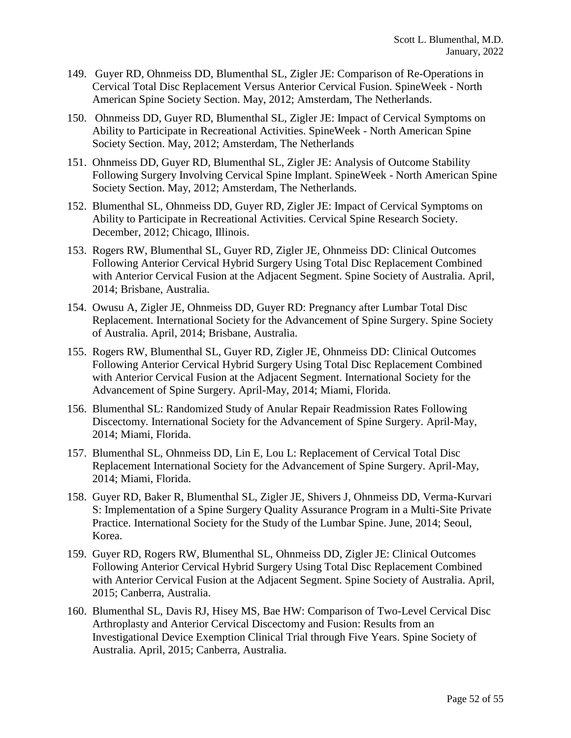149. Guyer RD, Ohnmeiss DD, Blumenthal SL, Zigler JE: Comparison of Re-Operations in Cervical Total Disc Replacement Versus Anterior Cervical Fusion. SpineWeek - North American Spine Society Section. May, 2012; Amsterdam, The Netherlands.

150. Ohnmeiss DD, Guyer RD, Blumenthal SL, Zigler JE: Impact of Cervical Symptoms on Ability to Participate in Recreational Activities. SpineWeek - North American Spine Society Section. May, 2012; Amsterdam, The Netherlands

151. Ohnmeiss DD, Guyer RD, Blumenthal SL, Zigler JE: Analysis of Outcome Stability Following Surgery Involving Cervical Spine Implant. SpineWeek - North American Spine Society Section. May, 2012; Amsterdam, The Netherlands.

152. Blumenthal SL, Ohnmeiss DD, Guyer RD, Zigler JE: Impact of Cervical Symptoms on Ability to Participate in Recreational Activities. Cervical Spine Research Society. December, 2012; Chicago, Illinois.

153. Rogers RW, Blumenthal SL, Guyer RD, Zigler JE, Ohnmeiss DD: Clinical Outcomes Following Anterior Cervical Hybrid Surgery Using Total Disc Replacement Combined with Anterior Cervical Fusion at the Adjacent Segment. Spine Society of Australia. April, 2014; Brisbane, Australia.

154. Owusu A, Zigler JE, Ohnmeiss DD, Guyer RD: Pregnancy after Lumbar Total Disc Replacement. International Society for the Advancement of Spine Surgery. Spine Society of Australia. April, 2014; Brisbane, Australia.

155. Rogers RW, Blumenthal SL, Guyer RD, Zigler JE, Ohnmeiss DD: Clinical Outcomes Following Anterior Cervical Hybrid Surgery Using Total Disc Replacement Combined with Anterior Cervical Fusion at the Adjacent Segment. International Society for the Advancement of Spine Surgery. April-May, 2014; Miami, Florida.

156. Blumenthal SL: Randomized Study of Anular Repair Readmission Rates Following Discectomy. International Society for the Advancement of Spine Surgery. April-May, 2014; Miami, Florida.

157. Blumenthal SL, Ohnmeiss DD, Lin E, Lou L: Replacement of Cervical Total Disc Replacement International Society for the Advancement of Spine Surgery. April-May, 2014; Miami, Florida.

158. Guyer RD, Baker R, Blumenthal SL, Zigler JE, Shivers J, Ohnmeiss DD, Verma-Kurvari S: Implementation of a Spine Surgery Quality Assurance Program in a Multi-Site Private Practice. International Society for the Study of the Lumbar Spine. June, 2014; Seoul, Korea.

159. Guyer RD, Rogers RW, Blumenthal SL, Ohnmeiss DD, Zigler JE: Clinical Outcomes Following Anterior Cervical Hybrid Surgery Using Total Disc Replacement Combined with Anterior Cervical Fusion at the Adjacent Segment. Spine Society of Australia. April, 2015; Canberra, Australia.

160. Blumenthal SL, Davis RJ, Hisey MS, Bae HW: Comparison of Two-Level Cervical Disc Arthroplasty and Anterior Cervical Discectomy and Fusion: Results from an Investigational Device Exemption Clinical Trial through Five Years. Spine Society of Australia. April, 2015; Canberra, Australia.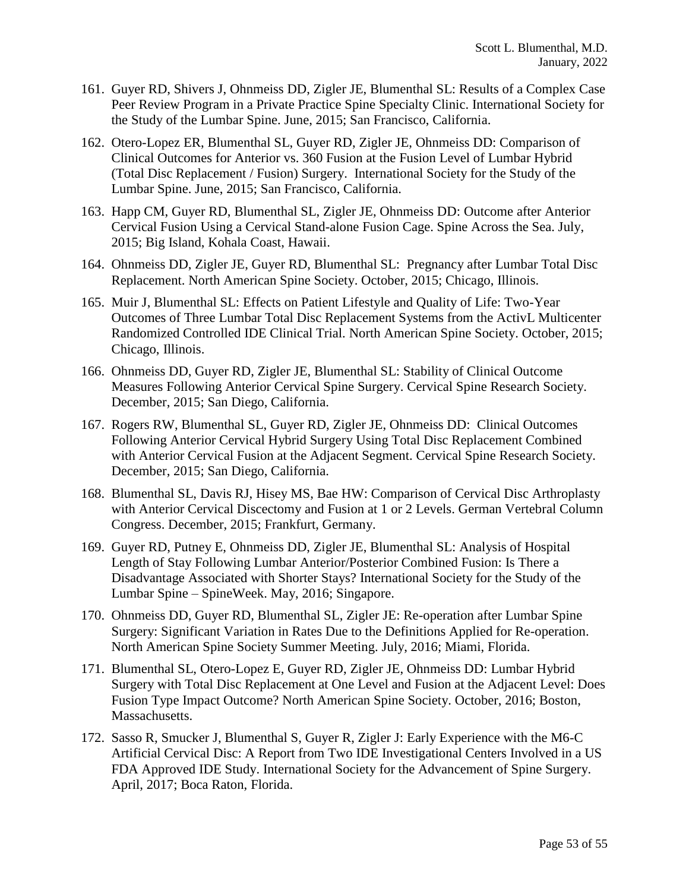161. Guyer RD, Shivers J, Ohnmeiss DD, Zigler JE, Blumenthal SL: Results of a Complex Case Peer Review Program in a Private Practice Spine Specialty Clinic. International Society for the Study of the Lumbar Spine. June, 2015; San Francisco, California.

162. Otero-Lopez ER, Blumenthal SL, Guyer RD, Zigler JE, Ohnmeiss DD: Comparison of Clinical Outcomes for Anterior vs. 360 Fusion at the Fusion Level of Lumbar Hybrid (Total Disc Replacement / Fusion) Surgery. International Society for the Study of the Lumbar Spine. June, 2015; San Francisco, California.

163. Happ CM, Guyer RD, Blumenthal SL, Zigler JE, Ohnmeiss DD: Outcome after Anterior Cervical Fusion Using a Cervical Stand-alone Fusion Cage. Spine Across the Sea. July, 2015; Big Island, Kohala Coast, Hawaii.

164. Ohnmeiss DD, Zigler JE, Guyer RD, Blumenthal SL: Pregnancy after Lumbar Total Disc Replacement. North American Spine Society. October, 2015; Chicago, Illinois.

165. Muir J, Blumenthal SL: Effects on Patient Lifestyle and Quality of Life: Two-Year Outcomes of Three Lumbar Total Disc Replacement Systems from the ActivL Multicenter Randomized Controlled IDE Clinical Trial. North American Spine Society. October, 2015; Chicago, Illinois.

166. Ohnmeiss DD, Guyer RD, Zigler JE, Blumenthal SL: Stability of Clinical Outcome Measures Following Anterior Cervical Spine Surgery. Cervical Spine Research Society. December, 2015; San Diego, California.

167. Rogers RW, Blumenthal SL, Guyer RD, Zigler JE, Ohnmeiss DD: Clinical Outcomes Following Anterior Cervical Hybrid Surgery Using Total Disc Replacement Combined with Anterior Cervical Fusion at the Adjacent Segment. Cervical Spine Research Society. December, 2015; San Diego, California.

168. Blumenthal SL, Davis RJ, Hisey MS, Bae HW: Comparison of Cervical Disc Arthroplasty with Anterior Cervical Discectomy and Fusion at 1 or 2 Levels. German Vertebral Column Congress. December, 2015; Frankfurt, Germany.

169. Guyer RD, Putney E, Ohnmeiss DD, Zigler JE, Blumenthal SL: Analysis of Hospital Length of Stay Following Lumbar Anterior/Posterior Combined Fusion: Is There a Disadvantage Associated with Shorter Stays? International Society for the Study of the Lumbar Spine – SpineWeek. May, 2016; Singapore.

170. Ohnmeiss DD, Guyer RD, Blumenthal SL, Zigler JE: Re-operation after Lumbar Spine Surgery: Significant Variation in Rates Due to the Definitions Applied for Re-operation. North American Spine Society Summer Meeting. July, 2016; Miami, Florida.

171. Blumenthal SL, Otero-Lopez E, Guyer RD, Zigler JE, Ohnmeiss DD: Lumbar Hybrid Surgery with Total Disc Replacement at One Level and Fusion at the Adjacent Level: Does Fusion Type Impact Outcome? North American Spine Society. October, 2016; Boston, Massachusetts.

172. Sasso R, Smucker J, Blumenthal S, Guyer R, Zigler J: Early Experience with the M6-C Artificial Cervical Disc: A Report from Two IDE Investigational Centers Involved in a US FDA Approved IDE Study. International Society for the Advancement of Spine Surgery. April, 2017; Boca Raton, Florida.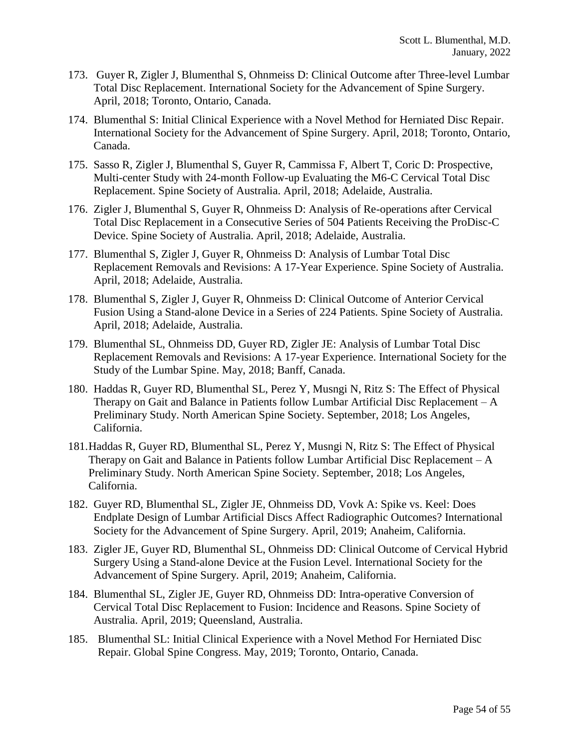173. Guyer R, Zigler J, Blumenthal S, Ohnmeiss D: Clinical Outcome after Three-level Lumbar Total Disc Replacement. International Society for the Advancement of Spine Surgery. April, 2018; Toronto, Ontario, Canada.

174. Blumenthal S: Initial Clinical Experience with a Novel Method for Herniated Disc Repair. International Society for the Advancement of Spine Surgery. April, 2018; Toronto, Ontario, Canada.

175. Sasso R, Zigler J, Blumenthal S, Guyer R, Cammissa F, Albert T, Coric D: Prospective, Multi-center Study with 24-month Follow-up Evaluating the M6-C Cervical Total Disc Replacement. Spine Society of Australia. April, 2018; Adelaide, Australia.

176. Zigler J, Blumenthal S, Guyer R, Ohnmeiss D: Analysis of Re-operations after Cervical Total Disc Replacement in a Consecutive Series of 504 Patients Receiving the ProDisc-C Device. Spine Society of Australia. April, 2018; Adelaide, Australia.

177. Blumenthal S, Zigler J, Guyer R, Ohnmeiss D: Analysis of Lumbar Total Disc Replacement Removals and Revisions: A 17-Year Experience. Spine Society of Australia. April, 2018; Adelaide, Australia.

178. Blumenthal S, Zigler J, Guyer R, Ohnmeiss D: Clinical Outcome of Anterior Cervical Fusion Using a Stand-alone Device in a Series of 224 Patients. Spine Society of Australia. April, 2018; Adelaide, Australia.

179. Blumenthal SL, Ohnmeiss DD, Guyer RD, Zigler JE: Analysis of Lumbar Total Disc Replacement Removals and Revisions: A 17-year Experience. International Society for the Study of the Lumbar Spine. May, 2018; Banff, Canada.

180. Haddas R, Guyer RD, Blumenthal SL, Perez Y, Musngi N, Ritz S: The Effect of Physical Therapy on Gait and Balance in Patients follow Lumbar Artificial Disc Replacement – A Preliminary Study. North American Spine Society. September, 2018; Los Angeles, California.

181. Haddas R, Guyer RD, Blumenthal SL, Perez Y, Musngi N, Ritz S: The Effect of Physical Therapy on Gait and Balance in Patients follow Lumbar Artificial Disc Replacement – A Preliminary Study. North American Spine Society. September, 2018; Los Angeles, California.

182. Guyer RD, Blumenthal SL, Zigler JE, Ohnmeiss DD, Vovk A: Spike vs. Keel: Does Endplate Design of Lumbar Artificial Discs Affect Radiographic Outcomes? International Society for the Advancement of Spine Surgery. April, 2019; Anaheim, California.

183. Zigler JE, Guyer RD, Blumenthal SL, Ohnmeiss DD: Clinical Outcome of Cervical Hybrid Surgery Using a Stand-alone Device at the Fusion Level. International Society for the Advancement of Spine Surgery. April, 2019; Anaheim, California.

184. Blumenthal SL, Zigler JE, Guyer RD, Ohnmeiss DD: Intra-operative Conversion of Cervical Total Disc Replacement to Fusion: Incidence and Reasons. Spine Society of Australia. April, 2019; Queensland, Australia.

185. Blumenthal SL: Initial Clinical Experience with a Novel Method For Herniated Disc Repair. Global Spine Congress. May, 2019; Toronto, Ontario, Canada.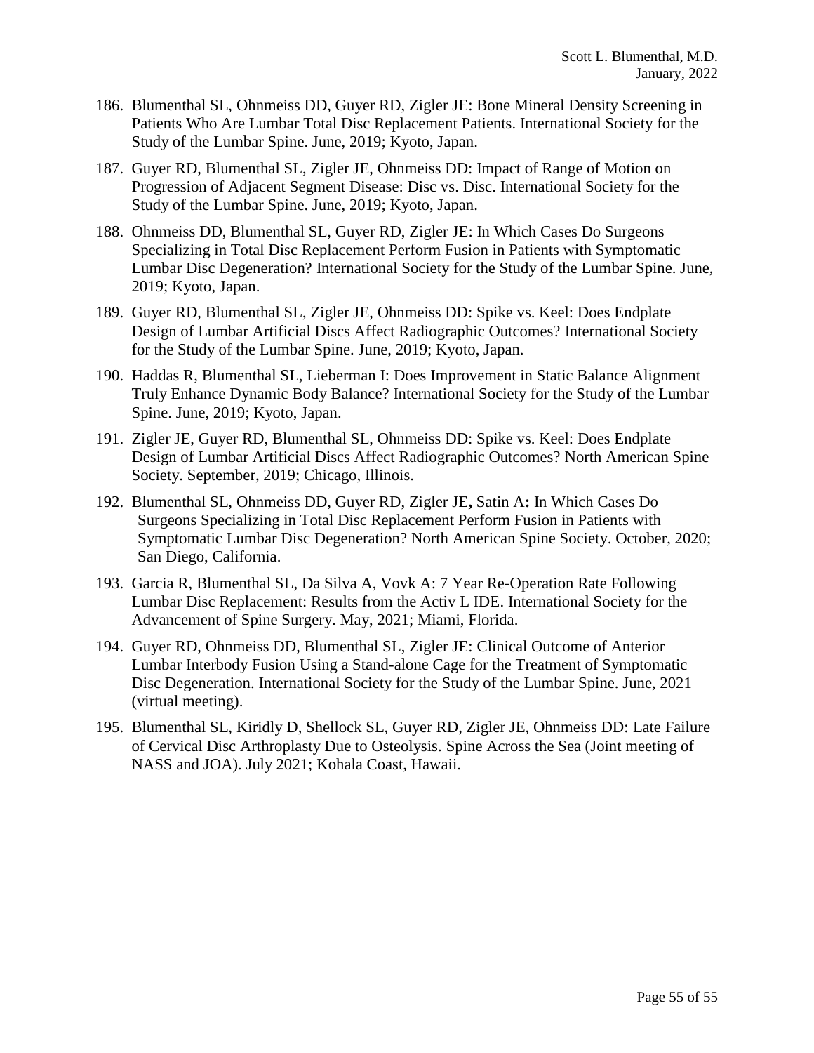186. Blumenthal SL, Ohnmeiss DD, Guyer RD, Zigler JE: Bone Mineral Density Screening in Patients Who Are Lumbar Total Disc Replacement Patients. International Society for the Study of the Lumbar Spine. June, 2019; Kyoto, Japan.
187. Guyer RD, Blumenthal SL, Zigler JE, Ohnmeiss DD: Impact of Range of Motion on Progression of Adjacent Segment Disease: Disc vs. Disc. International Society for the Study of the Lumbar Spine. June, 2019; Kyoto, Japan.
188. Ohnmeiss DD, Blumenthal SL, Guyer RD, Zigler JE: In Which Cases Do Surgeons Specializing in Total Disc Replacement Perform Fusion in Patients with Symptomatic Lumbar Disc Degeneration? International Society for the Study of the Lumbar Spine. June, 2019; Kyoto, Japan.
189. Guyer RD, Blumenthal SL, Zigler JE, Ohnmeiss DD: Spike vs. Keel: Does Endplate Design of Lumbar Artificial Discs Affect Radiographic Outcomes? International Society for the Study of the Lumbar Spine. June, 2019; Kyoto, Japan.
190. Haddas R, Blumenthal SL, Lieberman I: Does Improvement in Static Balance Alignment Truly Enhance Dynamic Body Balance? International Society for the Study of the Lumbar Spine. June, 2019; Kyoto, Japan.
191. Zigler JE, Guyer RD, Blumenthal SL, Ohnmeiss DD: Spike vs. Keel: Does Endplate Design of Lumbar Artificial Discs Affect Radiographic Outcomes? North American Spine Society. September, 2019; Chicago, Illinois.
192. Blumenthal SL, Ohnmeiss DD, Guyer RD, Zigler JE**,** Satin A**:** In Which Cases Do Surgeons Specializing in Total Disc Replacement Perform Fusion in Patients with Symptomatic Lumbar Disc Degeneration? North American Spine Society. October, 2020; San Diego, California.
193. Garcia R, Blumenthal SL, Da Silva A, Vovk A: 7 Year Re-Operation Rate Following Lumbar Disc Replacement: Results from the Activ L IDE. International Society for the Advancement of Spine Surgery. May, 2021; Miami, Florida.
194. Guyer RD, Ohnmeiss DD, Blumenthal SL, Zigler JE: Clinical Outcome of Anterior Lumbar Interbody Fusion Using a Stand-alone Cage for the Treatment of Symptomatic Disc Degeneration. International Society for the Study of the Lumbar Spine. June, 2021 (virtual meeting).
195. Blumenthal SL, Kiridly D, Shellock SL, Guyer RD, Zigler JE, Ohnmeiss DD: Late Failure of Cervical Disc Arthroplasty Due to Osteolysis. Spine Across the Sea (Joint meeting of NASS and JOA). July 2021; Kohala Coast, Hawaii.